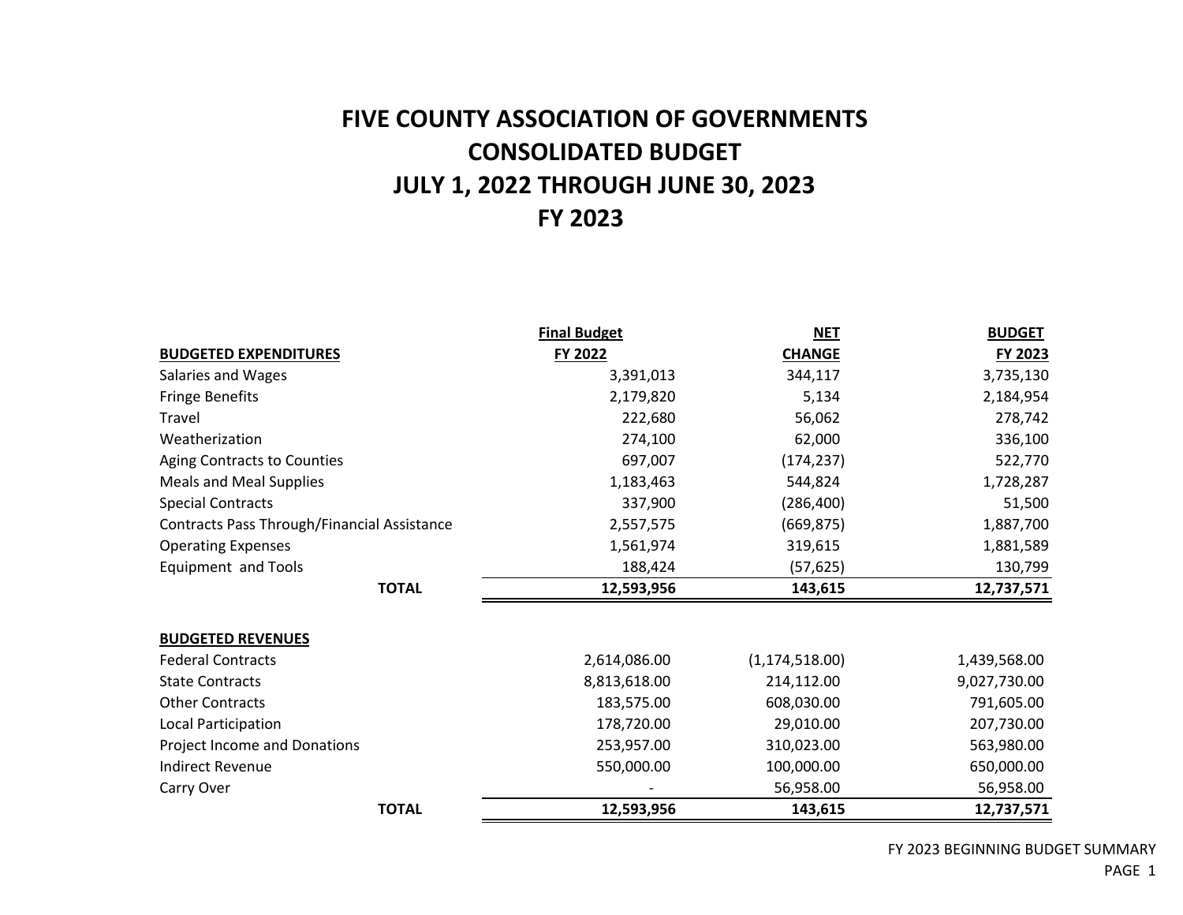# FIVE COUNTY ASSOCIATION OF GOVERNMENTS
# CONSOLIDATED BUDGET
# JULY 1, 2022 THROUGH JUNE 30, 2023
# FY 2023

| **BUDGETED EXPENDITURES** | **Final Budget FY 2022** | **NET CHANGE** | **BUDGET FY 2023** |
|---|---|---|---|
| Salaries and Wages | 3,391,013 | 344,117 | 3,735,130 |
| Fringe Benefits | 2,179,820 | 5,134 | 2,184,954 |
| Travel | 222,680 | 56,062 | 278,742 |
| Weatherization | 274,100 | 62,000 | 336,100 |
| Aging Contracts to Counties | 697,007 | (174,237) | 522,770 |
| Meals and Meal Supplies | 1,183,463 | 544,824 | 1,728,287 |
| Special Contracts | 337,900 | (286,400) | 51,500 |
| Contracts Pass Through/Financial Assistance | 2,557,575 | (669,875) | 1,887,700 |
| Operating Expenses | 1,561,974 | 319,615 | 1,881,589 |
| Equipment and Tools | 188,424 | (57,625) | 130,799 |
| **TOTAL** | **12,593,956** | **143,615** | **12,737,571** |

| **BUDGETED REVENUES** | **Final Budget FY 2022** | **NET CHANGE** | **BUDGET FY 2023** |
|---|---|---|---|
| Federal Contracts | 2,614,086.00 | (1,174,518.00) | 1,439,568.00 |
| State Contracts | 8,813,618.00 | 214,112.00 | 9,027,730.00 |
| Other Contracts | 183,575.00 | 608,030.00 | 791,605.00 |
| Local Participation | 178,720.00 | 29,010.00 | 207,730.00 |
| Project Income and Donations | 253,957.00 | 310,023.00 | 563,980.00 |
| Indirect Revenue | 550,000.00 | 100,000.00 | 650,000.00 |
| Carry Over | - | 56,958.00 | 56,958.00 |
| **TOTAL** | **12,593,956** | **143,615** | **12,737,571** |

FY 2023 BEGINNING BUDGET SUMMARY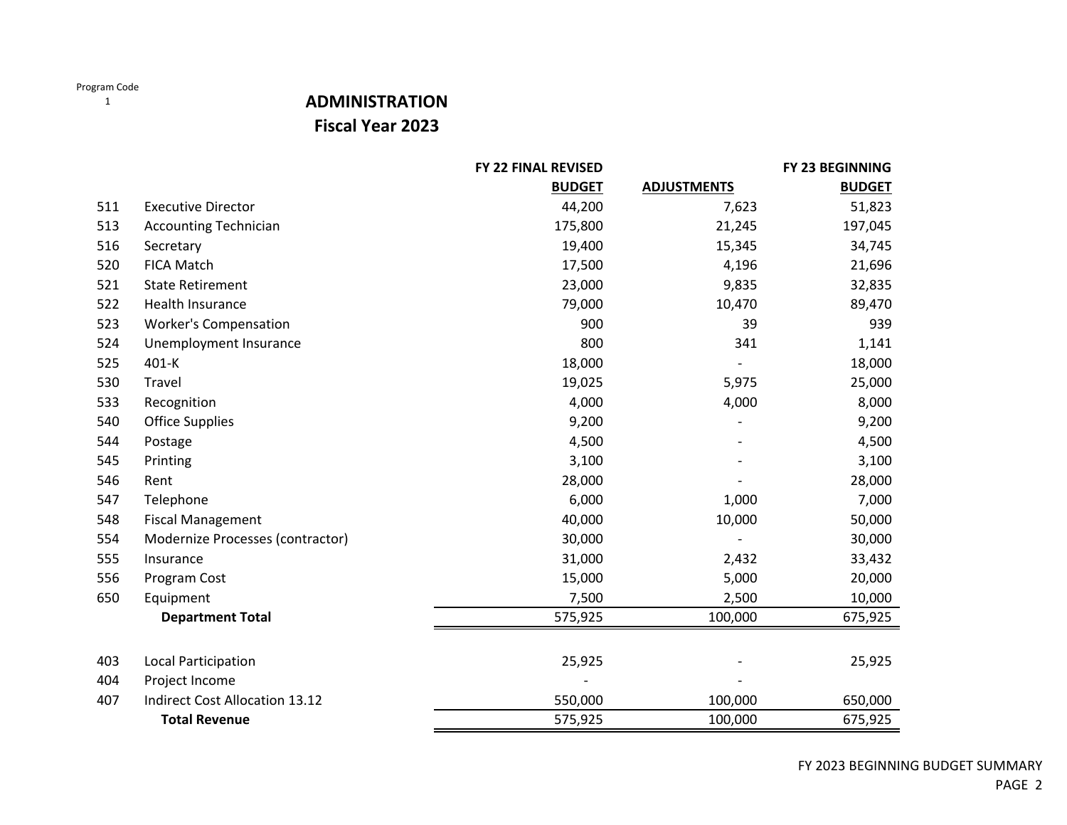Program Code
1

# ADMINISTRATION
## Fiscal Year 2023

| | | FY 22 FINAL REVISED BUDGET | ADJUSTMENTS | FY 23 BEGINNING BUDGET |
|---|---|---|---|---|
| 511 | Executive Director | 44,200 | 7,623 | 51,823 |
| 513 | Accounting Technician | 175,800 | 21,245 | 197,045 |
| 516 | Secretary | 19,400 | 15,345 | 34,745 |
| 520 | FICA Match | 17,500 | 4,196 | 21,696 |
| 521 | State Retirement | 23,000 | 9,835 | 32,835 |
| 522 | Health Insurance | 79,000 | 10,470 | 89,470 |
| 523 | Worker's Compensation | 900 | 39 | 939 |
| 524 | Unemployment Insurance | 800 | 341 | 1,141 |
| 525 | 401-K | 18,000 | - | 18,000 |
| 530 | Travel | 19,025 | 5,975 | 25,000 |
| 533 | Recognition | 4,000 | 4,000 | 8,000 |
| 540 | Office Supplies | 9,200 | - | 9,200 |
| 544 | Postage | 4,500 | - | 4,500 |
| 545 | Printing | 3,100 | - | 3,100 |
| 546 | Rent | 28,000 | - | 28,000 |
| 547 | Telephone | 6,000 | 1,000 | 7,000 |
| 548 | Fiscal Management | 40,000 | 10,000 | 50,000 |
| 554 | Modernize Processes (contractor) | 30,000 | - | 30,000 |
| 555 | Insurance | 31,000 | 2,432 | 33,432 |
| 556 | Program Cost | 15,000 | 5,000 | 20,000 |
| 650 | Equipment | 7,500 | 2,500 | 10,000 |
| | **Department Total** | 575,925 | 100,000 | 675,925 |
| | | | | |
| 403 | Local Participation | 25,925 | - | 25,925 |
| 404 | Project Income | - | - | |
| 407 | Indirect Cost Allocation 13.12 | 550,000 | 100,000 | 650,000 |
| | **Total Revenue** | 575,925 | 100,000 | 675,925 |

FY 2023 BEGINNING BUDGET SUMMARY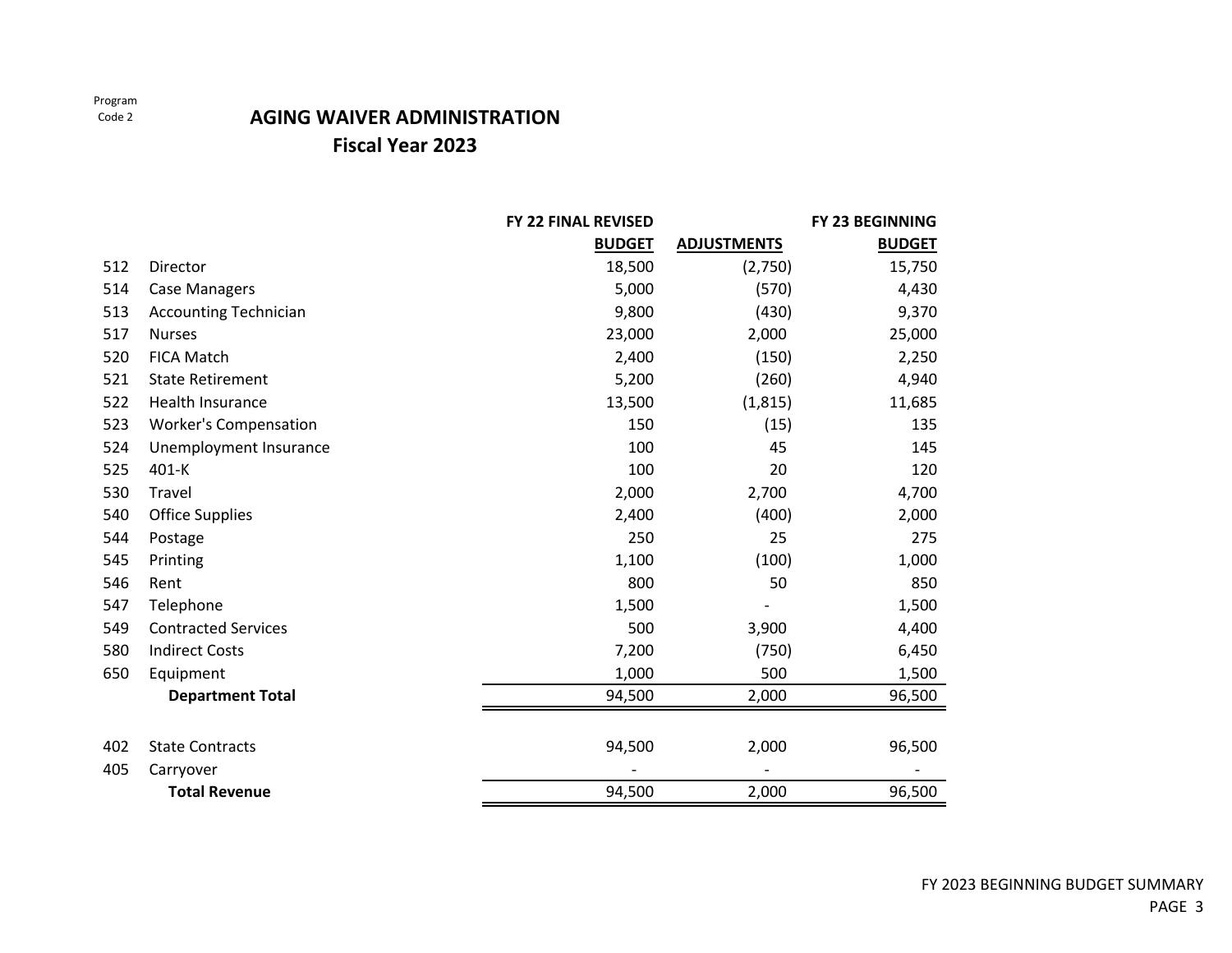Program Code 2

# AGING WAIVER ADMINISTRATION

## Fiscal Year 2023

| | | FY 22 FINAL REVISED BUDGET | ADJUSTMENTS | FY 23 BEGINNING BUDGET |
|---|---|---|---|---|
| 512 | Director | 18,500 | (2,750) | 15,750 |
| 514 | Case Managers | 5,000 | (570) | 4,430 |
| 513 | Accounting Technician | 9,800 | (430) | 9,370 |
| 517 | Nurses | 23,000 | 2,000 | 25,000 |
| 520 | FICA Match | 2,400 | (150) | 2,250 |
| 521 | State Retirement | 5,200 | (260) | 4,940 |
| 522 | Health Insurance | 13,500 | (1,815) | 11,685 |
| 523 | Worker's Compensation | 150 | (15) | 135 |
| 524 | Unemployment Insurance | 100 | 45 | 145 |
| 525 | 401-K | 100 | 20 | 120 |
| 530 | Travel | 2,000 | 2,700 | 4,700 |
| 540 | Office Supplies | 2,400 | (400) | 2,000 |
| 544 | Postage | 250 | 25 | 275 |
| 545 | Printing | 1,100 | (100) | 1,000 |
| 546 | Rent | 800 | 50 | 850 |
| 547 | Telephone | 1,500 | - | 1,500 |
| 549 | Contracted Services | 500 | 3,900 | 4,400 |
| 580 | Indirect Costs | 7,200 | (750) | 6,450 |
| 650 | Equipment | 1,000 | 500 | 1,500 |
| | **Department Total** | 94,500 | 2,000 | 96,500 |
| | | | | |
| 402 | State Contracts | 94,500 | 2,000 | 96,500 |
| 405 | Carryover | - | - | - |
| | **Total Revenue** | 94,500 | 2,000 | 96,500 |

FY 2023 BEGINNING BUDGET SUMMARY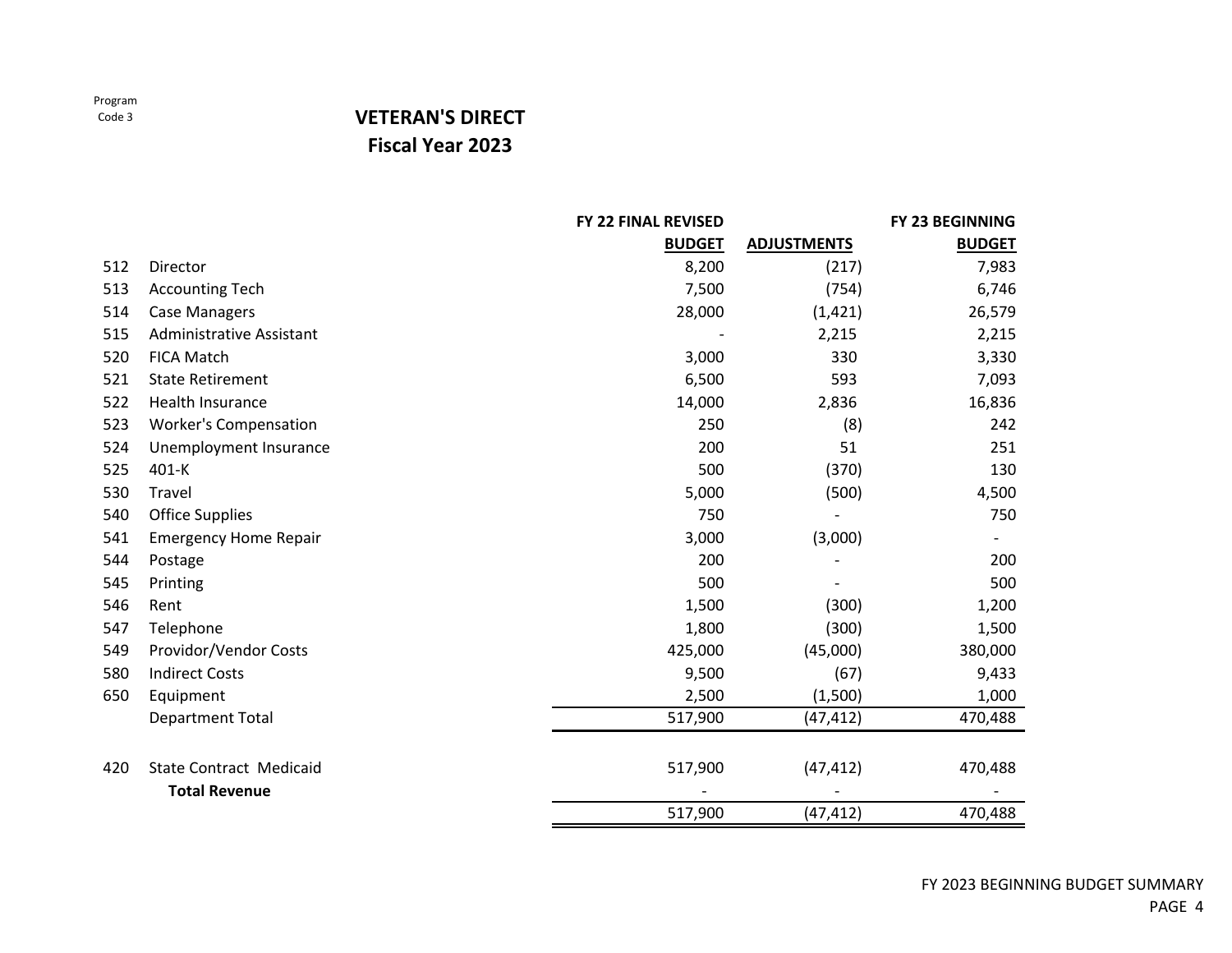Program Code 3

# VETERAN'S DIRECT
## Fiscal Year 2023

| | | FY 22 FINAL REVISED BUDGET | ADJUSTMENTS | FY 23 BEGINNING BUDGET |
|---|---|---|---|---|
| 512 | Director | 8,200 | (217) | 7,983 |
| 513 | Accounting Tech | 7,500 | (754) | 6,746 |
| 514 | Case Managers | 28,000 | (1,421) | 26,579 |
| 515 | Administrative Assistant | - | 2,215 | 2,215 |
| 520 | FICA Match | 3,000 | 330 | 3,330 |
| 521 | State Retirement | 6,500 | 593 | 7,093 |
| 522 | Health Insurance | 14,000 | 2,836 | 16,836 |
| 523 | Worker's Compensation | 250 | (8) | 242 |
| 524 | Unemployment Insurance | 200 | 51 | 251 |
| 525 | 401-K | 500 | (370) | 130 |
| 530 | Travel | 5,000 | (500) | 4,500 |
| 540 | Office Supplies | 750 | - | 750 |
| 541 | Emergency Home Repair | 3,000 | (3,000) | - |
| 544 | Postage | 200 | - | 200 |
| 545 | Printing | 500 | - | 500 |
| 546 | Rent | 1,500 | (300) | 1,200 |
| 547 | Telephone | 1,800 | (300) | 1,500 |
| 549 | Providor/Vendor Costs | 425,000 | (45,000) | 380,000 |
| 580 | Indirect Costs | 9,500 | (67) | 9,433 |
| 650 | Equipment | 2,500 | (1,500) | 1,000 |
| | Department Total | 517,900 | (47,412) | 470,488 |
| | | | | |
| 420 | State Contract Medicaid | 517,900 | (47,412) | 470,488 |
| | **Total Revenue** | - | - | - |
| | | 517,900 | (47,412) | 470,488 |

FY 2023 BEGINNING BUDGET SUMMARY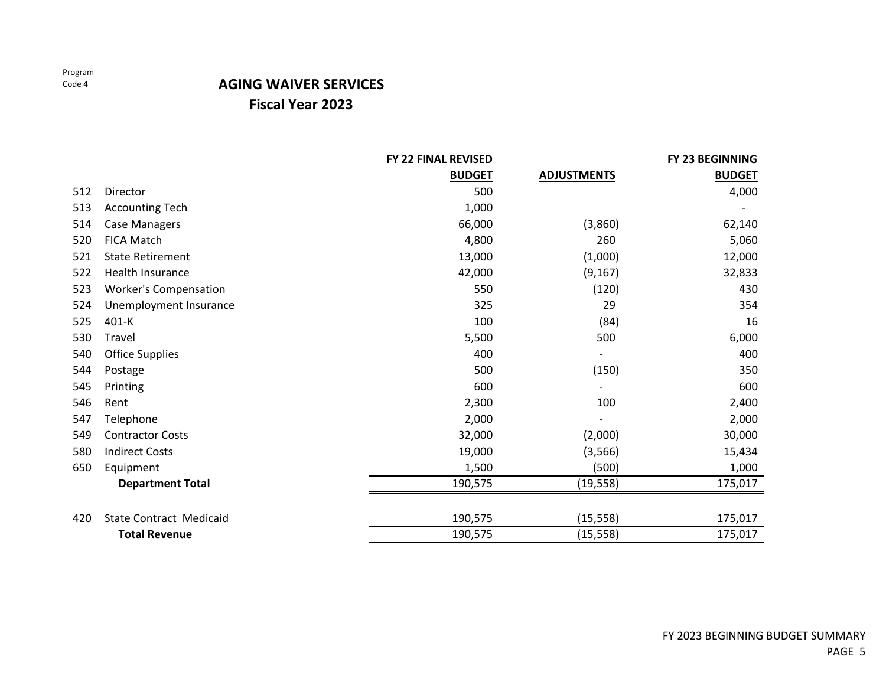Program Code 4

# AGING WAIVER SERVICES
## Fiscal Year 2023

| | | FY 22 FINAL REVISED BUDGET | ADJUSTMENTS | FY 23 BEGINNING BUDGET |
|---|---|---|---|---|
| 512 | Director | 500 | | 4,000 |
| 513 | Accounting Tech | 1,000 | | - |
| 514 | Case Managers | 66,000 | (3,860) | 62,140 |
| 520 | FICA Match | 4,800 | 260 | 5,060 |
| 521 | State Retirement | 13,000 | (1,000) | 12,000 |
| 522 | Health Insurance | 42,000 | (9,167) | 32,833 |
| 523 | Worker's Compensation | 550 | (120) | 430 |
| 524 | Unemployment Insurance | 325 | 29 | 354 |
| 525 | 401-K | 100 | (84) | 16 |
| 530 | Travel | 5,500 | 500 | 6,000 |
| 540 | Office Supplies | 400 | - | 400 |
| 544 | Postage | 500 | (150) | 350 |
| 545 | Printing | 600 | - | 600 |
| 546 | Rent | 2,300 | 100 | 2,400 |
| 547 | Telephone | 2,000 | - | 2,000 |
| 549 | Contractor Costs | 32,000 | (2,000) | 30,000 |
| 580 | Indirect Costs | 19,000 | (3,566) | 15,434 |
| 650 | Equipment | 1,500 | (500) | 1,000 |
| | **Department Total** | 190,575 | (19,558) | 175,017 |
| | | | | |
| 420 | State Contract Medicaid | 190,575 | (15,558) | 175,017 |
| | **Total Revenue** | 190,575 | (15,558) | 175,017 |

FY 2023 BEGINNING BUDGET SUMMARY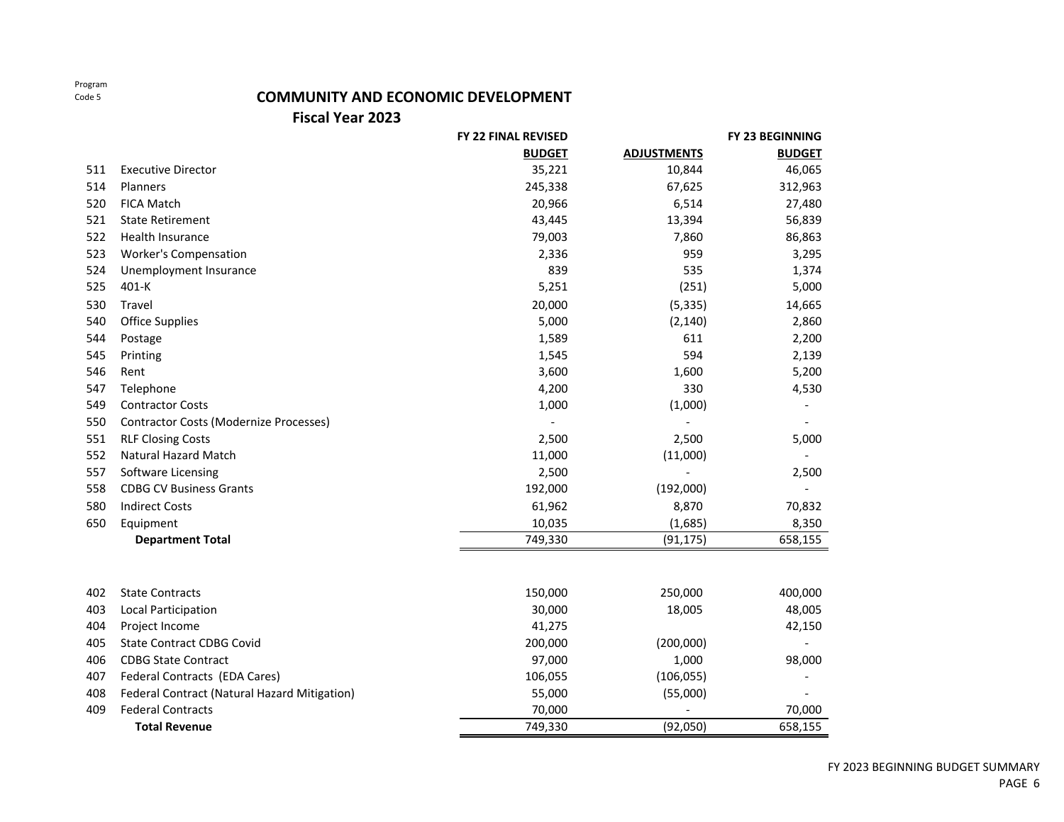Program
Code 5

# COMMUNITY AND ECONOMIC DEVELOPMENT

## Fiscal Year 2023

| | | FY 22 FINAL REVISED BUDGET | ADJUSTMENTS | FY 23 BEGINNING BUDGET |
|---|---|---|---|---|
| 511 | Executive Director | 35,221 | 10,844 | 46,065 |
| 514 | Planners | 245,338 | 67,625 | 312,963 |
| 520 | FICA Match | 20,966 | 6,514 | 27,480 |
| 521 | State Retirement | 43,445 | 13,394 | 56,839 |
| 522 | Health Insurance | 79,003 | 7,860 | 86,863 |
| 523 | Worker's Compensation | 2,336 | 959 | 3,295 |
| 524 | Unemployment Insurance | 839 | 535 | 1,374 |
| 525 | 401-K | 5,251 | (251) | 5,000 |
| 530 | Travel | 20,000 | (5,335) | 14,665 |
| 540 | Office Supplies | 5,000 | (2,140) | 2,860 |
| 544 | Postage | 1,589 | 611 | 2,200 |
| 545 | Printing | 1,545 | 594 | 2,139 |
| 546 | Rent | 3,600 | 1,600 | 5,200 |
| 547 | Telephone | 4,200 | 330 | 4,530 |
| 549 | Contractor Costs | 1,000 | (1,000) | - |
| 550 | Contractor Costs (Modernize Processes) | - | - | - |
| 551 | RLF Closing Costs | 2,500 | 2,500 | 5,000 |
| 552 | Natural Hazard Match | 11,000 | (11,000) | - |
| 557 | Software Licensing | 2,500 | - | 2,500 |
| 558 | CDBG CV Business Grants | 192,000 | (192,000) | - |
| 580 | Indirect Costs | 61,962 | 8,870 | 70,832 |
| 650 | Equipment | 10,035 | (1,685) | 8,350 |
| | **Department Total** | 749,330 | (91,175) | 658,155 |
| | | | | |
| 402 | State Contracts | 150,000 | 250,000 | 400,000 |
| 403 | Local Participation | 30,000 | 18,005 | 48,005 |
| 404 | Project Income | 41,275 | | 42,150 |
| 405 | State Contract CDBG Covid | 200,000 | (200,000) | - |
| 406 | CDBG State Contract | 97,000 | 1,000 | 98,000 |
| 407 | Federal Contracts (EDA Cares) | 106,055 | (106,055) | - |
| 408 | Federal Contract (Natural Hazard Mitigation) | 55,000 | (55,000) | - |
| 409 | Federal Contracts | 70,000 | - | 70,000 |
| | **Total Revenue** | 749,330 | (92,050) | 658,155 |

FY 2023 BEGINNING BUDGET SUMMARY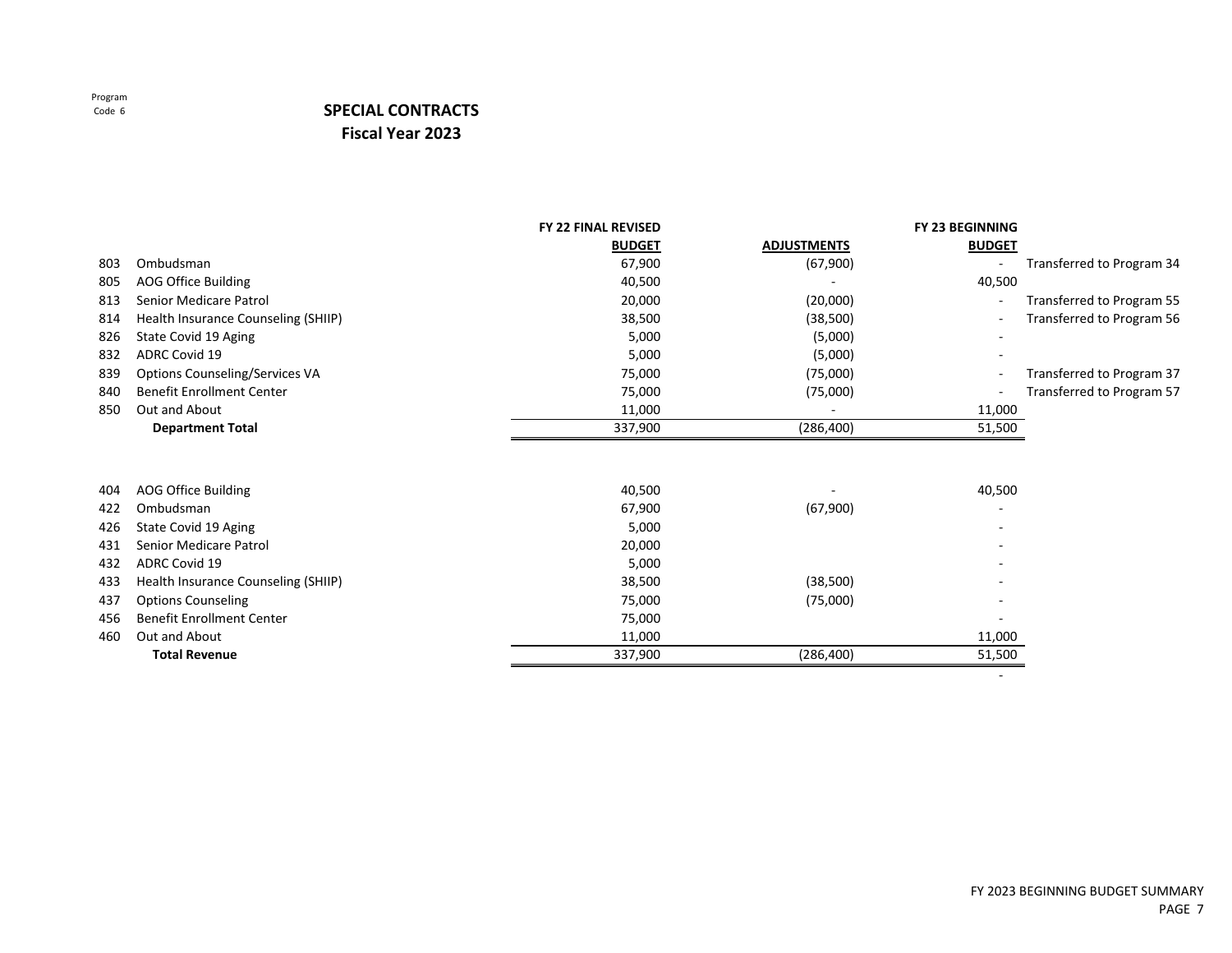Program Code 6

# SPECIAL CONTRACTS
## Fiscal Year 2023

| | | FY 22 FINAL REVISED BUDGET | ADJUSTMENTS | FY 23 BEGINNING BUDGET | |
|---|---|---|---|---|---|
| 803 | Ombudsman | 67,900 | (67,900) | - | Transferred to Program 34 |
| 805 | AOG Office Building | 40,500 | - | 40,500 | |
| 813 | Senior Medicare Patrol | 20,000 | (20,000) | - | Transferred to Program 55 |
| 814 | Health Insurance Counseling (SHIIP) | 38,500 | (38,500) | - | Transferred to Program 56 |
| 826 | State Covid 19 Aging | 5,000 | (5,000) | - | |
| 832 | ADRC Covid 19 | 5,000 | (5,000) | - | |
| 839 | Options Counseling/Services VA | 75,000 | (75,000) | - | Transferred to Program 37 |
| 840 | Benefit Enrollment Center | 75,000 | (75,000) | - | Transferred to Program 57 |
| 850 | Out and About | 11,000 | - | 11,000 | |
| | **Department Total** | 337,900 | (286,400) | 51,500 | |

| | | | | |
|---|---|---|---|---|
| 404 | AOG Office Building | 40,500 | - | 40,500 |
| 422 | Ombudsman | 67,900 | (67,900) | - |
| 426 | State Covid 19 Aging | 5,000 | | - |
| 431 | Senior Medicare Patrol | 20,000 | | - |
| 432 | ADRC Covid 19 | 5,000 | | - |
| 433 | Health Insurance Counseling (SHIIP) | 38,500 | (38,500) | - |
| 437 | Options Counseling | 75,000 | (75,000) | - |
| 456 | Benefit Enrollment Center | 75,000 | | - |
| 460 | Out and About | 11,000 | | 11,000 |
| | **Total Revenue** | 337,900 | (286,400) | 51,500 |
| | | | | - |

FY 2023 BEGINNING BUDGET SUMMARY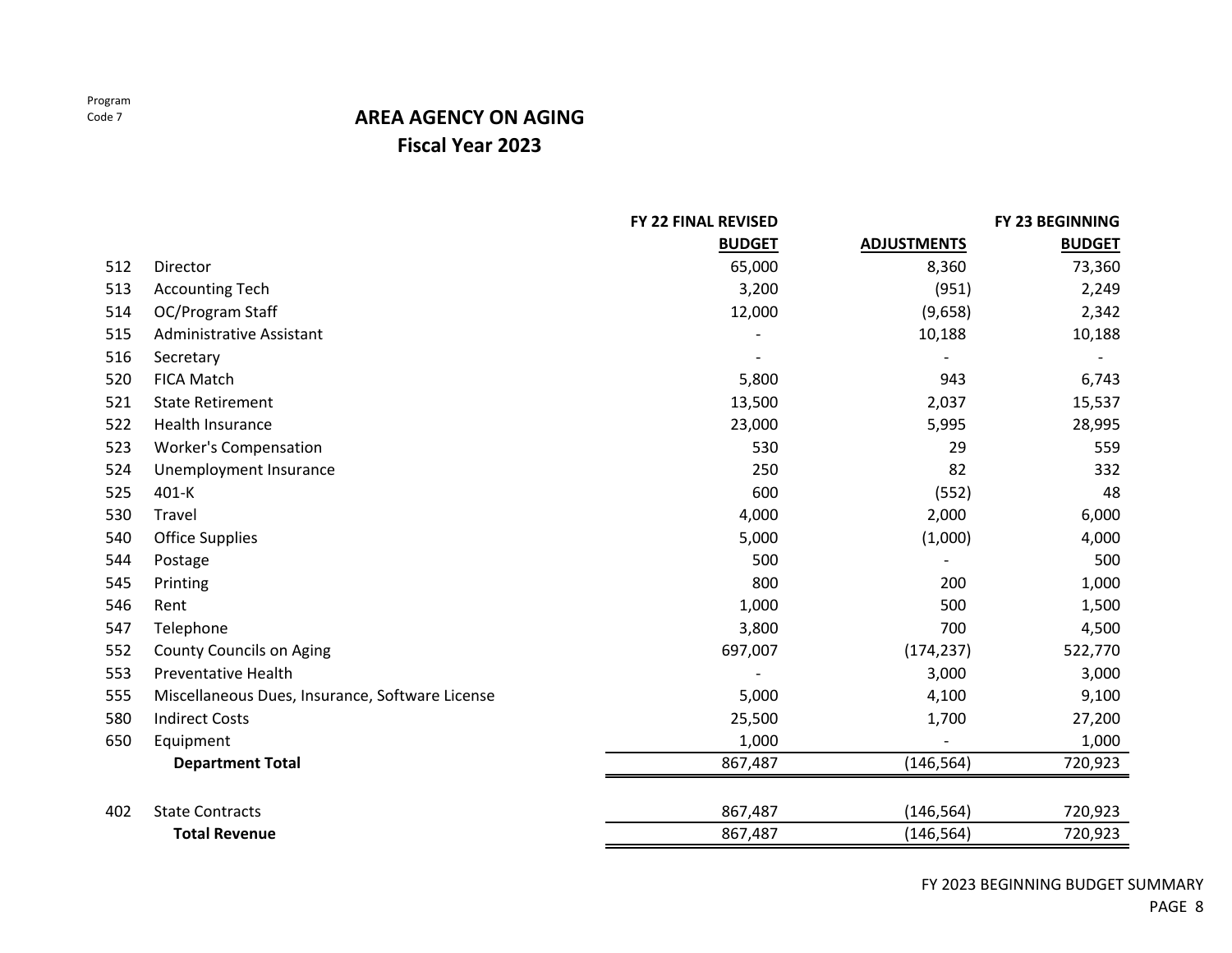Program Code 7

# AREA AGENCY ON AGING
## Fiscal Year 2023

| | | FY 22 FINAL REVISED BUDGET | ADJUSTMENTS | FY 23 BEGINNING BUDGET |
|---|---|---|---|---|
| 512 | Director | 65,000 | 8,360 | 73,360 |
| 513 | Accounting Tech | 3,200 | (951) | 2,249 |
| 514 | OC/Program Staff | 12,000 | (9,658) | 2,342 |
| 515 | Administrative Assistant | - | 10,188 | 10,188 |
| 516 | Secretary | - | - | - |
| 520 | FICA Match | 5,800 | 943 | 6,743 |
| 521 | State Retirement | 13,500 | 2,037 | 15,537 |
| 522 | Health Insurance | 23,000 | 5,995 | 28,995 |
| 523 | Worker's Compensation | 530 | 29 | 559 |
| 524 | Unemployment Insurance | 250 | 82 | 332 |
| 525 | 401-K | 600 | (552) | 48 |
| 530 | Travel | 4,000 | 2,000 | 6,000 |
| 540 | Office Supplies | 5,000 | (1,000) | 4,000 |
| 544 | Postage | 500 | - | 500 |
| 545 | Printing | 800 | 200 | 1,000 |
| 546 | Rent | 1,000 | 500 | 1,500 |
| 547 | Telephone | 3,800 | 700 | 4,500 |
| 552 | County Councils on Aging | 697,007 | (174,237) | 522,770 |
| 553 | Preventative Health | - | 3,000 | 3,000 |
| 555 | Miscellaneous Dues, Insurance, Software License | 5,000 | 4,100 | 9,100 |
| 580 | Indirect Costs | 25,500 | 1,700 | 27,200 |
| 650 | Equipment | 1,000 | - | 1,000 |
| | **Department Total** | 867,487 | (146,564) | 720,923 |
| | | | | |
| 402 | State Contracts | 867,487 | (146,564) | 720,923 |
| | **Total Revenue** | 867,487 | (146,564) | 720,923 |

FY 2023 BEGINNING BUDGET SUMMARY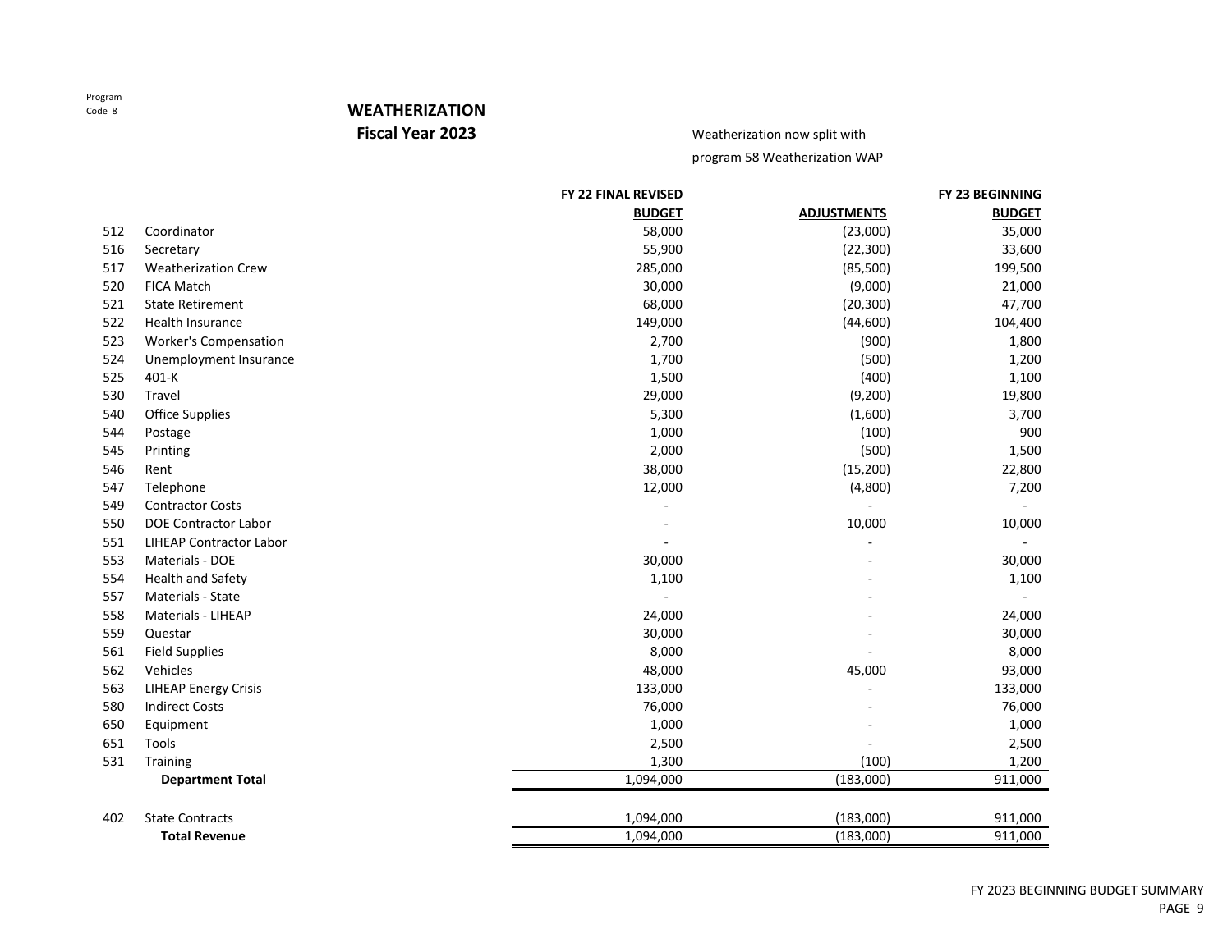Program Code 8

# WEATHERIZATION

## Fiscal Year 2023

Weatherization now split with program 58 Weatherization WAP

| | | FY 22 FINAL REVISED BUDGET | ADJUSTMENTS | FY 23 BEGINNING BUDGET |
|---|---|---|---|---|
| 512 | Coordinator | 58,000 | (23,000) | 35,000 |
| 516 | Secretary | 55,900 | (22,300) | 33,600 |
| 517 | Weatherization Crew | 285,000 | (85,500) | 199,500 |
| 520 | FICA Match | 30,000 | (9,000) | 21,000 |
| 521 | State Retirement | 68,000 | (20,300) | 47,700 |
| 522 | Health Insurance | 149,000 | (44,600) | 104,400 |
| 523 | Worker's Compensation | 2,700 | (900) | 1,800 |
| 524 | Unemployment Insurance | 1,700 | (500) | 1,200 |
| 525 | 401-K | 1,500 | (400) | 1,100 |
| 530 | Travel | 29,000 | (9,200) | 19,800 |
| 540 | Office Supplies | 5,300 | (1,600) | 3,700 |
| 544 | Postage | 1,000 | (100) | 900 |
| 545 | Printing | 2,000 | (500) | 1,500 |
| 546 | Rent | 38,000 | (15,200) | 22,800 |
| 547 | Telephone | 12,000 | (4,800) | 7,200 |
| 549 | Contractor Costs | - | - | - |
| 550 | DOE Contractor Labor | - | 10,000 | 10,000 |
| 551 | LIHEAP Contractor Labor | - | - | - |
| 553 | Materials - DOE | 30,000 | - | 30,000 |
| 554 | Health and Safety | 1,100 | - | 1,100 |
| 557 | Materials - State | - | - | - |
| 558 | Materials - LIHEAP | 24,000 | - | 24,000 |
| 559 | Questar | 30,000 | - | 30,000 |
| 561 | Field Supplies | 8,000 | - | 8,000 |
| 562 | Vehicles | 48,000 | 45,000 | 93,000 |
| 563 | LIHEAP Energy Crisis | 133,000 | - | 133,000 |
| 580 | Indirect Costs | 76,000 | - | 76,000 |
| 650 | Equipment | 1,000 | - | 1,000 |
| 651 | Tools | 2,500 | - | 2,500 |
| 531 | Training | 1,300 | (100) | 1,200 |
| | **Department Total** | 1,094,000 | (183,000) | 911,000 |
| | | | | |
| 402 | State Contracts | 1,094,000 | (183,000) | 911,000 |
| | **Total Revenue** | 1,094,000 | (183,000) | 911,000 |

FY 2023 BEGINNING BUDGET SUMMARY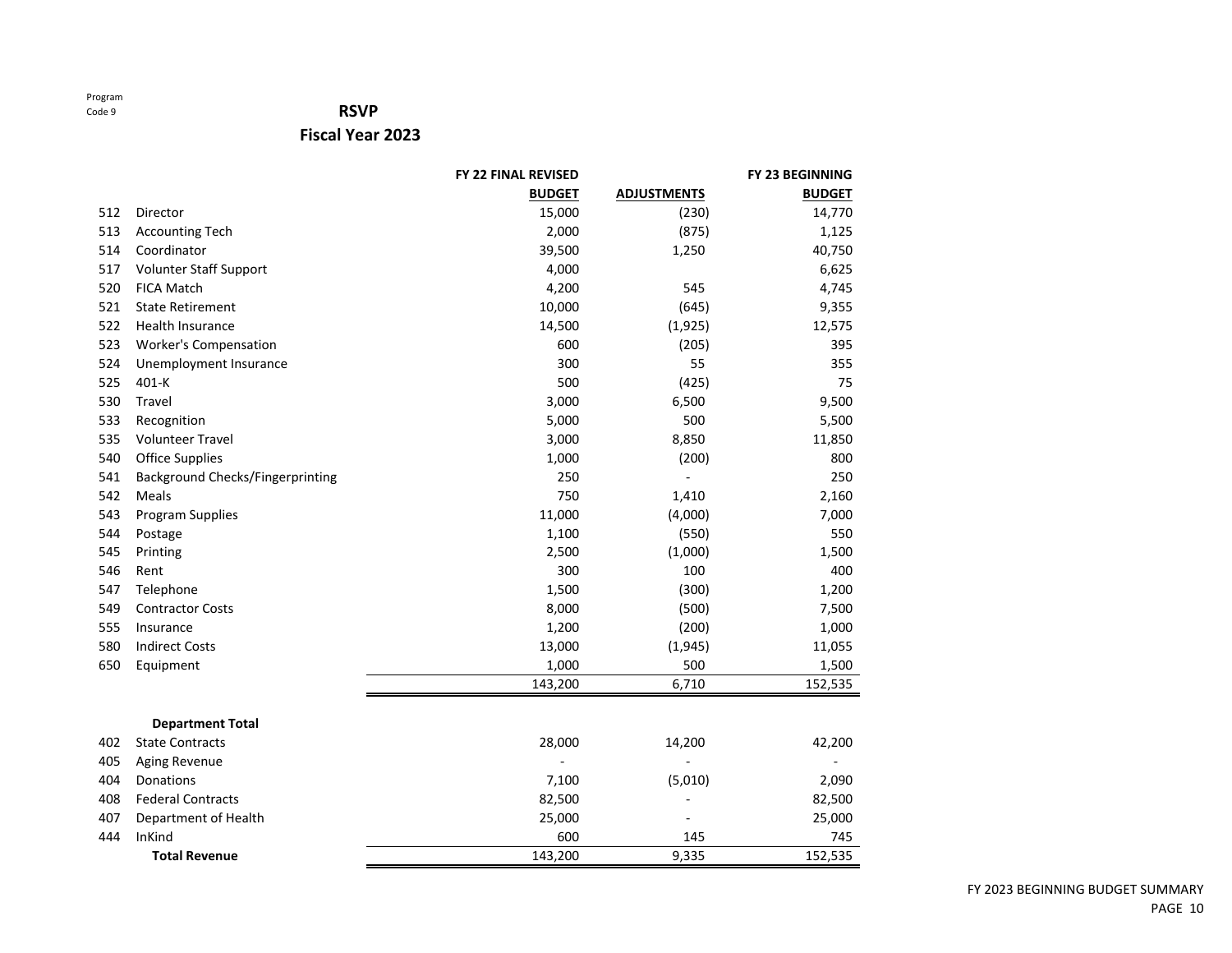Program
Code 9

# RSVP
## Fiscal Year 2023

| | | FY 22 FINAL REVISED BUDGET | ADJUSTMENTS | FY 23 BEGINNING BUDGET |
|---|---|---|---|---|
| 512 | Director | 15,000 | (230) | 14,770 |
| 513 | Accounting Tech | 2,000 | (875) | 1,125 |
| 514 | Coordinator | 39,500 | 1,250 | 40,750 |
| 517 | Volunter Staff Support | 4,000 | | 6,625 |
| 520 | FICA Match | 4,200 | 545 | 4,745 |
| 521 | State Retirement | 10,000 | (645) | 9,355 |
| 522 | Health Insurance | 14,500 | (1,925) | 12,575 |
| 523 | Worker's Compensation | 600 | (205) | 395 |
| 524 | Unemployment Insurance | 300 | 55 | 355 |
| 525 | 401-K | 500 | (425) | 75 |
| 530 | Travel | 3,000 | 6,500 | 9,500 |
| 533 | Recognition | 5,000 | 500 | 5,500 |
| 535 | Volunteer Travel | 3,000 | 8,850 | 11,850 |
| 540 | Office Supplies | 1,000 | (200) | 800 |
| 541 | Background Checks/Fingerprinting | 250 | - | 250 |
| 542 | Meals | 750 | 1,410 | 2,160 |
| 543 | Program Supplies | 11,000 | (4,000) | 7,000 |
| 544 | Postage | 1,100 | (550) | 550 |
| 545 | Printing | 2,500 | (1,000) | 1,500 |
| 546 | Rent | 300 | 100 | 400 |
| 547 | Telephone | 1,500 | (300) | 1,200 |
| 549 | Contractor Costs | 8,000 | (500) | 7,500 |
| 555 | Insurance | 1,200 | (200) | 1,000 |
| 580 | Indirect Costs | 13,000 | (1,945) | 11,055 |
| 650 | Equipment | 1,000 | 500 | 1,500 |
| | | 143,200 | 6,710 | 152,535 |
| | **Department Total** | | | |
| 402 | State Contracts | 28,000 | 14,200 | 42,200 |
| 405 | Aging Revenue | - | - | - |
| 404 | Donations | 7,100 | (5,010) | 2,090 |
| 408 | Federal Contracts | 82,500 | - | 82,500 |
| 407 | Department of Health | 25,000 | - | 25,000 |
| 444 | InKind | 600 | 145 | 745 |
| | **Total Revenue** | 143,200 | 9,335 | 152,535 |

FY 2023 BEGINNING BUDGET SUMMARY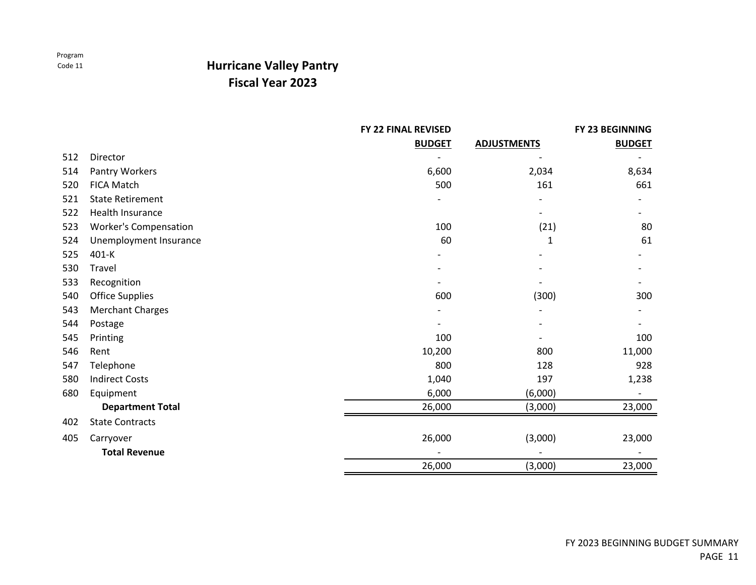Program
Code 11

# Hurricane Valley Pantry
## Fiscal Year 2023

| | | FY 22 FINAL REVISED BUDGET | ADJUSTMENTS | FY 23 BEGINNING BUDGET |
|---|---|---|---|---|
| 512 | Director | - | - | - |
| 514 | Pantry Workers | 6,600 | 2,034 | 8,634 |
| 520 | FICA Match | 500 | 161 | 661 |
| 521 | State Retirement | - | - | - |
| 522 | Health Insurance | | - | - |
| 523 | Worker's Compensation | 100 | (21) | 80 |
| 524 | Unemployment Insurance | 60 | 1 | 61 |
| 525 | 401-K | - | - | - |
| 530 | Travel | - | - | - |
| 533 | Recognition | - | - | - |
| 540 | Office Supplies | 600 | (300) | 300 |
| 543 | Merchant Charges | - | - | - |
| 544 | Postage | - | - | - |
| 545 | Printing | 100 | - | 100 |
| 546 | Rent | 10,200 | 800 | 11,000 |
| 547 | Telephone | 800 | 128 | 928 |
| 580 | Indirect Costs | 1,040 | 197 | 1,238 |
| 680 | Equipment | 6,000 | (6,000) | - |
| | **Department Total** | 26,000 | (3,000) | 23,000 |
| 402 | State Contracts | | | |
| 405 | Carryover | 26,000 | (3,000) | 23,000 |
| | **Total Revenue** | - | - | - |
| | | 26,000 | (3,000) | 23,000 |

FY 2023 BEGINNING BUDGET SUMMARY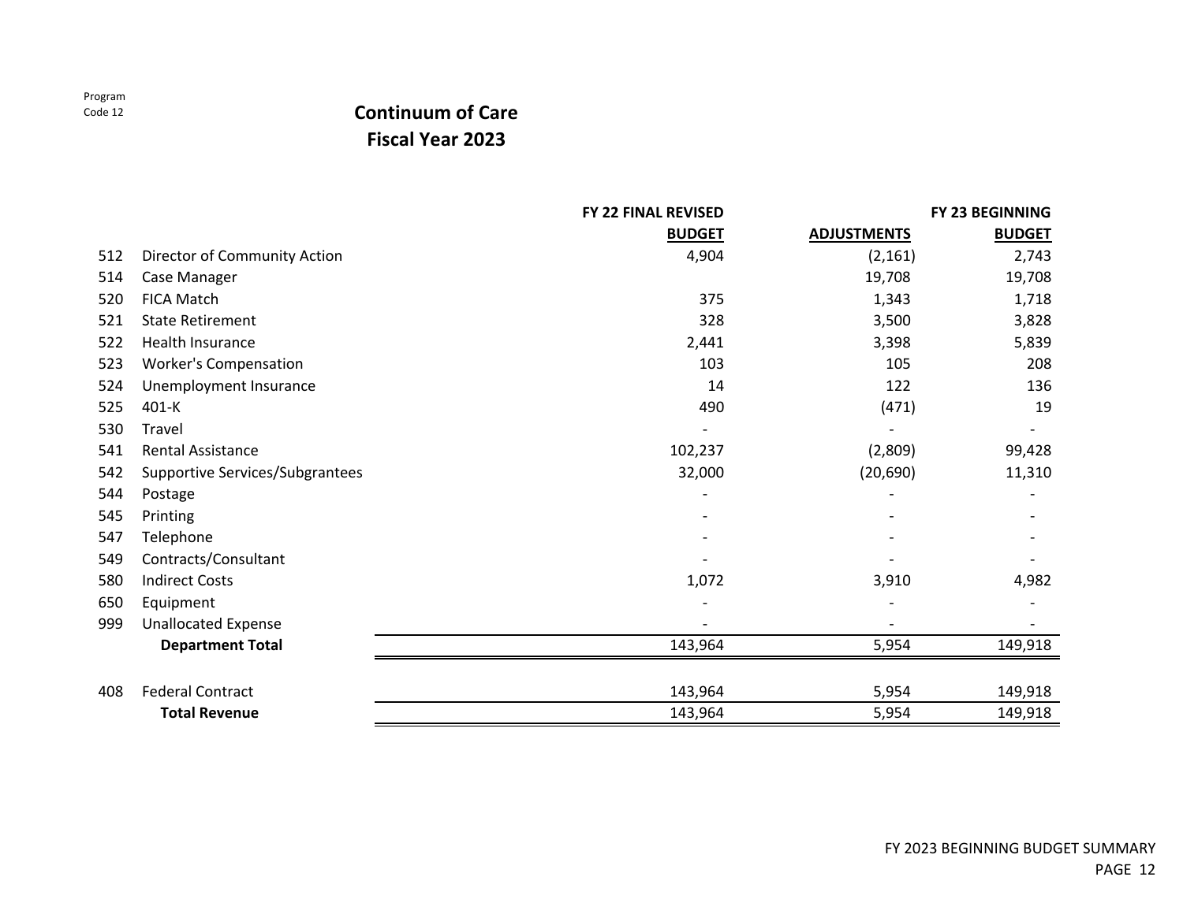Program Code 12

# Continuum of Care
## Fiscal Year 2023

| | | FY 22 FINAL REVISED BUDGET | ADJUSTMENTS | FY 23 BEGINNING BUDGET |
|---|---|---|---|---|
| 512 | Director of Community Action | 4,904 | (2,161) | 2,743 |
| 514 | Case Manager | | 19,708 | 19,708 |
| 520 | FICA Match | 375 | 1,343 | 1,718 |
| 521 | State Retirement | 328 | 3,500 | 3,828 |
| 522 | Health Insurance | 2,441 | 3,398 | 5,839 |
| 523 | Worker's Compensation | 103 | 105 | 208 |
| 524 | Unemployment Insurance | 14 | 122 | 136 |
| 525 | 401-K | 490 | (471) | 19 |
| 530 | Travel | - | - | - |
| 541 | Rental Assistance | 102,237 | (2,809) | 99,428 |
| 542 | Supportive Services/Subgrantees | 32,000 | (20,690) | 11,310 |
| 544 | Postage | - | - | - |
| 545 | Printing | - | - | - |
| 547 | Telephone | - | - | - |
| 549 | Contracts/Consultant | - | - | - |
| 580 | Indirect Costs | 1,072 | 3,910 | 4,982 |
| 650 | Equipment | - | - | - |
| 999 | Unallocated Expense | - | - | - |
| | **Department Total** | 143,964 | 5,954 | 149,918 |
| | | | | |
| 408 | Federal Contract | 143,964 | 5,954 | 149,918 |
| | **Total Revenue** | 143,964 | 5,954 | 149,918 |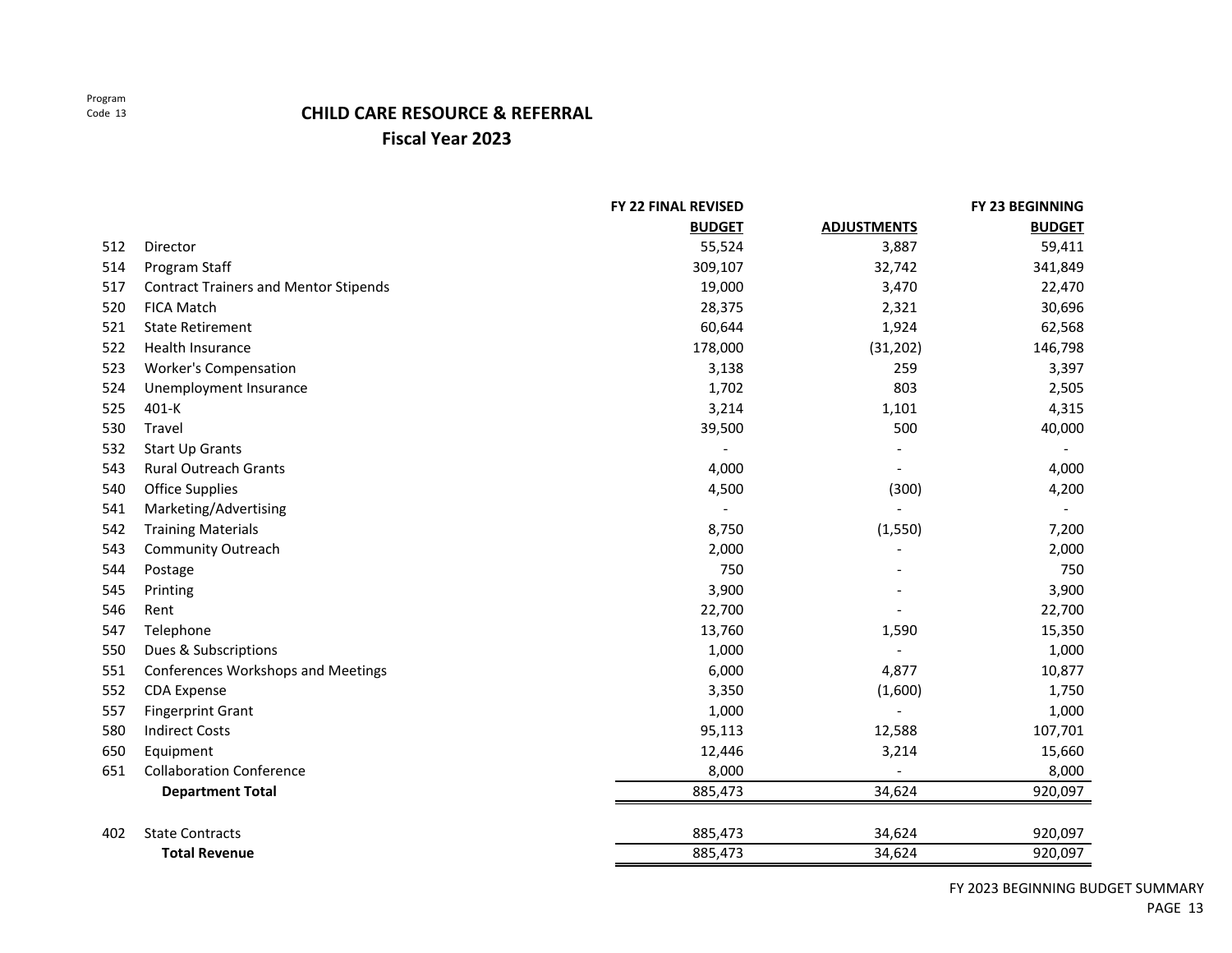Program Code 13

# CHILD CARE RESOURCE & REFERRAL
## Fiscal Year 2023

| | | FY 22 FINAL REVISED BUDGET | ADJUSTMENTS | FY 23 BEGINNING BUDGET |
|---|---|---|---|---|
| 512 | Director | 55,524 | 3,887 | 59,411 |
| 514 | Program Staff | 309,107 | 32,742 | 341,849 |
| 517 | Contract Trainers and Mentor Stipends | 19,000 | 3,470 | 22,470 |
| 520 | FICA Match | 28,375 | 2,321 | 30,696 |
| 521 | State Retirement | 60,644 | 1,924 | 62,568 |
| 522 | Health Insurance | 178,000 | (31,202) | 146,798 |
| 523 | Worker's Compensation | 3,138 | 259 | 3,397 |
| 524 | Unemployment Insurance | 1,702 | 803 | 2,505 |
| 525 | 401-K | 3,214 | 1,101 | 4,315 |
| 530 | Travel | 39,500 | 500 | 40,000 |
| 532 | Start Up Grants | - | - | - |
| 543 | Rural Outreach Grants | 4,000 | - | 4,000 |
| 540 | Office Supplies | 4,500 | (300) | 4,200 |
| 541 | Marketing/Advertising | - | - | - |
| 542 | Training Materials | 8,750 | (1,550) | 7,200 |
| 543 | Community Outreach | 2,000 | - | 2,000 |
| 544 | Postage | 750 | - | 750 |
| 545 | Printing | 3,900 | - | 3,900 |
| 546 | Rent | 22,700 | - | 22,700 |
| 547 | Telephone | 13,760 | 1,590 | 15,350 |
| 550 | Dues & Subscriptions | 1,000 | - | 1,000 |
| 551 | Conferences Workshops and Meetings | 6,000 | 4,877 | 10,877 |
| 552 | CDA Expense | 3,350 | (1,600) | 1,750 |
| 557 | Fingerprint Grant | 1,000 | - | 1,000 |
| 580 | Indirect Costs | 95,113 | 12,588 | 107,701 |
| 650 | Equipment | 12,446 | 3,214 | 15,660 |
| 651 | Collaboration Conference | 8,000 | - | 8,000 |
| | **Department Total** | 885,473 | 34,624 | 920,097 |
| | | | | |
| 402 | State Contracts | 885,473 | 34,624 | 920,097 |
| | **Total Revenue** | 885,473 | 34,624 | 920,097 |

FY 2023 BEGINNING BUDGET SUMMARY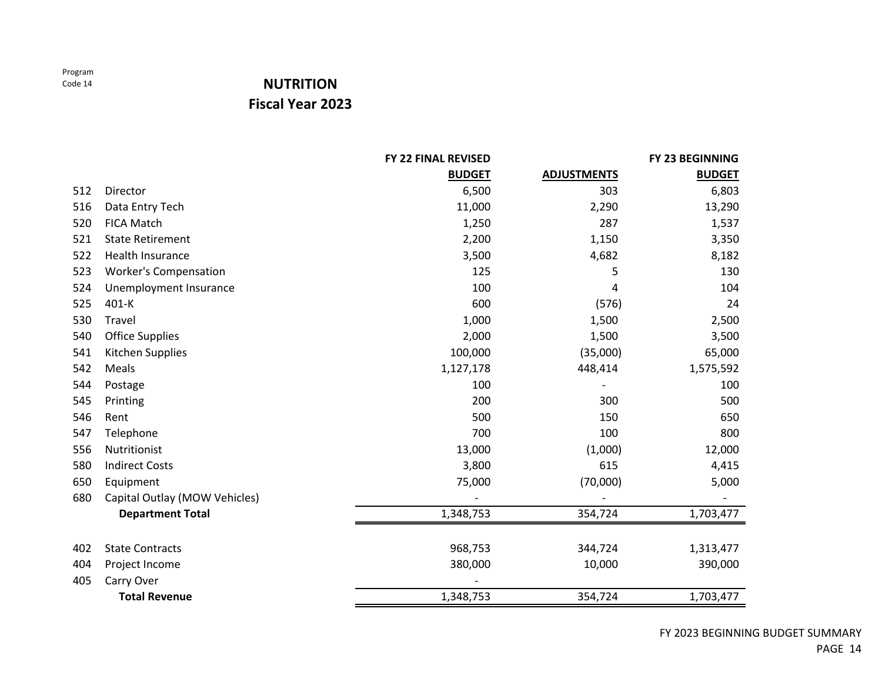Program
Code 14

# NUTRITION
## Fiscal Year 2023

| | | FY 22 FINAL REVISED BUDGET | ADJUSTMENTS | FY 23 BEGINNING BUDGET |
|---|---|---|---|---|
| 512 | Director | 6,500 | 303 | 6,803 |
| 516 | Data Entry Tech | 11,000 | 2,290 | 13,290 |
| 520 | FICA Match | 1,250 | 287 | 1,537 |
| 521 | State Retirement | 2,200 | 1,150 | 3,350 |
| 522 | Health Insurance | 3,500 | 4,682 | 8,182 |
| 523 | Worker's Compensation | 125 | 5 | 130 |
| 524 | Unemployment Insurance | 100 | 4 | 104 |
| 525 | 401-K | 600 | (576) | 24 |
| 530 | Travel | 1,000 | 1,500 | 2,500 |
| 540 | Office Supplies | 2,000 | 1,500 | 3,500 |
| 541 | Kitchen Supplies | 100,000 | (35,000) | 65,000 |
| 542 | Meals | 1,127,178 | 448,414 | 1,575,592 |
| 544 | Postage | 100 | - | 100 |
| 545 | Printing | 200 | 300 | 500 |
| 546 | Rent | 500 | 150 | 650 |
| 547 | Telephone | 700 | 100 | 800 |
| 556 | Nutritionist | 13,000 | (1,000) | 12,000 |
| 580 | Indirect Costs | 3,800 | 615 | 4,415 |
| 650 | Equipment | 75,000 | (70,000) | 5,000 |
| 680 | Capital Outlay (MOW Vehicles) | - | - | - |
| | **Department Total** | 1,348,753 | 354,724 | 1,703,477 |
| | | | | |
| 402 | State Contracts | 968,753 | 344,724 | 1,313,477 |
| 404 | Project Income | 380,000 | 10,000 | 390,000 |
| 405 | Carry Over | - | | |
| | **Total Revenue** | 1,348,753 | 354,724 | 1,703,477 |

FY 2023 BEGINNING BUDGET SUMMARY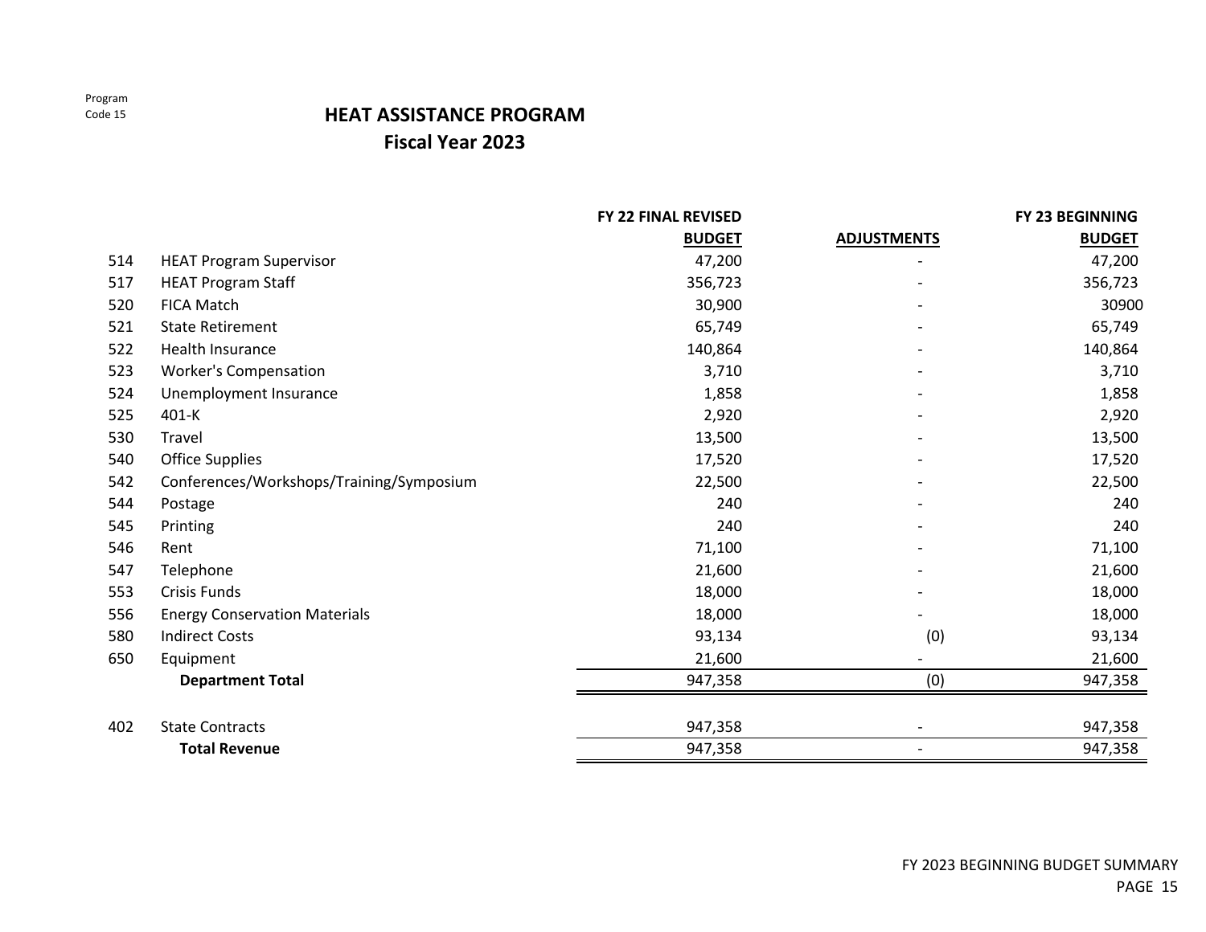Program Code 15

# HEAT ASSISTANCE PROGRAM
## Fiscal Year 2023

| | | FY 22 FINAL REVISED BUDGET | ADJUSTMENTS | FY 23 BEGINNING BUDGET |
|---|---|---|---|---|
| 514 | HEAT Program Supervisor | 47,200 | - | 47,200 |
| 517 | HEAT Program Staff | 356,723 | - | 356,723 |
| 520 | FICA Match | 30,900 | - | 30900 |
| 521 | State Retirement | 65,749 | - | 65,749 |
| 522 | Health Insurance | 140,864 | - | 140,864 |
| 523 | Worker's Compensation | 3,710 | - | 3,710 |
| 524 | Unemployment Insurance | 1,858 | - | 1,858 |
| 525 | 401-K | 2,920 | - | 2,920 |
| 530 | Travel | 13,500 | - | 13,500 |
| 540 | Office Supplies | 17,520 | - | 17,520 |
| 542 | Conferences/Workshops/Training/Symposium | 22,500 | - | 22,500 |
| 544 | Postage | 240 | - | 240 |
| 545 | Printing | 240 | - | 240 |
| 546 | Rent | 71,100 | - | 71,100 |
| 547 | Telephone | 21,600 | - | 21,600 |
| 553 | Crisis Funds | 18,000 | - | 18,000 |
| 556 | Energy Conservation Materials | 18,000 | - | 18,000 |
| 580 | Indirect Costs | 93,134 | (0) | 93,134 |
| 650 | Equipment | 21,600 | - | 21,600 |
| | **Department Total** | 947,358 | (0) | 947,358 |
| | | | | |
| 402 | State Contracts | 947,358 | - | 947,358 |
| | **Total Revenue** | 947,358 | - | 947,358 |

FY 2023 BEGINNING BUDGET SUMMARY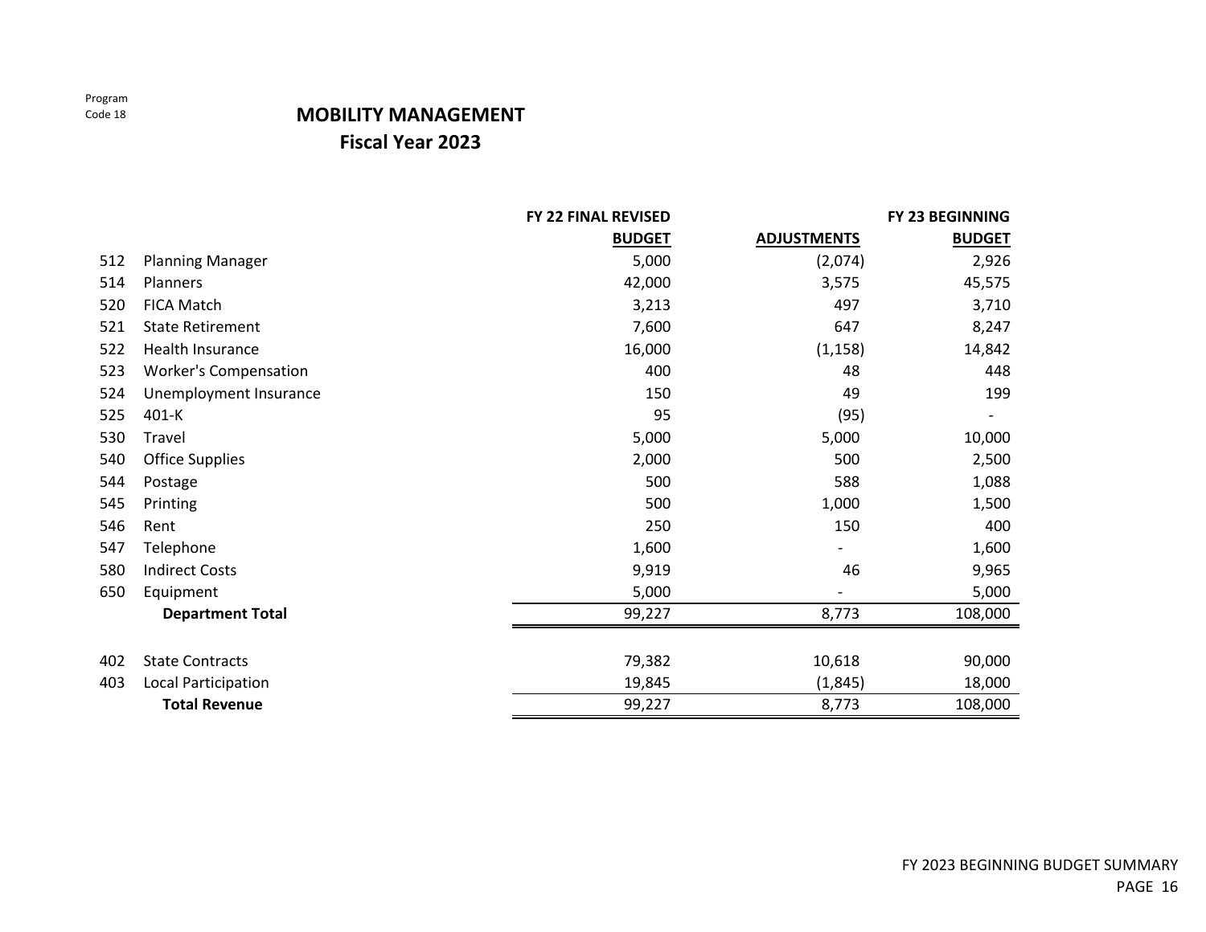Program Code 18

# MOBILITY MANAGEMENT
## Fiscal Year 2023

| | | FY 22 FINAL REVISED BUDGET | ADJUSTMENTS | FY 23 BEGINNING BUDGET |
|---|---|---|---|---|
| 512 | Planning Manager | 5,000 | (2,074) | 2,926 |
| 514 | Planners | 42,000 | 3,575 | 45,575 |
| 520 | FICA Match | 3,213 | 497 | 3,710 |
| 521 | State Retirement | 7,600 | 647 | 8,247 |
| 522 | Health Insurance | 16,000 | (1,158) | 14,842 |
| 523 | Worker's Compensation | 400 | 48 | 448 |
| 524 | Unemployment Insurance | 150 | 49 | 199 |
| 525 | 401-K | 95 | (95) | - |
| 530 | Travel | 5,000 | 5,000 | 10,000 |
| 540 | Office Supplies | 2,000 | 500 | 2,500 |
| 544 | Postage | 500 | 588 | 1,088 |
| 545 | Printing | 500 | 1,000 | 1,500 |
| 546 | Rent | 250 | 150 | 400 |
| 547 | Telephone | 1,600 | - | 1,600 |
| 580 | Indirect Costs | 9,919 | 46 | 9,965 |
| 650 | Equipment | 5,000 | - | 5,000 |
| | **Department Total** | 99,227 | 8,773 | 108,000 |
| | | | | |
| 402 | State Contracts | 79,382 | 10,618 | 90,000 |
| 403 | Local Participation | 19,845 | (1,845) | 18,000 |
| | **Total Revenue** | 99,227 | 8,773 | 108,000 |

FY 2023 BEGINNING BUDGET SUMMARY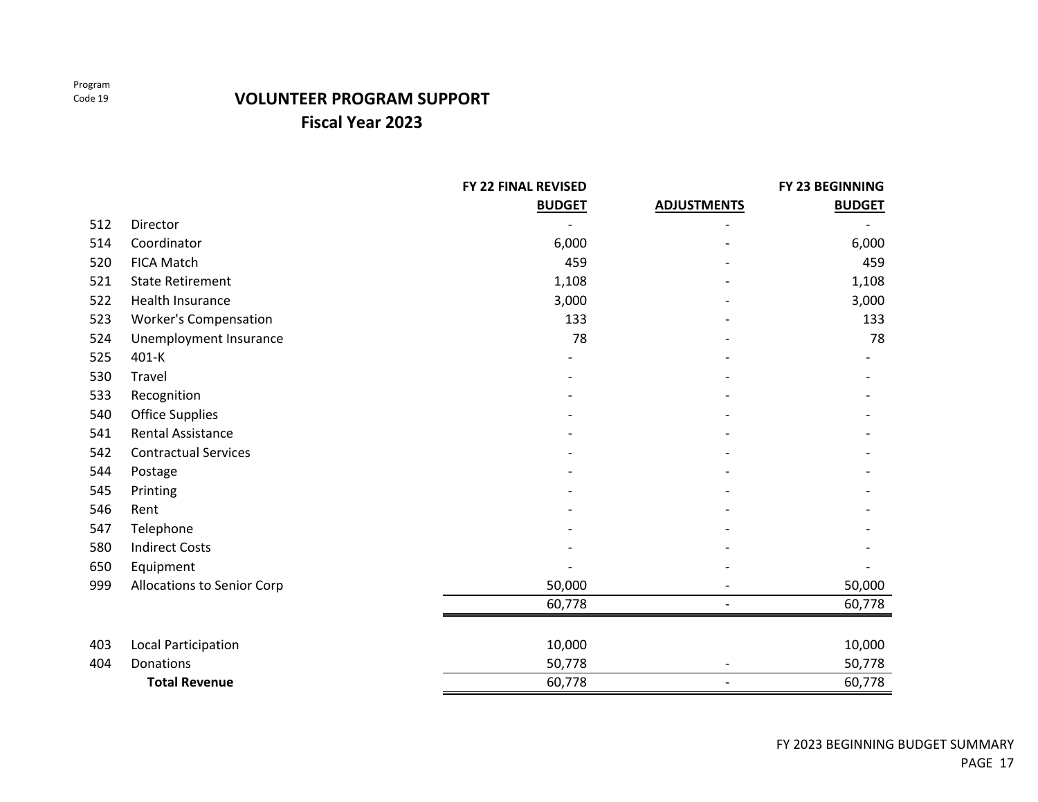Program Code 19

# VOLUNTEER PROGRAM SUPPORT
## Fiscal Year 2023

| | | FY 22 FINAL REVISED BUDGET | ADJUSTMENTS | FY 23 BEGINNING BUDGET |
|---|---|---|---|---|
| 512 | Director | - | - | - |
| 514 | Coordinator | 6,000 | - | 6,000 |
| 520 | FICA Match | 459 | - | 459 |
| 521 | State Retirement | 1,108 | - | 1,108 |
| 522 | Health Insurance | 3,000 | - | 3,000 |
| 523 | Worker's Compensation | 133 | - | 133 |
| 524 | Unemployment Insurance | 78 | - | 78 |
| 525 | 401-K | - | - | - |
| 530 | Travel | - | - | - |
| 533 | Recognition | - | - | - |
| 540 | Office Supplies | - | - | - |
| 541 | Rental Assistance | - | - | - |
| 542 | Contractual Services | - | - | - |
| 544 | Postage | - | - | - |
| 545 | Printing | - | - | - |
| 546 | Rent | - | - | - |
| 547 | Telephone | - | - | - |
| 580 | Indirect Costs | - | - | - |
| 650 | Equipment | - | - | - |
| 999 | Allocations to Senior Corp | 50,000 | - | 50,000 |
| | | 60,778 | - | 60,778 |
| | | | | |
| 403 | Local Participation | 10,000 | | 10,000 |
| 404 | Donations | 50,778 | - | 50,778 |
| | **Total Revenue** | 60,778 | - | 60,778 |

FY 2023 BEGINNING BUDGET SUMMARY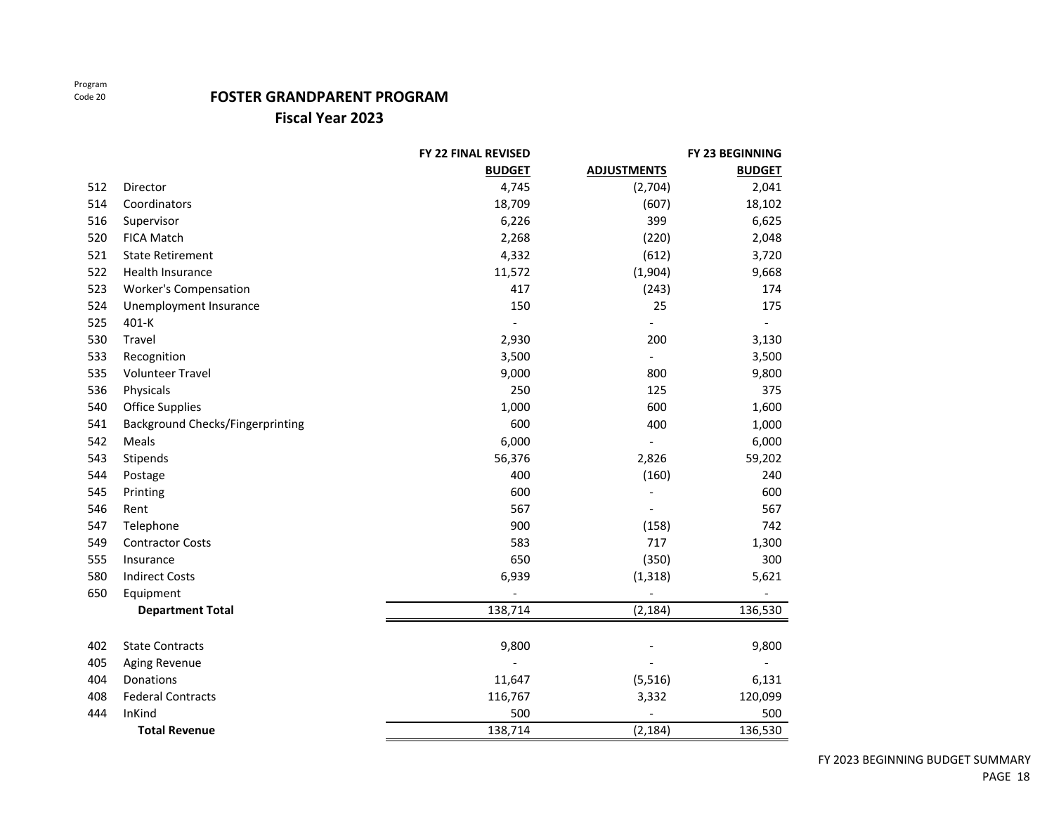Program Code 20

# FOSTER GRANDPARENT PROGRAM
## Fiscal Year 2023

| | | FY 22 FINAL REVISED BUDGET | ADJUSTMENTS | FY 23 BEGINNING BUDGET |
|---|---|---|---|---|
| 512 | Director | 4,745 | (2,704) | 2,041 |
| 514 | Coordinators | 18,709 | (607) | 18,102 |
| 516 | Supervisor | 6,226 | 399 | 6,625 |
| 520 | FICA Match | 2,268 | (220) | 2,048 |
| 521 | State Retirement | 4,332 | (612) | 3,720 |
| 522 | Health Insurance | 11,572 | (1,904) | 9,668 |
| 523 | Worker's Compensation | 417 | (243) | 174 |
| 524 | Unemployment Insurance | 150 | 25 | 175 |
| 525 | 401-K | - | - | - |
| 530 | Travel | 2,930 | 200 | 3,130 |
| 533 | Recognition | 3,500 | - | 3,500 |
| 535 | Volunteer Travel | 9,000 | 800 | 9,800 |
| 536 | Physicals | 250 | 125 | 375 |
| 540 | Office Supplies | 1,000 | 600 | 1,600 |
| 541 | Background Checks/Fingerprinting | 600 | 400 | 1,000 |
| 542 | Meals | 6,000 | - | 6,000 |
| 543 | Stipends | 56,376 | 2,826 | 59,202 |
| 544 | Postage | 400 | (160) | 240 |
| 545 | Printing | 600 | - | 600 |
| 546 | Rent | 567 | - | 567 |
| 547 | Telephone | 900 | (158) | 742 |
| 549 | Contractor Costs | 583 | 717 | 1,300 |
| 555 | Insurance | 650 | (350) | 300 |
| 580 | Indirect Costs | 6,939 | (1,318) | 5,621 |
| 650 | Equipment | - | - | - |
| | **Department Total** | 138,714 | (2,184) | 136,530 |
| | | | | |
| 402 | State Contracts | 9,800 | - | 9,800 |
| 405 | Aging Revenue | - | - | - |
| 404 | Donations | 11,647 | (5,516) | 6,131 |
| 408 | Federal Contracts | 116,767 | 3,332 | 120,099 |
| 444 | InKind | 500 | - | 500 |
| | **Total Revenue** | 138,714 | (2,184) | 136,530 |

FY 2023 BEGINNING BUDGET SUMMARY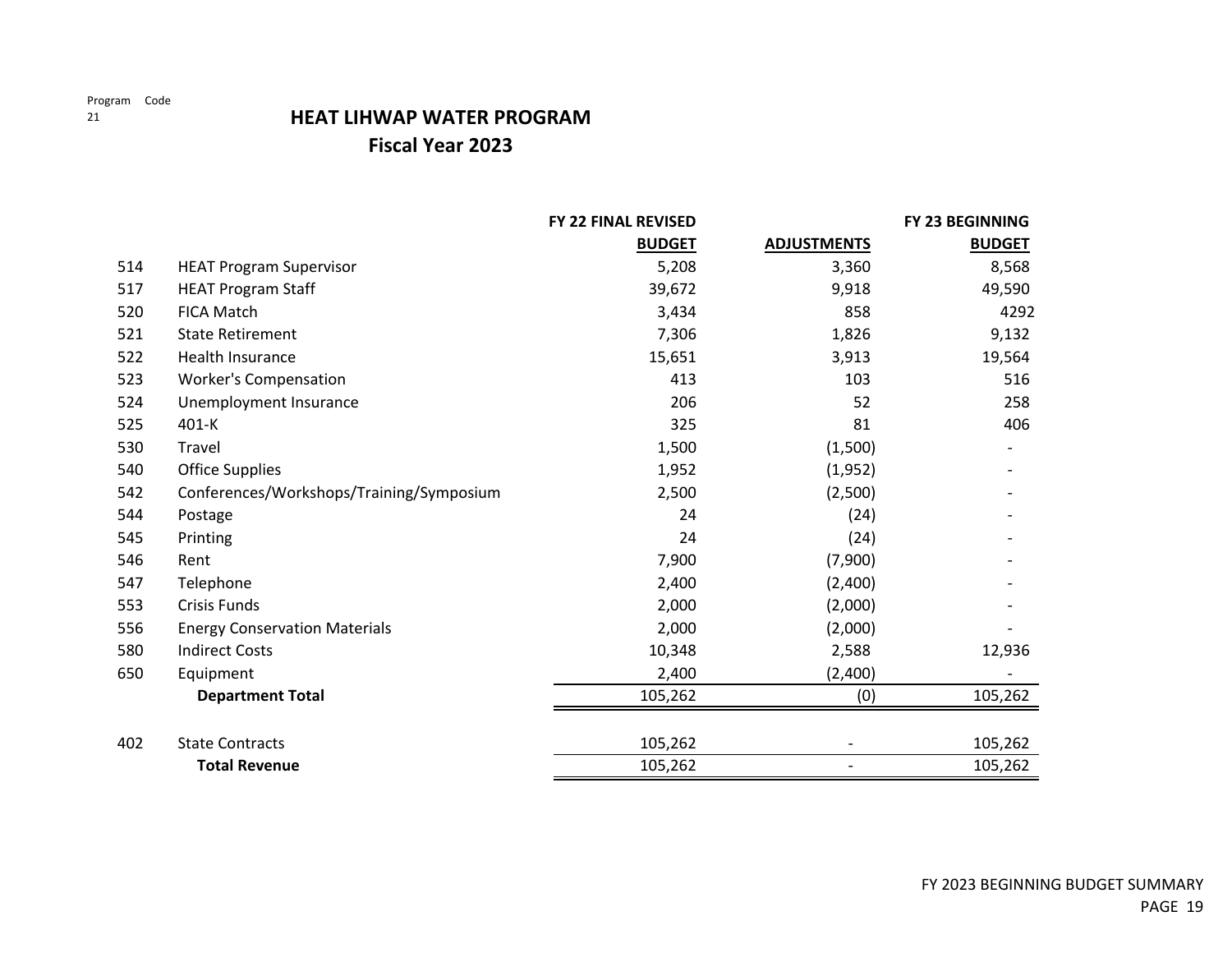Program Code
21

# HEAT LIHWAP WATER PROGRAM

## Fiscal Year 2023

| | | FY 22 FINAL REVISED BUDGET | ADJUSTMENTS | FY 23 BEGINNING BUDGET |
|---|---|---|---|---|
| 514 | HEAT Program Supervisor | 5,208 | 3,360 | 8,568 |
| 517 | HEAT Program Staff | 39,672 | 9,918 | 49,590 |
| 520 | FICA Match | 3,434 | 858 | 4292 |
| 521 | State Retirement | 7,306 | 1,826 | 9,132 |
| 522 | Health Insurance | 15,651 | 3,913 | 19,564 |
| 523 | Worker's Compensation | 413 | 103 | 516 |
| 524 | Unemployment Insurance | 206 | 52 | 258 |
| 525 | 401-K | 325 | 81 | 406 |
| 530 | Travel | 1,500 | (1,500) | - |
| 540 | Office Supplies | 1,952 | (1,952) | - |
| 542 | Conferences/Workshops/Training/Symposium | 2,500 | (2,500) | - |
| 544 | Postage | 24 | (24) | - |
| 545 | Printing | 24 | (24) | - |
| 546 | Rent | 7,900 | (7,900) | - |
| 547 | Telephone | 2,400 | (2,400) | - |
| 553 | Crisis Funds | 2,000 | (2,000) | - |
| 556 | Energy Conservation Materials | 2,000 | (2,000) | - |
| 580 | Indirect Costs | 10,348 | 2,588 | 12,936 |
| 650 | Equipment | 2,400 | (2,400) | - |
| | **Department Total** | 105,262 | (0) | 105,262 |
| | | | | |
| 402 | State Contracts | 105,262 | - | 105,262 |
| | **Total Revenue** | 105,262 | - | 105,262 |

FY 2023 BEGINNING BUDGET SUMMARY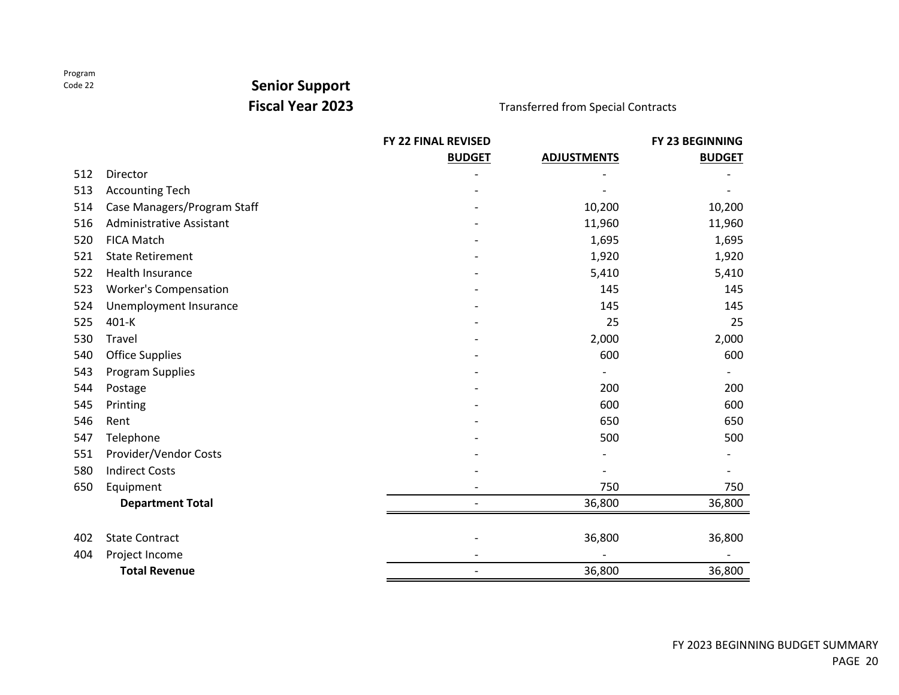Program
Code 22

## Senior Support
## Fiscal Year 2023

Transferred from Special Contracts

| | | FY 22 FINAL REVISED BUDGET | ADJUSTMENTS | FY 23 BEGINNING BUDGET |
|---|---|---|---|---|
| 512 | Director | - | - | - |
| 513 | Accounting Tech | - | - | - |
| 514 | Case Managers/Program Staff | - | 10,200 | 10,200 |
| 516 | Administrative Assistant | - | 11,960 | 11,960 |
| 520 | FICA Match | - | 1,695 | 1,695 |
| 521 | State Retirement | - | 1,920 | 1,920 |
| 522 | Health Insurance | - | 5,410 | 5,410 |
| 523 | Worker's Compensation | - | 145 | 145 |
| 524 | Unemployment Insurance | - | 145 | 145 |
| 525 | 401-K | - | 25 | 25 |
| 530 | Travel | - | 2,000 | 2,000 |
| 540 | Office Supplies | - | 600 | 600 |
| 543 | Program Supplies | - | - | - |
| 544 | Postage | - | 200 | 200 |
| 545 | Printing | - | 600 | 600 |
| 546 | Rent | - | 650 | 650 |
| 547 | Telephone | - | 500 | 500 |
| 551 | Provider/Vendor Costs | - | - | - |
| 580 | Indirect Costs | - | - | - |
| 650 | Equipment | - | 750 | 750 |
| | **Department Total** | - | 36,800 | 36,800 |
| | | | | |
| 402 | State Contract | - | 36,800 | 36,800 |
| 404 | Project Income | - | - | - |
| | **Total Revenue** | - | 36,800 | 36,800 |

FY 2023 BEGINNING BUDGET SUMMARY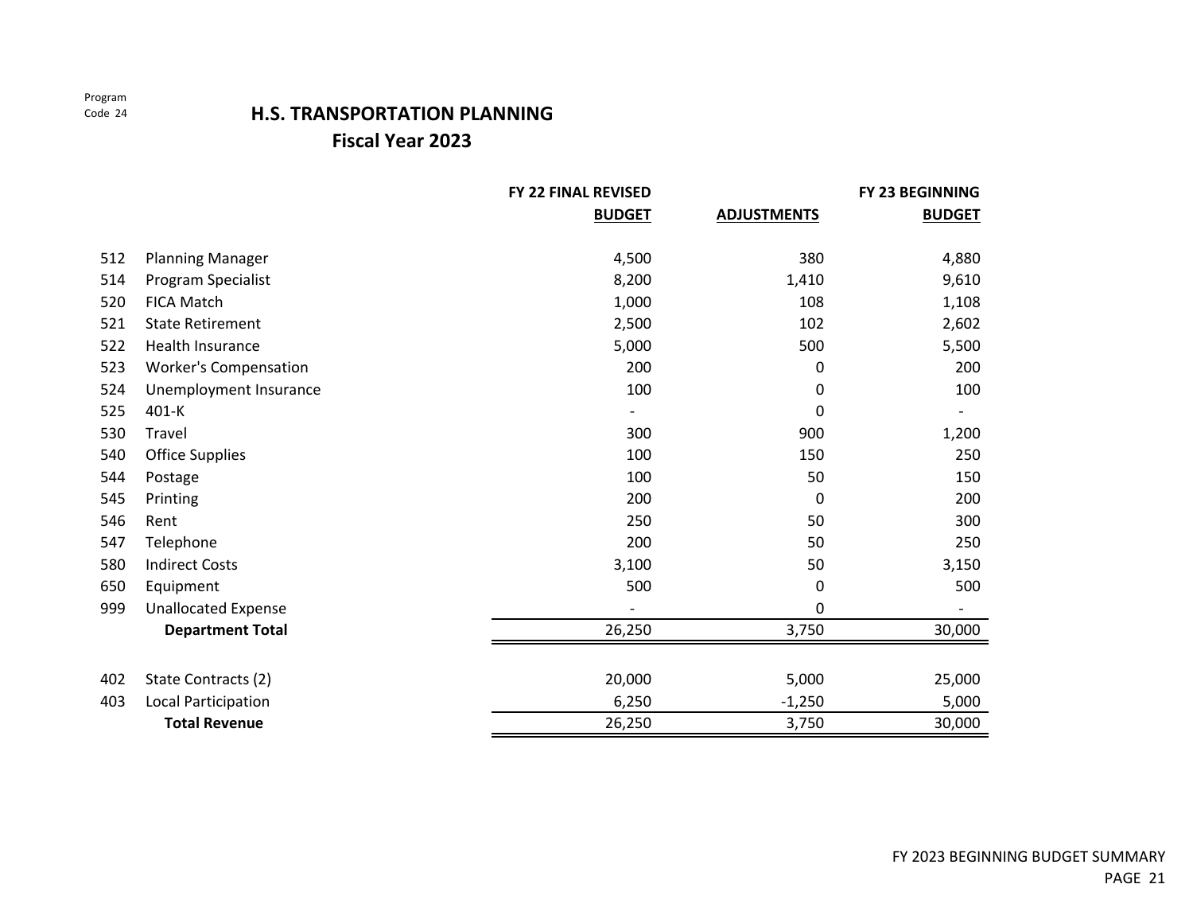Program Code 24

# H.S. TRANSPORTATION PLANNING

## Fiscal Year 2023

| | | FY 22 FINAL REVISED BUDGET | ADJUSTMENTS | FY 23 BEGINNING BUDGET |
|---|---|---|---|---|
| 512 | Planning Manager | 4,500 | 380 | 4,880 |
| 514 | Program Specialist | 8,200 | 1,410 | 9,610 |
| 520 | FICA Match | 1,000 | 108 | 1,108 |
| 521 | State Retirement | 2,500 | 102 | 2,602 |
| 522 | Health Insurance | 5,000 | 500 | 5,500 |
| 523 | Worker's Compensation | 200 | 0 | 200 |
| 524 | Unemployment Insurance | 100 | 0 | 100 |
| 525 | 401-K | - | 0 | - |
| 530 | Travel | 300 | 900 | 1,200 |
| 540 | Office Supplies | 100 | 150 | 250 |
| 544 | Postage | 100 | 50 | 150 |
| 545 | Printing | 200 | 0 | 200 |
| 546 | Rent | 250 | 50 | 300 |
| 547 | Telephone | 200 | 50 | 250 |
| 580 | Indirect Costs | 3,100 | 50 | 3,150 |
| 650 | Equipment | 500 | 0 | 500 |
| 999 | Unallocated Expense | - | 0 | - |
| | **Department Total** | 26,250 | 3,750 | 30,000 |
| | | | | |
| 402 | State Contracts (2) | 20,000 | 5,000 | 25,000 |
| 403 | Local Participation | 6,250 | -1,250 | 5,000 |
| | **Total Revenue** | 26,250 | 3,750 | 30,000 |

FY 2023 BEGINNING BUDGET SUMMARY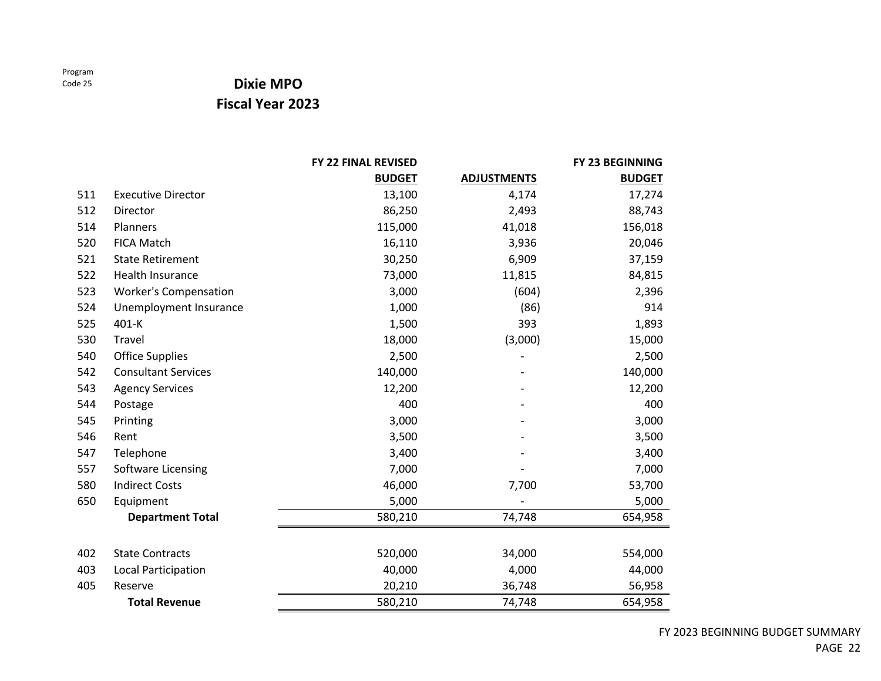Program
Code 25

# Dixie MPO
## Fiscal Year 2023

| | | FY 22 FINAL REVISED BUDGET | ADJUSTMENTS | FY 23 BEGINNING BUDGET |
|---|---|---|---|---|
| 511 | Executive Director | 13,100 | 4,174 | 17,274 |
| 512 | Director | 86,250 | 2,493 | 88,743 |
| 514 | Planners | 115,000 | 41,018 | 156,018 |
| 520 | FICA Match | 16,110 | 3,936 | 20,046 |
| 521 | State Retirement | 30,250 | 6,909 | 37,159 |
| 522 | Health Insurance | 73,000 | 11,815 | 84,815 |
| 523 | Worker's Compensation | 3,000 | (604) | 2,396 |
| 524 | Unemployment Insurance | 1,000 | (86) | 914 |
| 525 | 401-K | 1,500 | 393 | 1,893 |
| 530 | Travel | 18,000 | (3,000) | 15,000 |
| 540 | Office Supplies | 2,500 | - | 2,500 |
| 542 | Consultant Services | 140,000 | - | 140,000 |
| 543 | Agency Services | 12,200 | - | 12,200 |
| 544 | Postage | 400 | - | 400 |
| 545 | Printing | 3,000 | - | 3,000 |
| 546 | Rent | 3,500 | - | 3,500 |
| 547 | Telephone | 3,400 | - | 3,400 |
| 557 | Software Licensing | 7,000 | - | 7,000 |
| 580 | Indirect Costs | 46,000 | 7,700 | 53,700 |
| 650 | Equipment | 5,000 | - | 5,000 |
| | **Department Total** | 580,210 | 74,748 | 654,958 |
| | | | | |
| 402 | State Contracts | 520,000 | 34,000 | 554,000 |
| 403 | Local Participation | 40,000 | 4,000 | 44,000 |
| 405 | Reserve | 20,210 | 36,748 | 56,958 |
| | **Total Revenue** | 580,210 | 74,748 | 654,958 |

FY 2023 BEGINNING BUDGET SUMMARY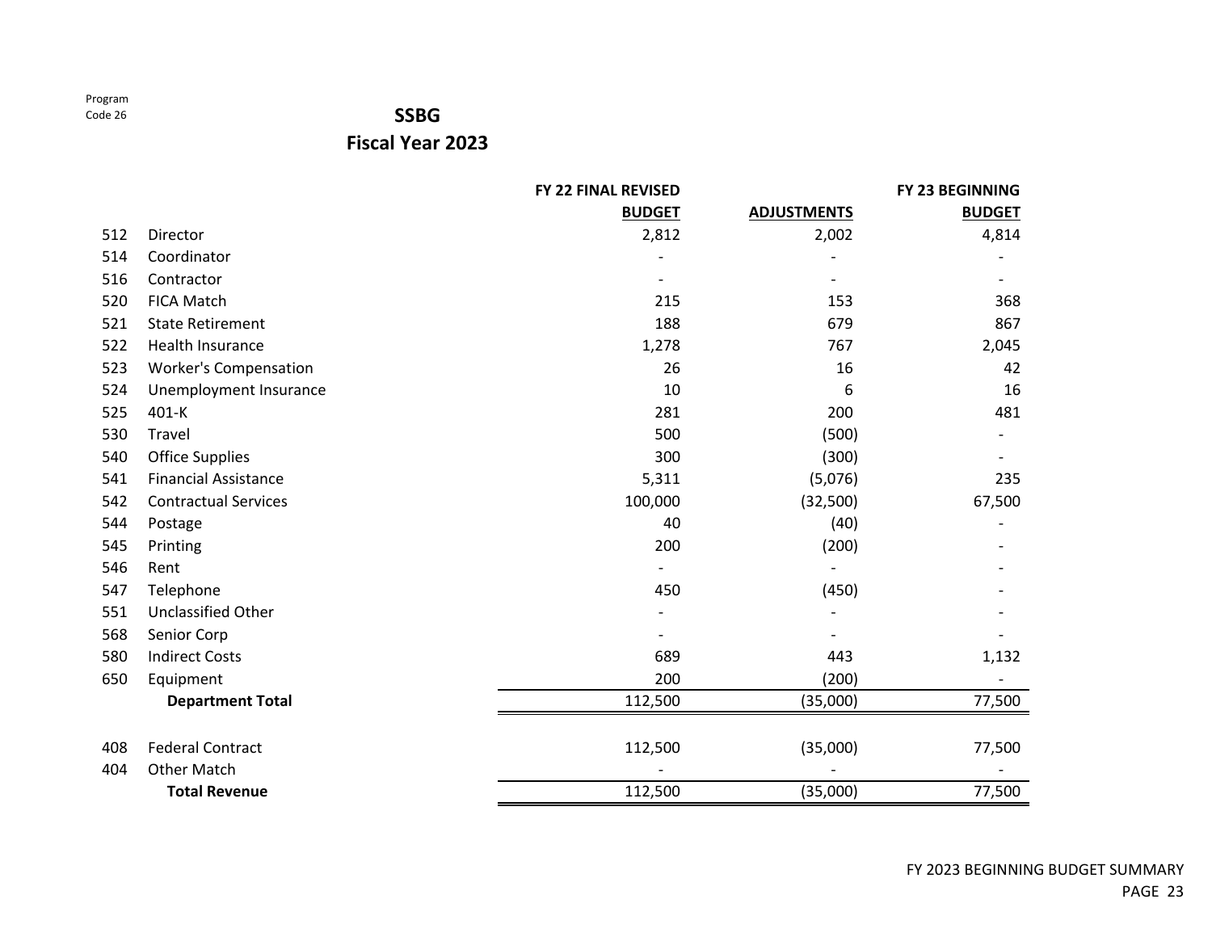Program Code 26

# SSBG
## Fiscal Year 2023

| | | FY 22 FINAL REVISED BUDGET | ADJUSTMENTS | FY 23 BEGINNING BUDGET |
|---|---|---|---|---|
| 512 | Director | 2,812 | 2,002 | 4,814 |
| 514 | Coordinator | - | - | - |
| 516 | Contractor | - | - | - |
| 520 | FICA Match | 215 | 153 | 368 |
| 521 | State Retirement | 188 | 679 | 867 |
| 522 | Health Insurance | 1,278 | 767 | 2,045 |
| 523 | Worker's Compensation | 26 | 16 | 42 |
| 524 | Unemployment Insurance | 10 | 6 | 16 |
| 525 | 401-K | 281 | 200 | 481 |
| 530 | Travel | 500 | (500) | - |
| 540 | Office Supplies | 300 | (300) | - |
| 541 | Financial Assistance | 5,311 | (5,076) | 235 |
| 542 | Contractual Services | 100,000 | (32,500) | 67,500 |
| 544 | Postage | 40 | (40) | - |
| 545 | Printing | 200 | (200) | - |
| 546 | Rent | - | - | - |
| 547 | Telephone | 450 | (450) | - |
| 551 | Unclassified Other | - | - | - |
| 568 | Senior Corp | - | - | - |
| 580 | Indirect Costs | 689 | 443 | 1,132 |
| 650 | Equipment | 200 | (200) | - |
| | **Department Total** | 112,500 | (35,000) | 77,500 |
| | | | | |
| 408 | Federal Contract | 112,500 | (35,000) | 77,500 |
| 404 | Other Match | - | - | - |
| | **Total Revenue** | 112,500 | (35,000) | 77,500 |

FY 2023 BEGINNING BUDGET SUMMARY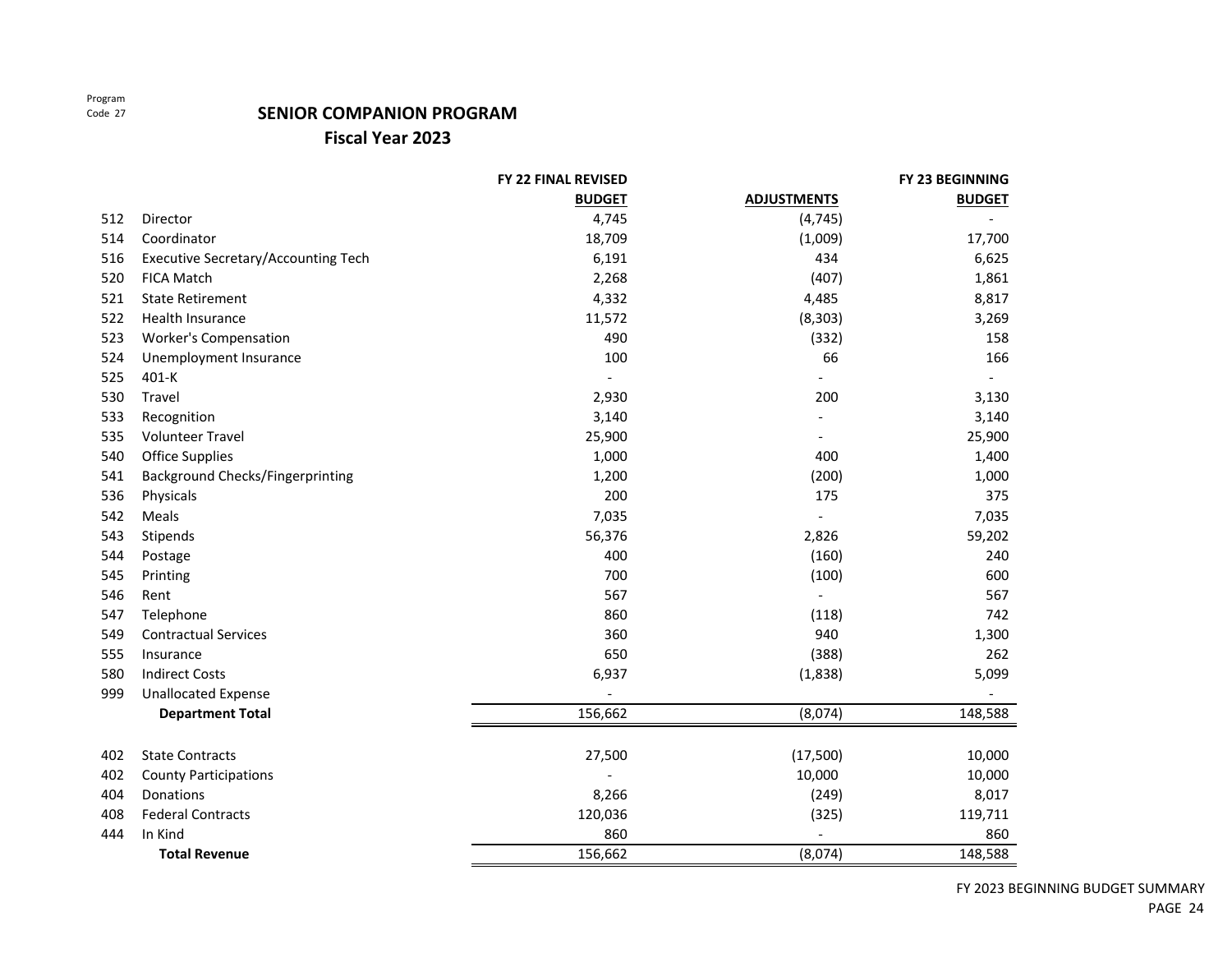Program Code 27

# SENIOR COMPANION PROGRAM
## Fiscal Year 2023

| | | FY 22 FINAL REVISED BUDGET | ADJUSTMENTS | FY 23 BEGINNING BUDGET |
|---|---|---|---|---|
| 512 | Director | 4,745 | (4,745) | - |
| 514 | Coordinator | 18,709 | (1,009) | 17,700 |
| 516 | Executive Secretary/Accounting Tech | 6,191 | 434 | 6,625 |
| 520 | FICA Match | 2,268 | (407) | 1,861 |
| 521 | State Retirement | 4,332 | 4,485 | 8,817 |
| 522 | Health Insurance | 11,572 | (8,303) | 3,269 |
| 523 | Worker's Compensation | 490 | (332) | 158 |
| 524 | Unemployment Insurance | 100 | 66 | 166 |
| 525 | 401-K | - | - | - |
| 530 | Travel | 2,930 | 200 | 3,130 |
| 533 | Recognition | 3,140 | - | 3,140 |
| 535 | Volunteer Travel | 25,900 | - | 25,900 |
| 540 | Office Supplies | 1,000 | 400 | 1,400 |
| 541 | Background Checks/Fingerprinting | 1,200 | (200) | 1,000 |
| 536 | Physicals | 200 | 175 | 375 |
| 542 | Meals | 7,035 | - | 7,035 |
| 543 | Stipends | 56,376 | 2,826 | 59,202 |
| 544 | Postage | 400 | (160) | 240 |
| 545 | Printing | 700 | (100) | 600 |
| 546 | Rent | 567 | - | 567 |
| 547 | Telephone | 860 | (118) | 742 |
| 549 | Contractual Services | 360 | 940 | 1,300 |
| 555 | Insurance | 650 | (388) | 262 |
| 580 | Indirect Costs | 6,937 | (1,838) | 5,099 |
| 999 | Unallocated Expense | - | | - |
| | **Department Total** | 156,662 | (8,074) | 148,588 |
| | | | | |
| 402 | State Contracts | 27,500 | (17,500) | 10,000 |
| 402 | County Participations | - | 10,000 | 10,000 |
| 404 | Donations | 8,266 | (249) | 8,017 |
| 408 | Federal Contracts | 120,036 | (325) | 119,711 |
| 444 | In Kind | 860 | - | 860 |
| | **Total Revenue** | 156,662 | (8,074) | 148,588 |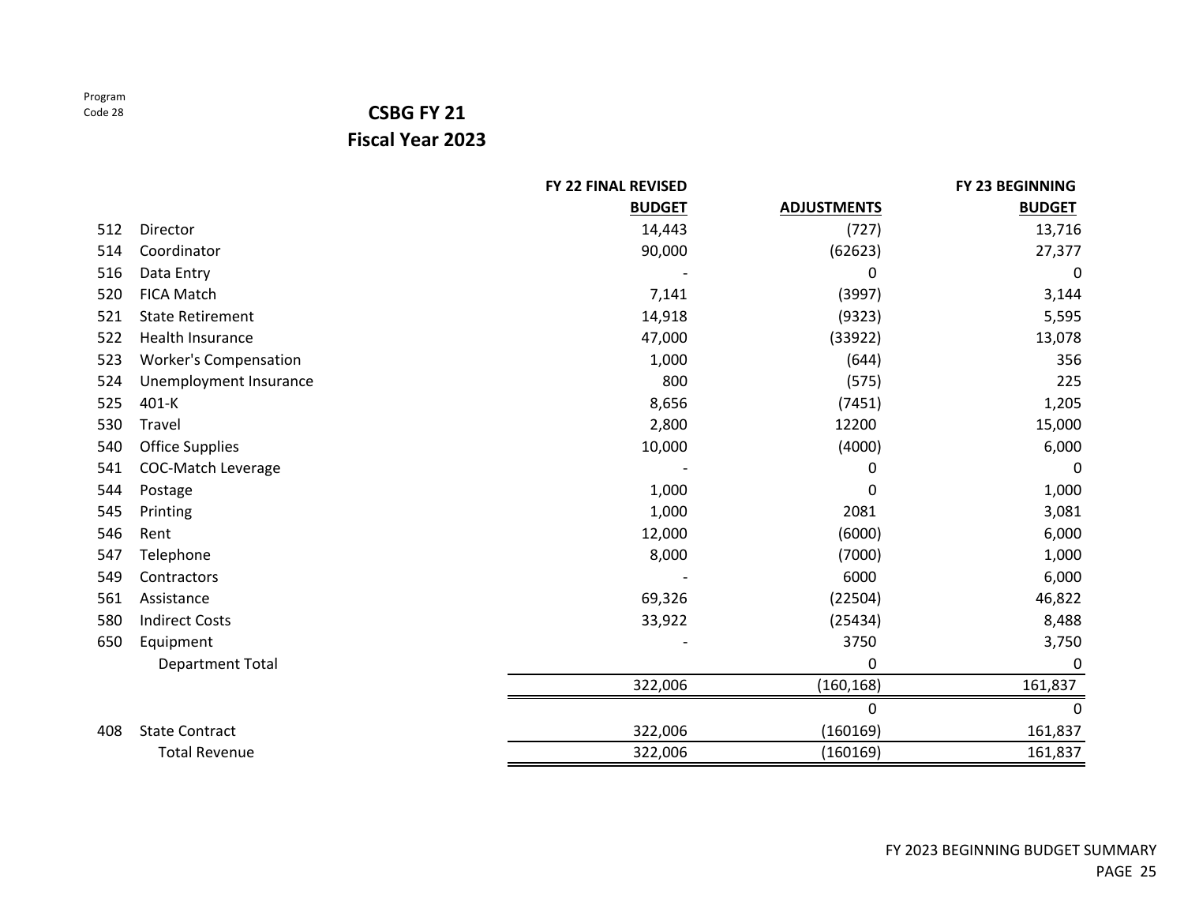Program
Code 28

# CSBG FY 21
## Fiscal Year 2023

| | | FY 22 FINAL REVISED BUDGET | ADJUSTMENTS | FY 23 BEGINNING BUDGET |
|---|---|---|---|---|
| 512 | Director | 14,443 | (727) | 13,716 |
| 514 | Coordinator | 90,000 | (62623) | 27,377 |
| 516 | Data Entry | - | 0 | 0 |
| 520 | FICA Match | 7,141 | (3997) | 3,144 |
| 521 | State Retirement | 14,918 | (9323) | 5,595 |
| 522 | Health Insurance | 47,000 | (33922) | 13,078 |
| 523 | Worker's Compensation | 1,000 | (644) | 356 |
| 524 | Unemployment Insurance | 800 | (575) | 225 |
| 525 | 401-K | 8,656 | (7451) | 1,205 |
| 530 | Travel | 2,800 | 12200 | 15,000 |
| 540 | Office Supplies | 10,000 | (4000) | 6,000 |
| 541 | COC-Match Leverage | - | 0 | 0 |
| 544 | Postage | 1,000 | 0 | 1,000 |
| 545 | Printing | 1,000 | 2081 | 3,081 |
| 546 | Rent | 12,000 | (6000) | 6,000 |
| 547 | Telephone | 8,000 | (7000) | 1,000 |
| 549 | Contractors | - | 6000 | 6,000 |
| 561 | Assistance | 69,326 | (22504) | 46,822 |
| 580 | Indirect Costs | 33,922 | (25434) | 8,488 |
| 650 | Equipment | - | 3750 | 3,750 |
| | Department Total | | 0 | 0 |
| | | 322,006 | (160,168) | 161,837 |
| | | | 0 | 0 |
| 408 | State Contract | 322,006 | (160169) | 161,837 |
| | Total Revenue | 322,006 | (160169) | 161,837 |

FY 2023 BEGINNING BUDGET SUMMARY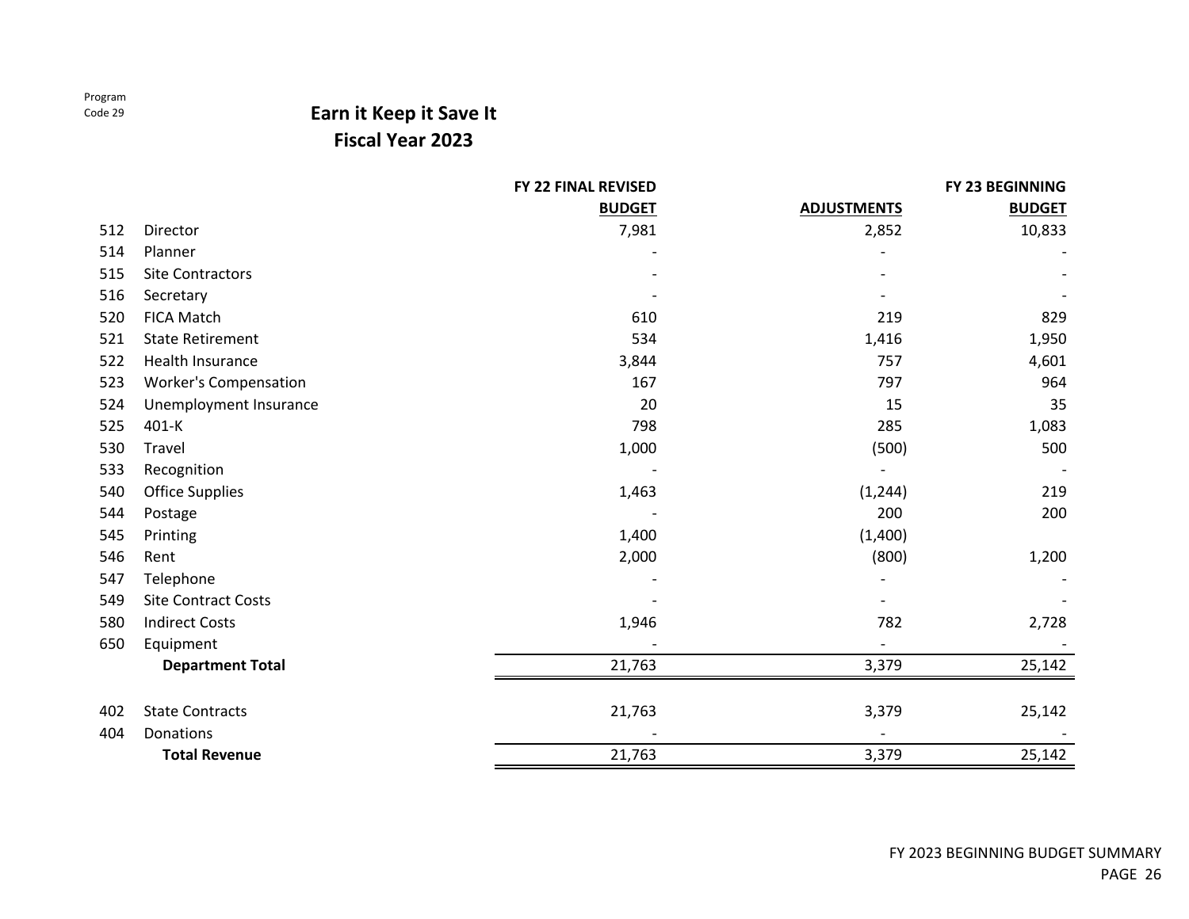Program Code 29

# Earn it Keep it Save It
## Fiscal Year 2023

| | | FY 22 FINAL REVISED BUDGET | ADJUSTMENTS | FY 23 BEGINNING BUDGET |
|---|---|---|---|---|
| 512 | Director | 7,981 | 2,852 | 10,833 |
| 514 | Planner | - | - | - |
| 515 | Site Contractors | - | - | - |
| 516 | Secretary | - | - | - |
| 520 | FICA Match | 610 | 219 | 829 |
| 521 | State Retirement | 534 | 1,416 | 1,950 |
| 522 | Health Insurance | 3,844 | 757 | 4,601 |
| 523 | Worker's Compensation | 167 | 797 | 964 |
| 524 | Unemployment Insurance | 20 | 15 | 35 |
| 525 | 401-K | 798 | 285 | 1,083 |
| 530 | Travel | 1,000 | (500) | 500 |
| 533 | Recognition | - | - | - |
| 540 | Office Supplies | 1,463 | (1,244) | 219 |
| 544 | Postage | - | 200 | 200 |
| 545 | Printing | 1,400 | (1,400) | |
| 546 | Rent | 2,000 | (800) | 1,200 |
| 547 | Telephone | - | - | - |
| 549 | Site Contract Costs | - | - | - |
| 580 | Indirect Costs | 1,946 | 782 | 2,728 |
| 650 | Equipment | - | - | - |
| | **Department Total** | 21,763 | 3,379 | 25,142 |
| | | | | |
| 402 | State Contracts | 21,763 | 3,379 | 25,142 |
| 404 | Donations | - | - | - |
| | **Total Revenue** | 21,763 | 3,379 | 25,142 |

FY 2023 BEGINNING BUDGET SUMMARY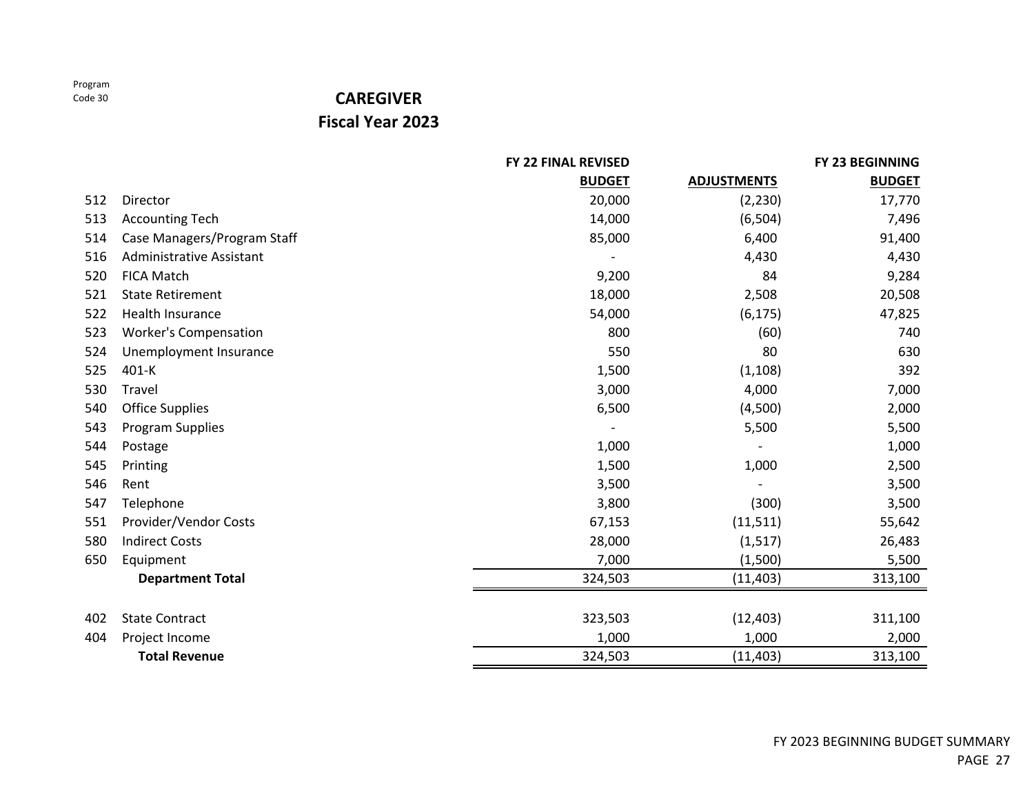Program Code 30

# CAREGIVER
## Fiscal Year 2023

| | | FY 22 FINAL REVISED BUDGET | ADJUSTMENTS | FY 23 BEGINNING BUDGET |
|---|---|---|---|---|
| 512 | Director | 20,000 | (2,230) | 17,770 |
| 513 | Accounting Tech | 14,000 | (6,504) | 7,496 |
| 514 | Case Managers/Program Staff | 85,000 | 6,400 | 91,400 |
| 516 | Administrative Assistant | - | 4,430 | 4,430 |
| 520 | FICA Match | 9,200 | 84 | 9,284 |
| 521 | State Retirement | 18,000 | 2,508 | 20,508 |
| 522 | Health Insurance | 54,000 | (6,175) | 47,825 |
| 523 | Worker's Compensation | 800 | (60) | 740 |
| 524 | Unemployment Insurance | 550 | 80 | 630 |
| 525 | 401-K | 1,500 | (1,108) | 392 |
| 530 | Travel | 3,000 | 4,000 | 7,000 |
| 540 | Office Supplies | 6,500 | (4,500) | 2,000 |
| 543 | Program Supplies | - | 5,500 | 5,500 |
| 544 | Postage | 1,000 | - | 1,000 |
| 545 | Printing | 1,500 | 1,000 | 2,500 |
| 546 | Rent | 3,500 | - | 3,500 |
| 547 | Telephone | 3,800 | (300) | 3,500 |
| 551 | Provider/Vendor Costs | 67,153 | (11,511) | 55,642 |
| 580 | Indirect Costs | 28,000 | (1,517) | 26,483 |
| 650 | Equipment | 7,000 | (1,500) | 5,500 |
| | **Department Total** | 324,503 | (11,403) | 313,100 |
| | | | | |
| 402 | State Contract | 323,503 | (12,403) | 311,100 |
| 404 | Project Income | 1,000 | 1,000 | 2,000 |
| | **Total Revenue** | 324,503 | (11,403) | 313,100 |

FY 2023 BEGINNING BUDGET SUMMARY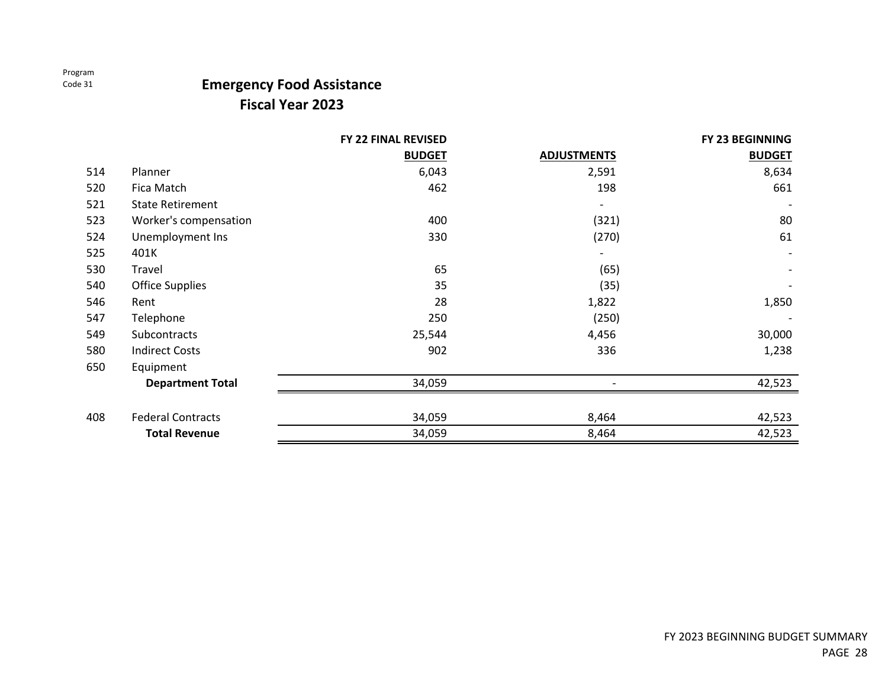Program
Code 31

# Emergency Food Assistance
## Fiscal Year 2023

| | | FY 22 FINAL REVISED BUDGET | ADJUSTMENTS | FY 23 BEGINNING BUDGET |
|---|---|---|---|---|
| 514 | Planner | 6,043 | 2,591 | 8,634 |
| 520 | Fica Match | 462 | 198 | 661 |
| 521 | State Retirement | | - | - |
| 523 | Worker's compensation | 400 | (321) | 80 |
| 524 | Unemployment Ins | 330 | (270) | 61 |
| 525 | 401K | | - | - |
| 530 | Travel | 65 | (65) | - |
| 540 | Office Supplies | 35 | (35) | - |
| 546 | Rent | 28 | 1,822 | 1,850 |
| 547 | Telephone | 250 | (250) | - |
| 549 | Subcontracts | 25,544 | 4,456 | 30,000 |
| 580 | Indirect Costs | 902 | 336 | 1,238 |
| 650 | Equipment | | | |
| | **Department Total** | 34,059 | - | 42,523 |
| | | | | |
| 408 | Federal Contracts | 34,059 | 8,464 | 42,523 |
| | **Total Revenue** | 34,059 | 8,464 | 42,523 |

FY 2023 BEGINNING BUDGET SUMMARY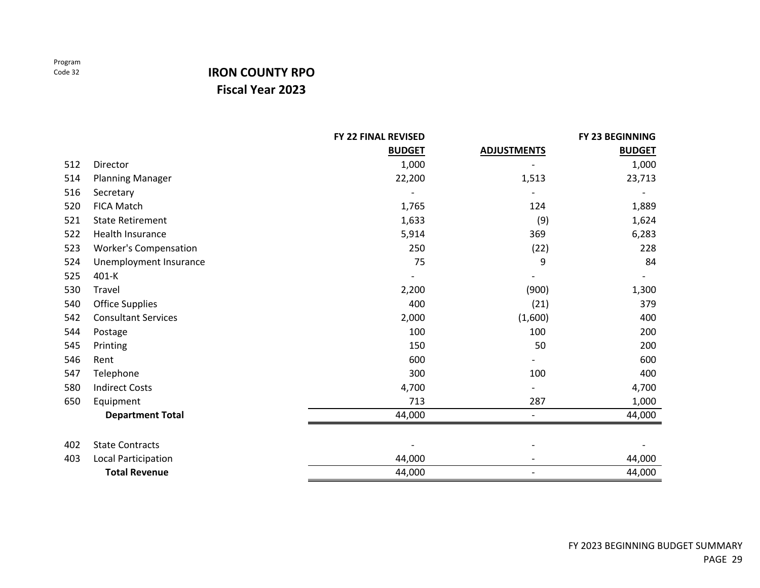Program Code 32

# IRON COUNTY RPO
## Fiscal Year 2023

| | | FY 22 FINAL REVISED BUDGET | ADJUSTMENTS | FY 23 BEGINNING BUDGET |
|---|---|---|---|---|
| 512 | Director | 1,000 | - | 1,000 |
| 514 | Planning Manager | 22,200 | 1,513 | 23,713 |
| 516 | Secretary | - | - | - |
| 520 | FICA Match | 1,765 | 124 | 1,889 |
| 521 | State Retirement | 1,633 | (9) | 1,624 |
| 522 | Health Insurance | 5,914 | 369 | 6,283 |
| 523 | Worker's Compensation | 250 | (22) | 228 |
| 524 | Unemployment Insurance | 75 | 9 | 84 |
| 525 | 401-K | - | - | - |
| 530 | Travel | 2,200 | (900) | 1,300 |
| 540 | Office Supplies | 400 | (21) | 379 |
| 542 | Consultant Services | 2,000 | (1,600) | 400 |
| 544 | Postage | 100 | 100 | 200 |
| 545 | Printing | 150 | 50 | 200 |
| 546 | Rent | 600 | - | 600 |
| 547 | Telephone | 300 | 100 | 400 |
| 580 | Indirect Costs | 4,700 | - | 4,700 |
| 650 | Equipment | 713 | 287 | 1,000 |
| | **Department Total** | 44,000 | - | 44,000 |
| | | | | |
| 402 | State Contracts | - | - | - |
| 403 | Local Participation | 44,000 | - | 44,000 |
| | **Total Revenue** | 44,000 | - | 44,000 |

FY 2023 BEGINNING BUDGET SUMMARY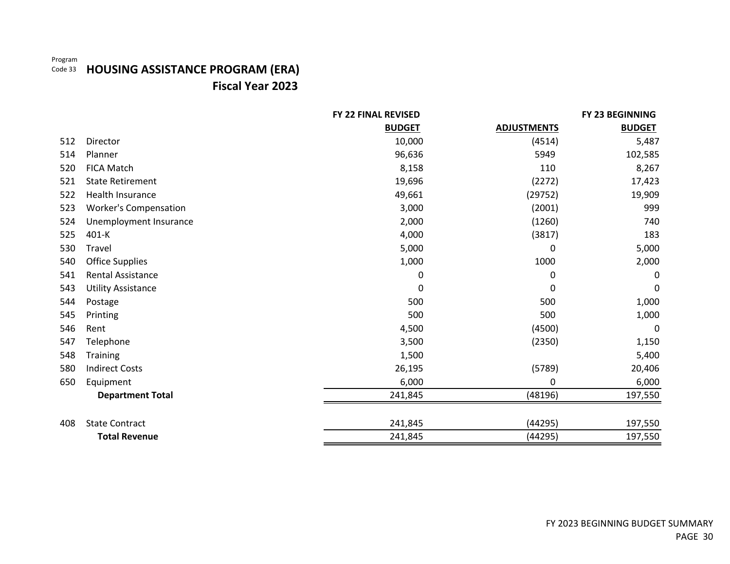Program Code 33

# HOUSING ASSISTANCE PROGRAM (ERA)

## Fiscal Year 2023

| | | FY 22 FINAL REVISED BUDGET | ADJUSTMENTS | FY 23 BEGINNING BUDGET |
|---|---|---|---|---|
| 512 | Director | 10,000 | (4514) | 5,487 |
| 514 | Planner | 96,636 | 5949 | 102,585 |
| 520 | FICA Match | 8,158 | 110 | 8,267 |
| 521 | State Retirement | 19,696 | (2272) | 17,423 |
| 522 | Health Insurance | 49,661 | (29752) | 19,909 |
| 523 | Worker's Compensation | 3,000 | (2001) | 999 |
| 524 | Unemployment Insurance | 2,000 | (1260) | 740 |
| 525 | 401-K | 4,000 | (3817) | 183 |
| 530 | Travel | 5,000 | 0 | 5,000 |
| 540 | Office Supplies | 1,000 | 1000 | 2,000 |
| 541 | Rental Assistance | 0 | 0 | 0 |
| 543 | Utility Assistance | 0 | 0 | 0 |
| 544 | Postage | 500 | 500 | 1,000 |
| 545 | Printing | 500 | 500 | 1,000 |
| 546 | Rent | 4,500 | (4500) | 0 |
| 547 | Telephone | 3,500 | (2350) | 1,150 |
| 548 | Training | 1,500 | | 5,400 |
| 580 | Indirect Costs | 26,195 | (5789) | 20,406 |
| 650 | Equipment | 6,000 | 0 | 6,000 |
| | **Department Total** | 241,845 | (48196) | 197,550 |
| | | | | |
| 408 | State Contract | 241,845 | (44295) | 197,550 |
| | **Total Revenue** | 241,845 | (44295) | 197,550 |

FY 2023 BEGINNING BUDGET SUMMARY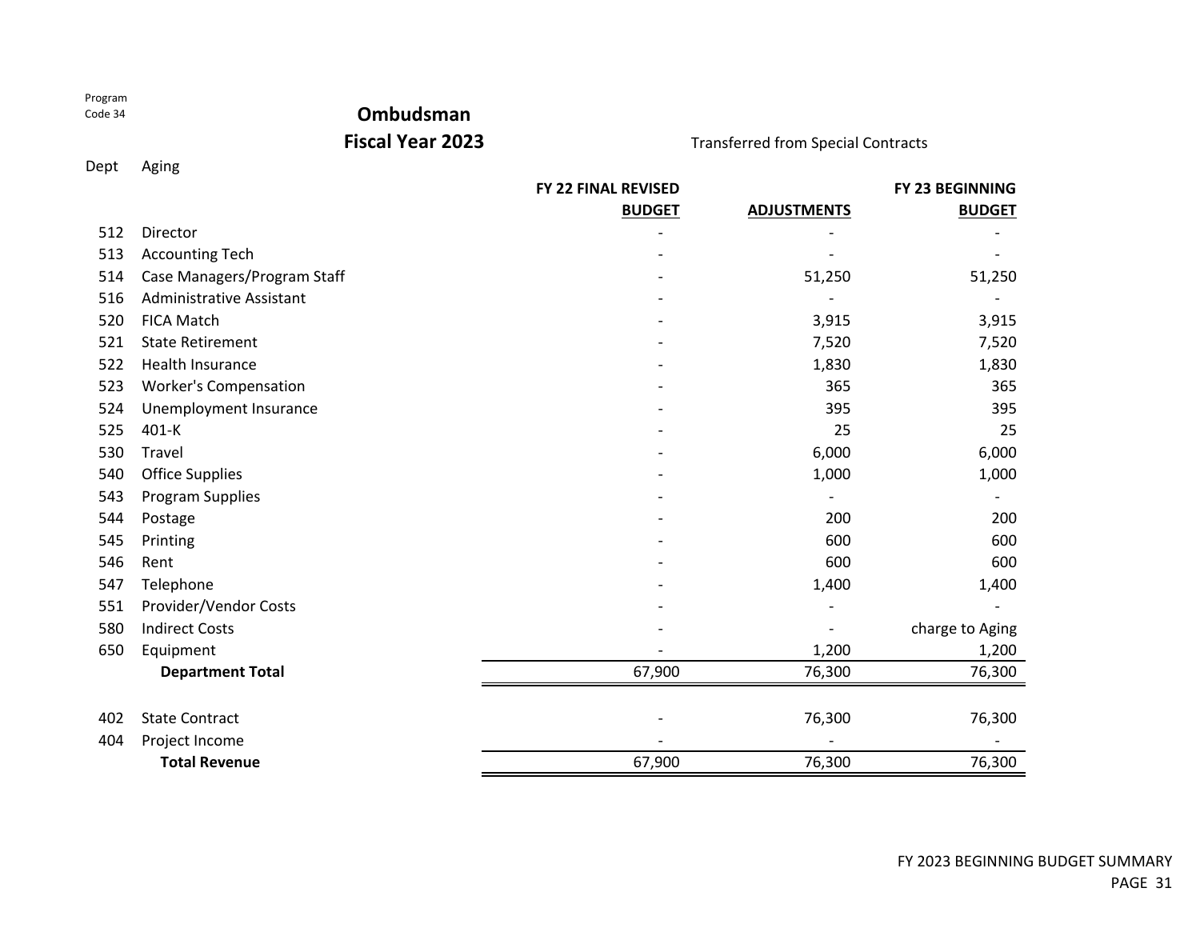Program Code 34

# Ombudsman

## Fiscal Year 2023

Transferred from Special Contracts

Dept Aging

| | | FY 22 FINAL REVISED BUDGET | ADJUSTMENTS | FY 23 BEGINNING BUDGET |
|---|---|---|---|---|
| 512 | Director | - | - | - |
| 513 | Accounting Tech | - | - | - |
| 514 | Case Managers/Program Staff | - | 51,250 | 51,250 |
| 516 | Administrative Assistant | - | - | - |
| 520 | FICA Match | - | 3,915 | 3,915 |
| 521 | State Retirement | - | 7,520 | 7,520 |
| 522 | Health Insurance | - | 1,830 | 1,830 |
| 523 | Worker's Compensation | - | 365 | 365 |
| 524 | Unemployment Insurance | - | 395 | 395 |
| 525 | 401-K | - | 25 | 25 |
| 530 | Travel | - | 6,000 | 6,000 |
| 540 | Office Supplies | - | 1,000 | 1,000 |
| 543 | Program Supplies | - | - | - |
| 544 | Postage | - | 200 | 200 |
| 545 | Printing | - | 600 | 600 |
| 546 | Rent | - | 600 | 600 |
| 547 | Telephone | - | 1,400 | 1,400 |
| 551 | Provider/Vendor Costs | - | - | - |
| 580 | Indirect Costs | - | - | charge to Aging |
| 650 | Equipment | - | 1,200 | 1,200 |
| | **Department Total** | 67,900 | 76,300 | 76,300 |
| | | | | |
| 402 | State Contract | - | 76,300 | 76,300 |
| 404 | Project Income | - | - | - |
| | **Total Revenue** | 67,900 | 76,300 | 76,300 |

FY 2023 BEGINNING BUDGET SUMMARY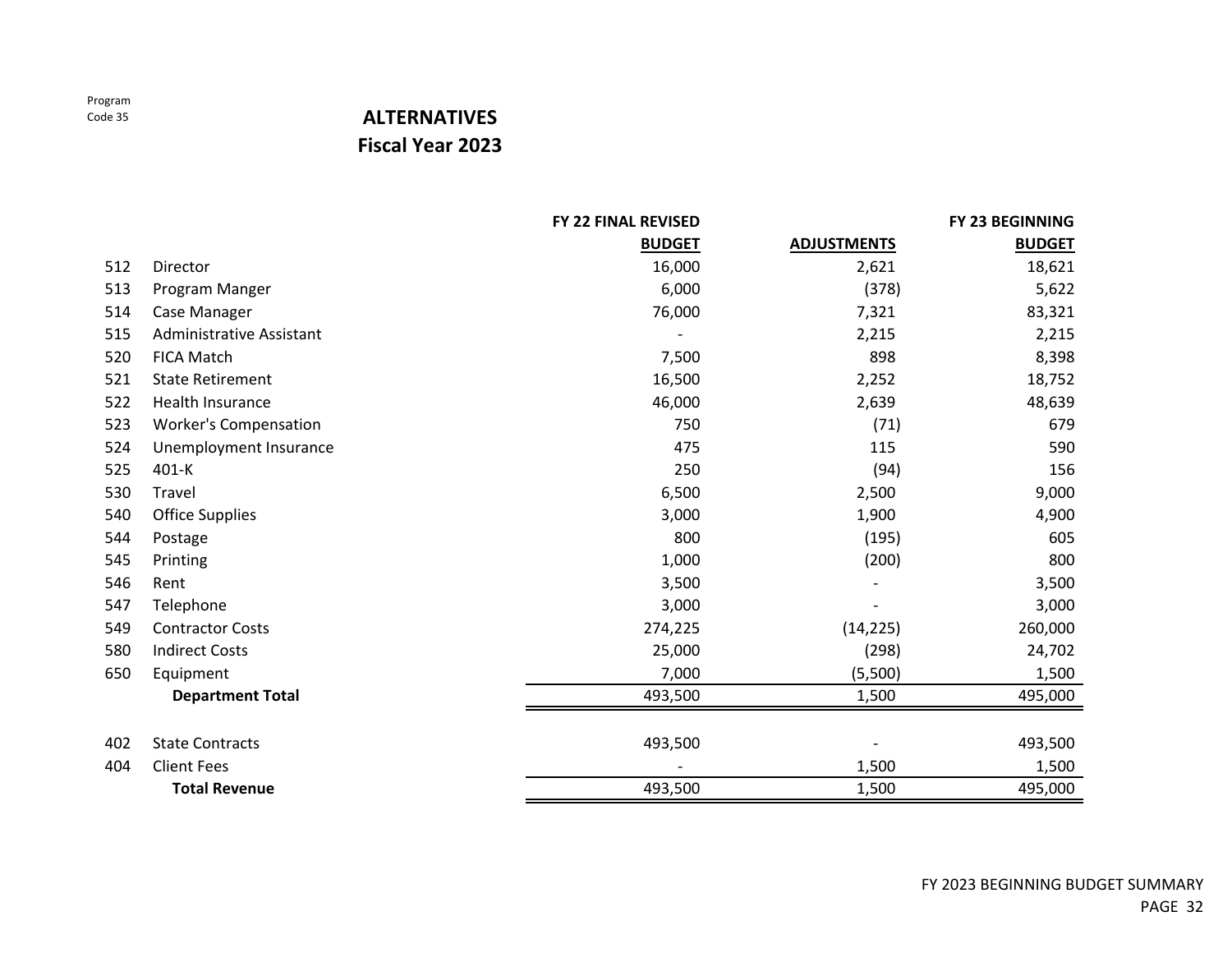Program Code 35

# ALTERNATIVES
## Fiscal Year 2023

| | | FY 22 FINAL REVISED BUDGET | ADJUSTMENTS | FY 23 BEGINNING BUDGET |
|---|---|---|---|---|
| 512 | Director | 16,000 | 2,621 | 18,621 |
| 513 | Program Manger | 6,000 | (378) | 5,622 |
| 514 | Case Manager | 76,000 | 7,321 | 83,321 |
| 515 | Administrative Assistant | - | 2,215 | 2,215 |
| 520 | FICA Match | 7,500 | 898 | 8,398 |
| 521 | State Retirement | 16,500 | 2,252 | 18,752 |
| 522 | Health Insurance | 46,000 | 2,639 | 48,639 |
| 523 | Worker's Compensation | 750 | (71) | 679 |
| 524 | Unemployment Insurance | 475 | 115 | 590 |
| 525 | 401-K | 250 | (94) | 156 |
| 530 | Travel | 6,500 | 2,500 | 9,000 |
| 540 | Office Supplies | 3,000 | 1,900 | 4,900 |
| 544 | Postage | 800 | (195) | 605 |
| 545 | Printing | 1,000 | (200) | 800 |
| 546 | Rent | 3,500 | - | 3,500 |
| 547 | Telephone | 3,000 | - | 3,000 |
| 549 | Contractor Costs | 274,225 | (14,225) | 260,000 |
| 580 | Indirect Costs | 25,000 | (298) | 24,702 |
| 650 | Equipment | 7,000 | (5,500) | 1,500 |
| | **Department Total** | 493,500 | 1,500 | 495,000 |
| | | | | |
| 402 | State Contracts | 493,500 | - | 493,500 |
| 404 | Client Fees | - | 1,500 | 1,500 |
| | **Total Revenue** | 493,500 | 1,500 | 495,000 |

FY 2023 BEGINNING BUDGET SUMMARY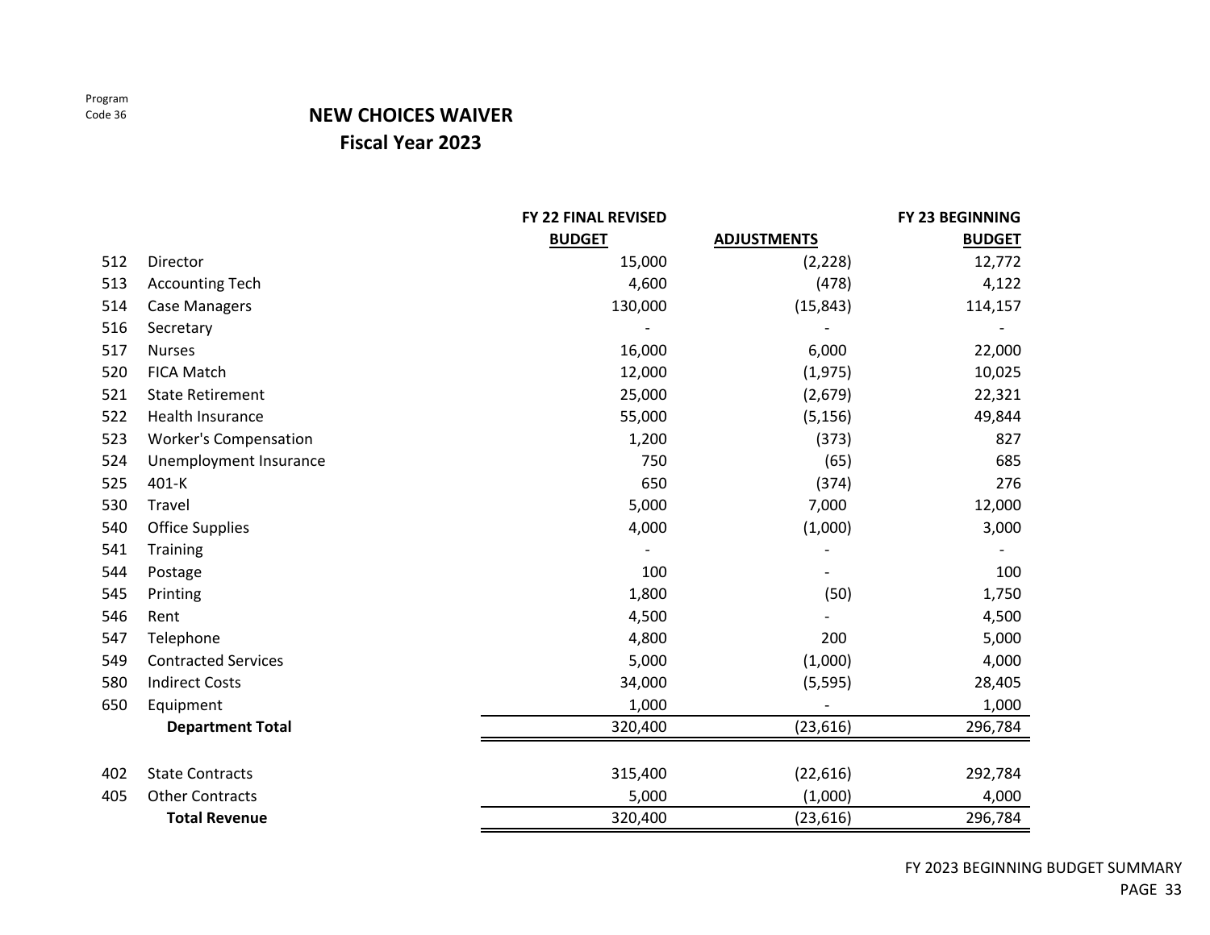Program
Code 36

# NEW CHOICES WAIVER
## Fiscal Year 2023

| | | FY 22 FINAL REVISED BUDGET | ADJUSTMENTS | FY 23 BEGINNING BUDGET |
|---|---|---|---|---|
| 512 | Director | 15,000 | (2,228) | 12,772 |
| 513 | Accounting Tech | 4,600 | (478) | 4,122 |
| 514 | Case Managers | 130,000 | (15,843) | 114,157 |
| 516 | Secretary | - | - | - |
| 517 | Nurses | 16,000 | 6,000 | 22,000 |
| 520 | FICA Match | 12,000 | (1,975) | 10,025 |
| 521 | State Retirement | 25,000 | (2,679) | 22,321 |
| 522 | Health Insurance | 55,000 | (5,156) | 49,844 |
| 523 | Worker's Compensation | 1,200 | (373) | 827 |
| 524 | Unemployment Insurance | 750 | (65) | 685 |
| 525 | 401-K | 650 | (374) | 276 |
| 530 | Travel | 5,000 | 7,000 | 12,000 |
| 540 | Office Supplies | 4,000 | (1,000) | 3,000 |
| 541 | Training | - | - | - |
| 544 | Postage | 100 | - | 100 |
| 545 | Printing | 1,800 | (50) | 1,750 |
| 546 | Rent | 4,500 | - | 4,500 |
| 547 | Telephone | 4,800 | 200 | 5,000 |
| 549 | Contracted Services | 5,000 | (1,000) | 4,000 |
| 580 | Indirect Costs | 34,000 | (5,595) | 28,405 |
| 650 | Equipment | 1,000 | - | 1,000 |
| | **Department Total** | 320,400 | (23,616) | 296,784 |
| | | | | |
| 402 | State Contracts | 315,400 | (22,616) | 292,784 |
| 405 | Other Contracts | 5,000 | (1,000) | 4,000 |
| | **Total Revenue** | 320,400 | (23,616) | 296,784 |

FY 2023 BEGINNING BUDGET SUMMARY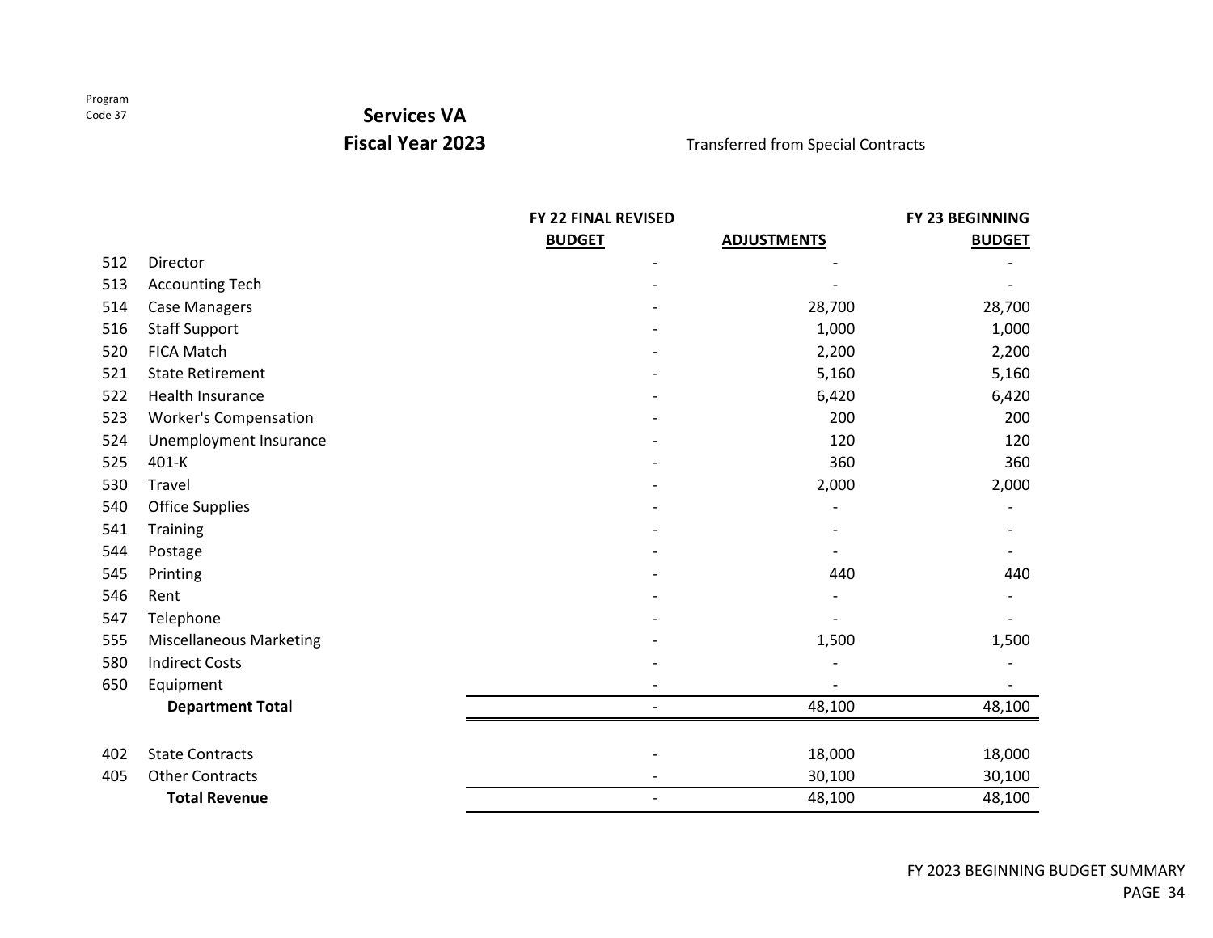Program
Code 37

# Services VA
## Fiscal Year 2023

Transferred from Special Contracts

| | | FY 22 FINAL REVISED BUDGET | ADJUSTMENTS | FY 23 BEGINNING BUDGET |
|---|---|---|---|---|
| 512 | Director | - | - | - |
| 513 | Accounting Tech | - | - | - |
| 514 | Case Managers | - | 28,700 | 28,700 |
| 516 | Staff Support | - | 1,000 | 1,000 |
| 520 | FICA Match | - | 2,200 | 2,200 |
| 521 | State Retirement | - | 5,160 | 5,160 |
| 522 | Health Insurance | - | 6,420 | 6,420 |
| 523 | Worker's Compensation | - | 200 | 200 |
| 524 | Unemployment Insurance | - | 120 | 120 |
| 525 | 401-K | - | 360 | 360 |
| 530 | Travel | - | 2,000 | 2,000 |
| 540 | Office Supplies | - | - | - |
| 541 | Training | - | - | - |
| 544 | Postage | - | - | - |
| 545 | Printing | - | 440 | 440 |
| 546 | Rent | - | - | - |
| 547 | Telephone | - | - | - |
| 555 | Miscellaneous Marketing | - | 1,500 | 1,500 |
| 580 | Indirect Costs | - | - | - |
| 650 | Equipment | - | - | - |
| | **Department Total** | - | 48,100 | 48,100 |
| | | | | |
| 402 | State Contracts | - | 18,000 | 18,000 |
| 405 | Other Contracts | - | 30,100 | 30,100 |
| | **Total Revenue** | - | 48,100 | 48,100 |

FY 2023 BEGINNING BUDGET SUMMARY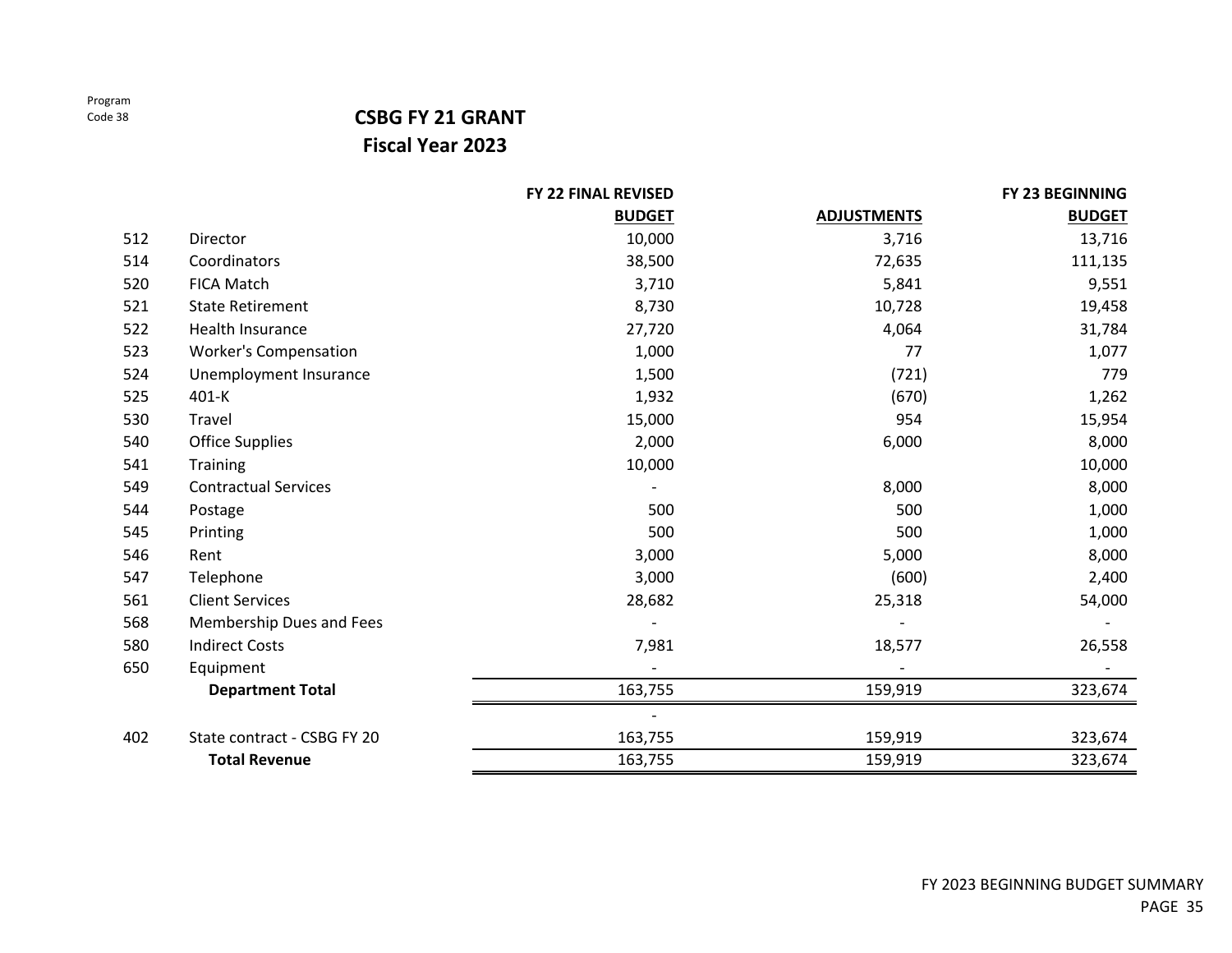Program
Code 38

# CSBG FY 21 GRANT
## Fiscal Year 2023

| | | FY 22 FINAL REVISED BUDGET | ADJUSTMENTS | FY 23 BEGINNING BUDGET |
|---|---|---|---|---|
| 512 | Director | 10,000 | 3,716 | 13,716 |
| 514 | Coordinators | 38,500 | 72,635 | 111,135 |
| 520 | FICA Match | 3,710 | 5,841 | 9,551 |
| 521 | State Retirement | 8,730 | 10,728 | 19,458 |
| 522 | Health Insurance | 27,720 | 4,064 | 31,784 |
| 523 | Worker's Compensation | 1,000 | 77 | 1,077 |
| 524 | Unemployment Insurance | 1,500 | (721) | 779 |
| 525 | 401-K | 1,932 | (670) | 1,262 |
| 530 | Travel | 15,000 | 954 | 15,954 |
| 540 | Office Supplies | 2,000 | 6,000 | 8,000 |
| 541 | Training | 10,000 | | 10,000 |
| 549 | Contractual Services | - | 8,000 | 8,000 |
| 544 | Postage | 500 | 500 | 1,000 |
| 545 | Printing | 500 | 500 | 1,000 |
| 546 | Rent | 3,000 | 5,000 | 8,000 |
| 547 | Telephone | 3,000 | (600) | 2,400 |
| 561 | Client Services | 28,682 | 25,318 | 54,000 |
| 568 | Membership Dues and Fees | - | - | - |
| 580 | Indirect Costs | 7,981 | 18,577 | 26,558 |
| 650 | Equipment | - | - | - |
| | **Department Total** | 163,755 | 159,919 | 323,674 |
| | | - | | |
| 402 | State contract - CSBG FY 20 | 163,755 | 159,919 | 323,674 |
| | **Total Revenue** | 163,755 | 159,919 | 323,674 |

FY 2023 BEGINNING BUDGET SUMMARY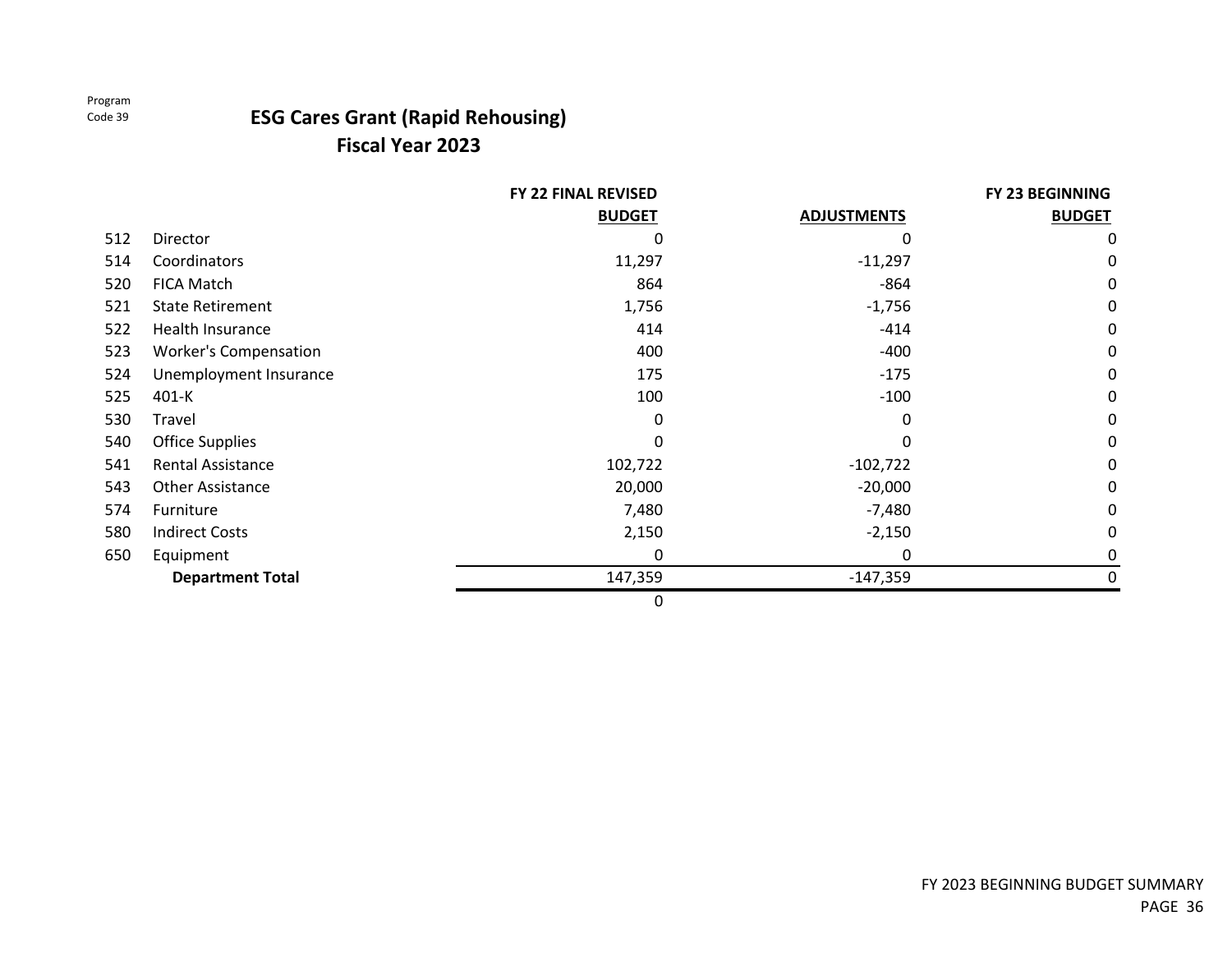Program
Code 39

# ESG Cares Grant (Rapid Rehousing)
## Fiscal Year 2023

| | | FY 22 FINAL REVISED BUDGET | ADJUSTMENTS | FY 23 BEGINNING BUDGET |
|---|---|---|---|---|
| 512 | Director | 0 | 0 | 0 |
| 514 | Coordinators | 11,297 | -11,297 | 0 |
| 520 | FICA Match | 864 | -864 | 0 |
| 521 | State Retirement | 1,756 | -1,756 | 0 |
| 522 | Health Insurance | 414 | -414 | 0 |
| 523 | Worker's Compensation | 400 | -400 | 0 |
| 524 | Unemployment Insurance | 175 | -175 | 0 |
| 525 | 401-K | 100 | -100 | 0 |
| 530 | Travel | 0 | 0 | 0 |
| 540 | Office Supplies | 0 | 0 | 0 |
| 541 | Rental Assistance | 102,722 | -102,722 | 0 |
| 543 | Other Assistance | 20,000 | -20,000 | 0 |
| 574 | Furniture | 7,480 | -7,480 | 0 |
| 580 | Indirect Costs | 2,150 | -2,150 | 0 |
| 650 | Equipment | 0 | 0 | 0 |
| | **Department Total** | 147,359 | -147,359 | 0 |
| | | 0 | | |

FY 2023 BEGINNING BUDGET SUMMARY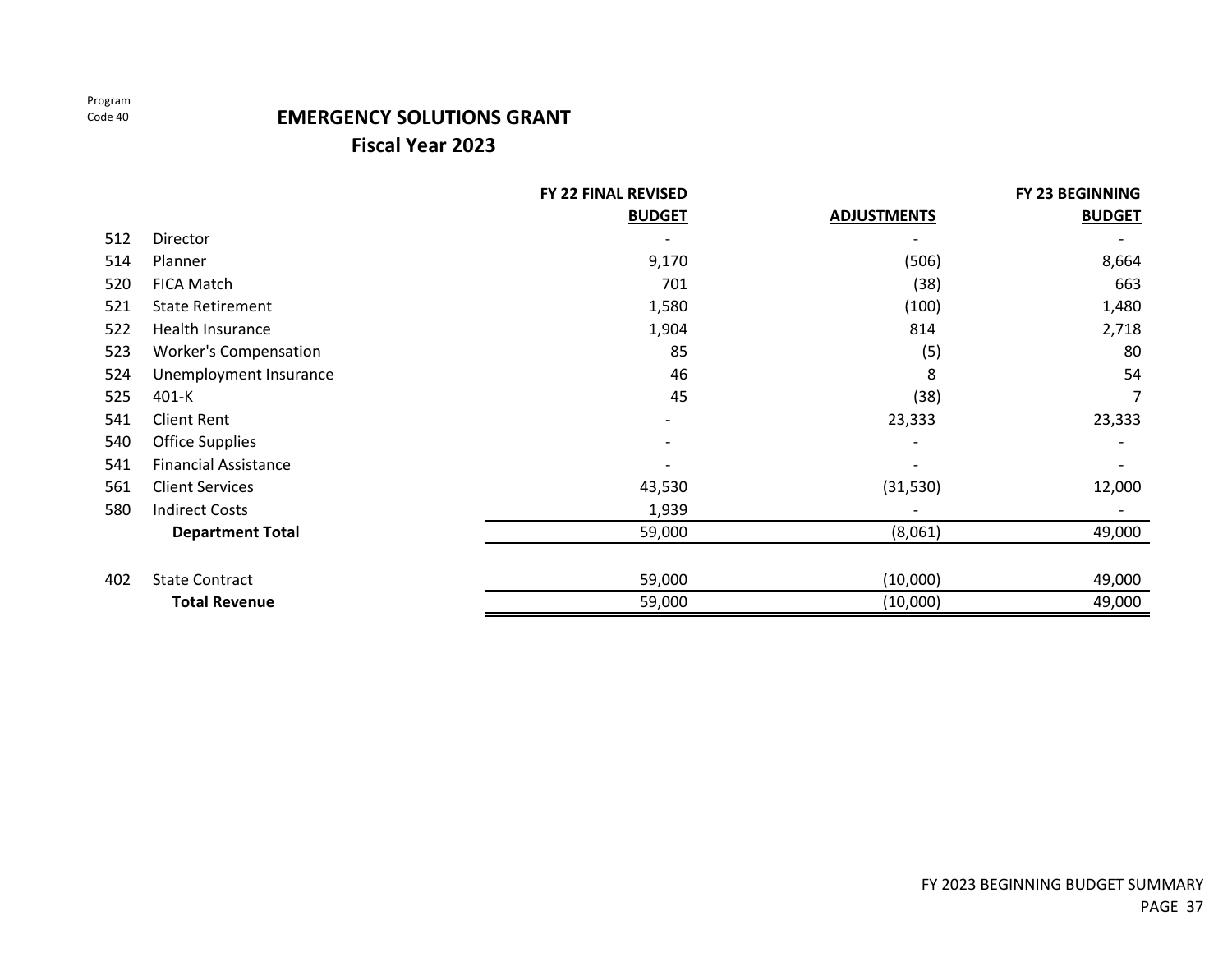Program Code 40

# EMERGENCY SOLUTIONS GRANT

## Fiscal Year 2023

| | | FY 22 FINAL REVISED BUDGET | ADJUSTMENTS | FY 23 BEGINNING BUDGET |
|---|---|---|---|---|
| 512 | Director | - | - | - |
| 514 | Planner | 9,170 | (506) | 8,664 |
| 520 | FICA Match | 701 | (38) | 663 |
| 521 | State Retirement | 1,580 | (100) | 1,480 |
| 522 | Health Insurance | 1,904 | 814 | 2,718 |
| 523 | Worker's Compensation | 85 | (5) | 80 |
| 524 | Unemployment Insurance | 46 | 8 | 54 |
| 525 | 401-K | 45 | (38) | 7 |
| 541 | Client Rent | - | 23,333 | 23,333 |
| 540 | Office Supplies | - | - | - |
| 541 | Financial Assistance | - | - | - |
| 561 | Client Services | 43,530 | (31,530) | 12,000 |
| 580 | Indirect Costs | 1,939 | - | - |
| | **Department Total** | 59,000 | (8,061) | 49,000 |
| | | | | |
| 402 | State Contract | 59,000 | (10,000) | 49,000 |
| | **Total Revenue** | 59,000 | (10,000) | 49,000 |

FY 2023 BEGINNING BUDGET SUMMARY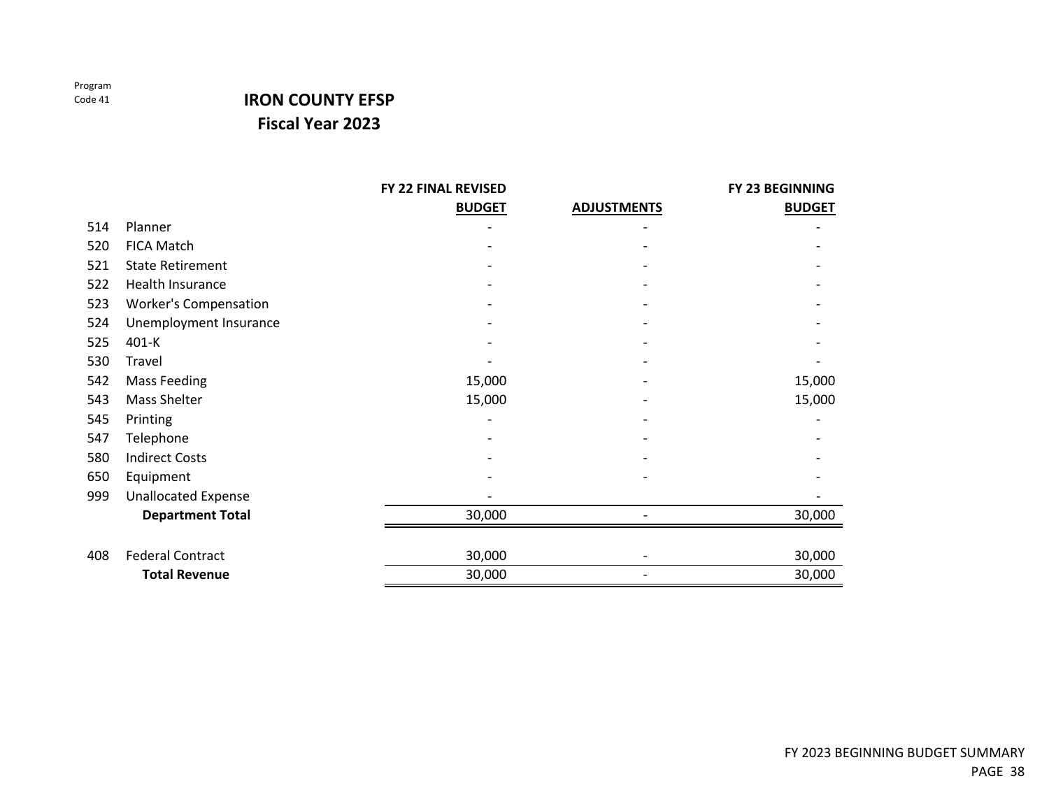Program
Code 41

# IRON COUNTY EFSP
## Fiscal Year 2023

| | | FY 22 FINAL REVISED BUDGET | ADJUSTMENTS | FY 23 BEGINNING BUDGET |
|---|---|---|---|---|
| 514 | Planner | - | - | - |
| 520 | FICA Match | - | - | - |
| 521 | State Retirement | - | - | - |
| 522 | Health Insurance | - | - | - |
| 523 | Worker's Compensation | - | - | - |
| 524 | Unemployment Insurance | - | - | - |
| 525 | 401-K | - | - | - |
| 530 | Travel | - | - | - |
| 542 | Mass Feeding | 15,000 | - | 15,000 |
| 543 | Mass Shelter | 15,000 | - | 15,000 |
| 545 | Printing | - | - | - |
| 547 | Telephone | - | - | - |
| 580 | Indirect Costs | - | - | - |
| 650 | Equipment | - | - | - |
| 999 | Unallocated Expense | - | | - |
| | **Department Total** | 30,000 | - | 30,000 |
| | | | | |
| 408 | Federal Contract | 30,000 | - | 30,000 |
| | **Total Revenue** | 30,000 | - | 30,000 |

FY 2023 BEGINNING BUDGET SUMMARY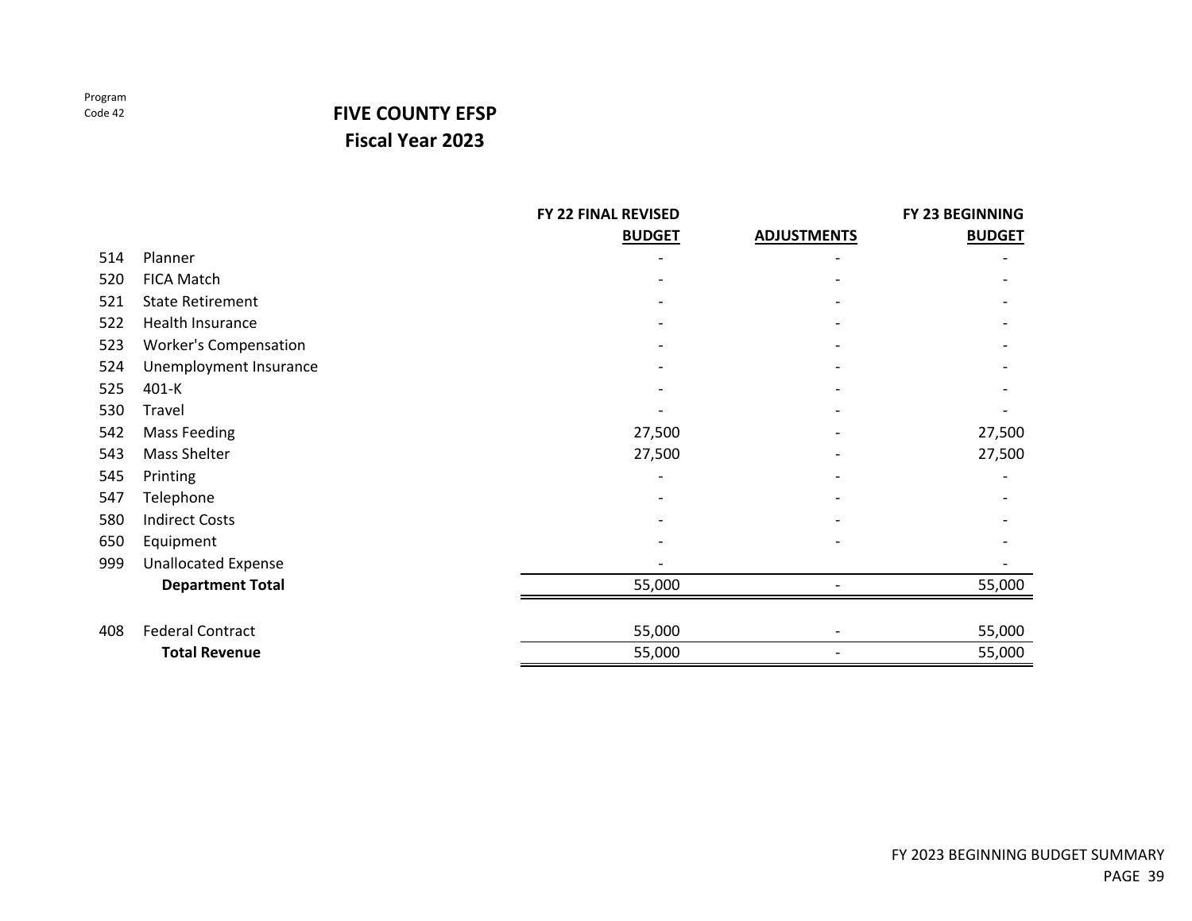Program Code 42

# FIVE COUNTY EFSP
## Fiscal Year 2023

| | | FY 22 FINAL REVISED BUDGET | ADJUSTMENTS | FY 23 BEGINNING BUDGET |
|---|---|---|---|---|
| 514 | Planner | - | - | - |
| 520 | FICA Match | - | - | - |
| 521 | State Retirement | - | - | - |
| 522 | Health Insurance | - | - | - |
| 523 | Worker's Compensation | - | - | - |
| 524 | Unemployment Insurance | - | - | - |
| 525 | 401-K | - | - | - |
| 530 | Travel | - | - | - |
| 542 | Mass Feeding | 27,500 | - | 27,500 |
| 543 | Mass Shelter | 27,500 | - | 27,500 |
| 545 | Printing | - | - | - |
| 547 | Telephone | - | - | - |
| 580 | Indirect Costs | - | - | - |
| 650 | Equipment | - | - | - |
| 999 | Unallocated Expense | - | | - |
| | **Department Total** | 55,000 | - | 55,000 |
| | | | | |
| 408 | Federal Contract | 55,000 | - | 55,000 |
| | **Total Revenue** | 55,000 | - | 55,000 |

FY 2023 BEGINNING BUDGET SUMMARY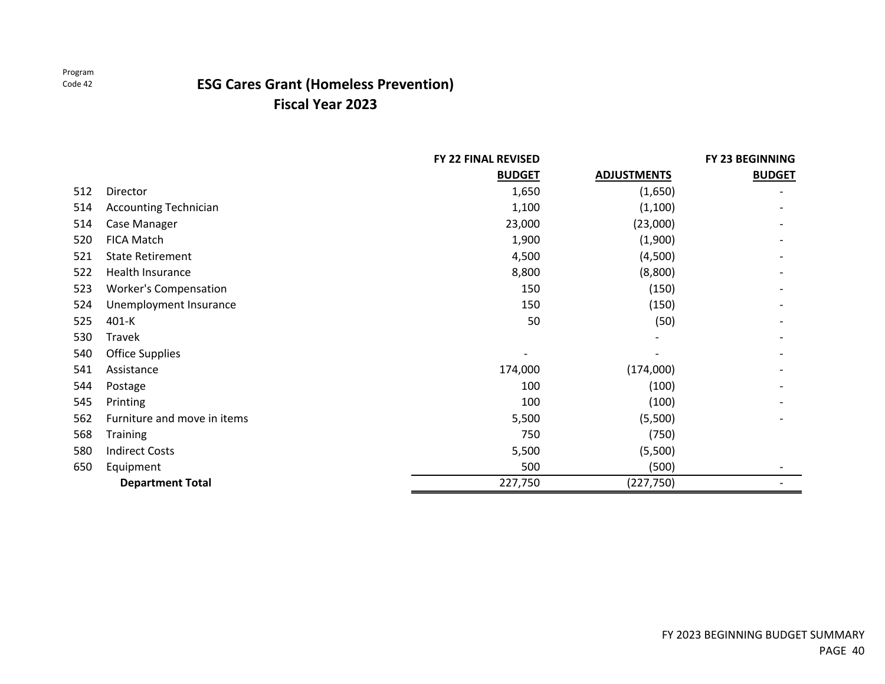Program Code 42

# ESG Cares Grant (Homeless Prevention)
## Fiscal Year 2023

| | | FY 22 FINAL REVISED BUDGET | ADJUSTMENTS | FY 23 BEGINNING BUDGET |
|---|---|---|---|---|
| 512 | Director | 1,650 | (1,650) | - |
| 514 | Accounting Technician | 1,100 | (1,100) | - |
| 514 | Case Manager | 23,000 | (23,000) | - |
| 520 | FICA Match | 1,900 | (1,900) | - |
| 521 | State Retirement | 4,500 | (4,500) | - |
| 522 | Health Insurance | 8,800 | (8,800) | - |
| 523 | Worker's Compensation | 150 | (150) | - |
| 524 | Unemployment Insurance | 150 | (150) | - |
| 525 | 401-K | 50 | (50) | - |
| 530 | Travek | | - | - |
| 540 | Office Supplies | - | - | - |
| 541 | Assistance | 174,000 | (174,000) | - |
| 544 | Postage | 100 | (100) | - |
| 545 | Printing | 100 | (100) | - |
| 562 | Furniture and move in items | 5,500 | (5,500) | - |
| 568 | Training | 750 | (750) | |
| 580 | Indirect Costs | 5,500 | (5,500) | |
| 650 | Equipment | 500 | (500) | - |
| | **Department Total** | 227,750 | (227,750) | - |

FY 2023 BEGINNING BUDGET SUMMARY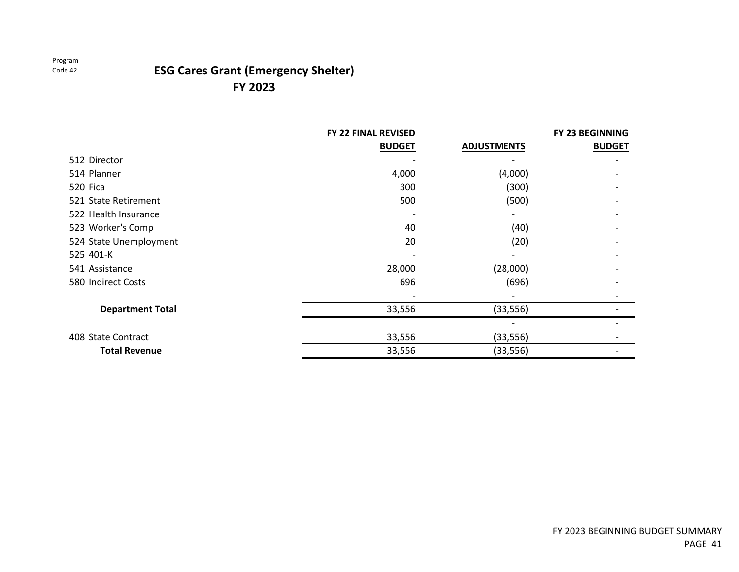Program Code 42

# ESG Cares Grant (Emergency Shelter)
## FY 2023

| | FY 22 FINAL REVISED BUDGET | ADJUSTMENTS | FY 23 BEGINNING BUDGET |
|---|---|---|---|
| 512 Director | - | - | - |
| 514 Planner | 4,000 | (4,000) | - |
| 520 Fica | 300 | (300) | - |
| 521 State Retirement | 500 | (500) | - |
| 522 Health Insurance | - | - | - |
| 523 Worker's Comp | 40 | (40) | - |
| 524 State Unemployment | 20 | (20) | - |
| 525 401-K | - | - | - |
| 541 Assistance | 28,000 | (28,000) | - |
| 580 Indirect Costs | 696 | (696) | - |
| | - | - | - |
| **Department Total** | 33,556 | (33,556) | - |
| | | - | - |
| 408 State Contract | 33,556 | (33,556) | - |
| **Total Revenue** | 33,556 | (33,556) | - |

FY 2023 BEGINNING BUDGET SUMMARY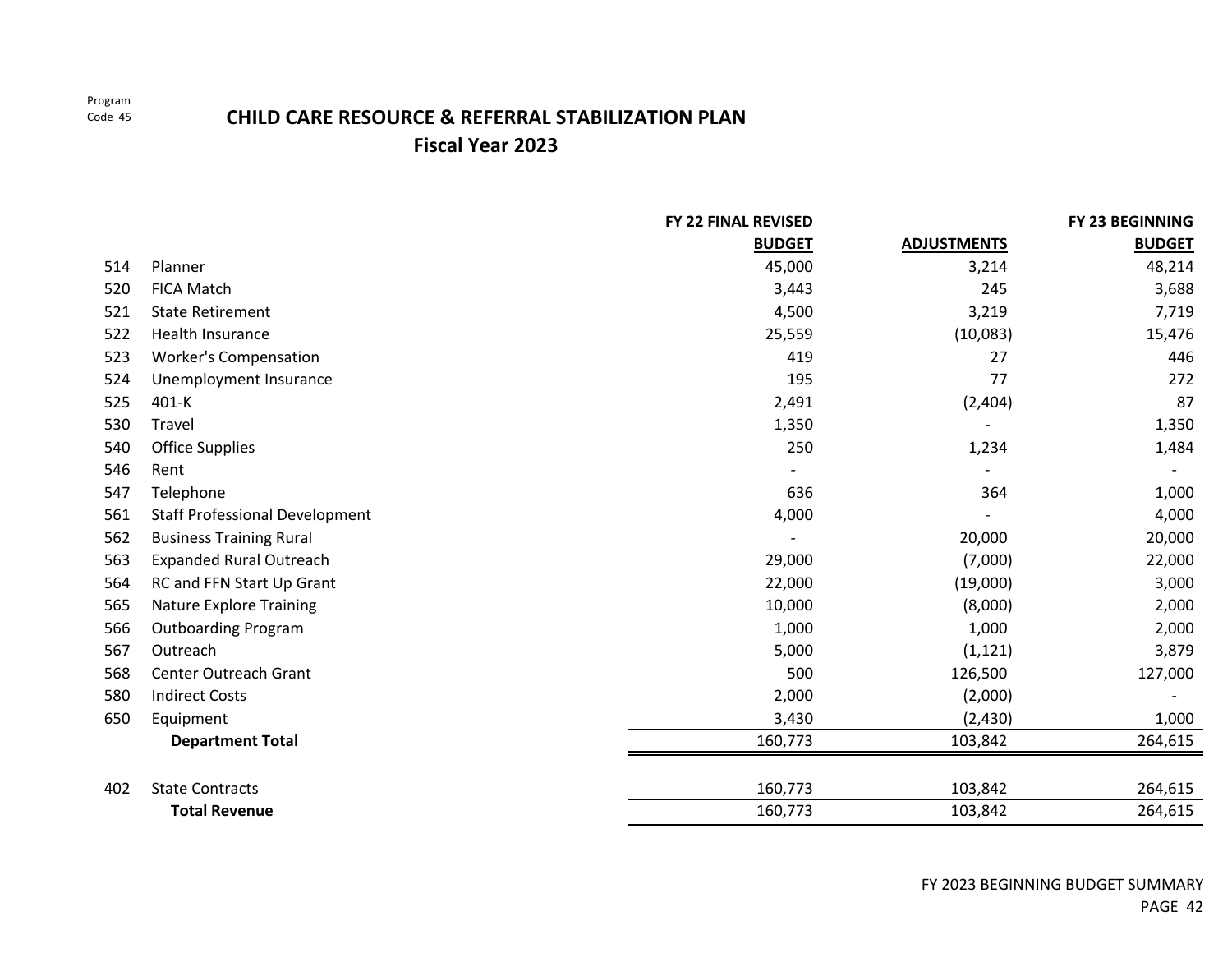Program Code 45

# CHILD CARE RESOURCE & REFERRAL STABILIZATION PLAN
## Fiscal Year 2023

| | | FY 22 FINAL REVISED BUDGET | ADJUSTMENTS | FY 23 BEGINNING BUDGET |
|---|---|---|---|---|
| 514 | Planner | 45,000 | 3,214 | 48,214 |
| 520 | FICA Match | 3,443 | 245 | 3,688 |
| 521 | State Retirement | 4,500 | 3,219 | 7,719 |
| 522 | Health Insurance | 25,559 | (10,083) | 15,476 |
| 523 | Worker's Compensation | 419 | 27 | 446 |
| 524 | Unemployment Insurance | 195 | 77 | 272 |
| 525 | 401-K | 2,491 | (2,404) | 87 |
| 530 | Travel | 1,350 | - | 1,350 |
| 540 | Office Supplies | 250 | 1,234 | 1,484 |
| 546 | Rent | - | - | - |
| 547 | Telephone | 636 | 364 | 1,000 |
| 561 | Staff Professional Development | 4,000 | - | 4,000 |
| 562 | Business Training Rural | - | 20,000 | 20,000 |
| 563 | Expanded Rural Outreach | 29,000 | (7,000) | 22,000 |
| 564 | RC and FFN Start Up Grant | 22,000 | (19,000) | 3,000 |
| 565 | Nature Explore Training | 10,000 | (8,000) | 2,000 |
| 566 | Outboarding Program | 1,000 | 1,000 | 2,000 |
| 567 | Outreach | 5,000 | (1,121) | 3,879 |
| 568 | Center Outreach Grant | 500 | 126,500 | 127,000 |
| 580 | Indirect Costs | 2,000 | (2,000) | - |
| 650 | Equipment | 3,430 | (2,430) | 1,000 |
| | **Department Total** | 160,773 | 103,842 | 264,615 |
| | | | | |
| 402 | State Contracts | 160,773 | 103,842 | 264,615 |
| | **Total Revenue** | 160,773 | 103,842 | 264,615 |

FY 2023 BEGINNING BUDGET SUMMARY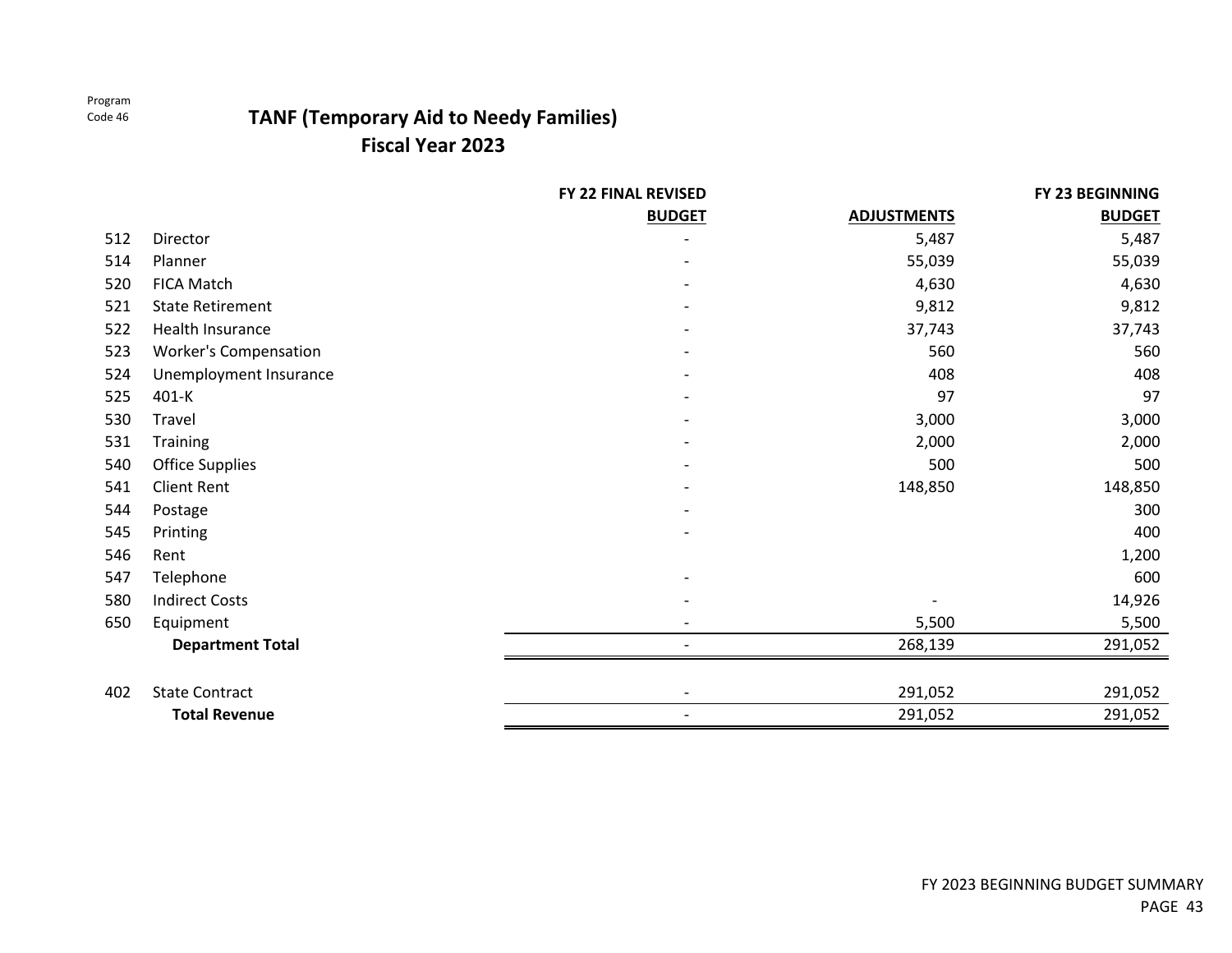Program Code 46

# TANF (Temporary Aid to Needy Families)
## Fiscal Year 2023

| | | FY 22 FINAL REVISED BUDGET | ADJUSTMENTS | FY 23 BEGINNING BUDGET |
|---|---|---|---|---|
| 512 | Director | - | 5,487 | 5,487 |
| 514 | Planner | - | 55,039 | 55,039 |
| 520 | FICA Match | - | 4,630 | 4,630 |
| 521 | State Retirement | - | 9,812 | 9,812 |
| 522 | Health Insurance | - | 37,743 | 37,743 |
| 523 | Worker's Compensation | - | 560 | 560 |
| 524 | Unemployment Insurance | - | 408 | 408 |
| 525 | 401-K | - | 97 | 97 |
| 530 | Travel | - | 3,000 | 3,000 |
| 531 | Training | - | 2,000 | 2,000 |
| 540 | Office Supplies | - | 500 | 500 |
| 541 | Client Rent | - | 148,850 | 148,850 |
| 544 | Postage | - | | 300 |
| 545 | Printing | - | | 400 |
| 546 | Rent | | | 1,200 |
| 547 | Telephone | - | | 600 |
| 580 | Indirect Costs | - | - | 14,926 |
| 650 | Equipment | - | 5,500 | 5,500 |
| | **Department Total** | - | 268,139 | 291,052 |
| | | | | |
| 402 | State Contract | - | 291,052 | 291,052 |
| | **Total Revenue** | - | 291,052 | 291,052 |

FY 2023 BEGINNING BUDGET SUMMARY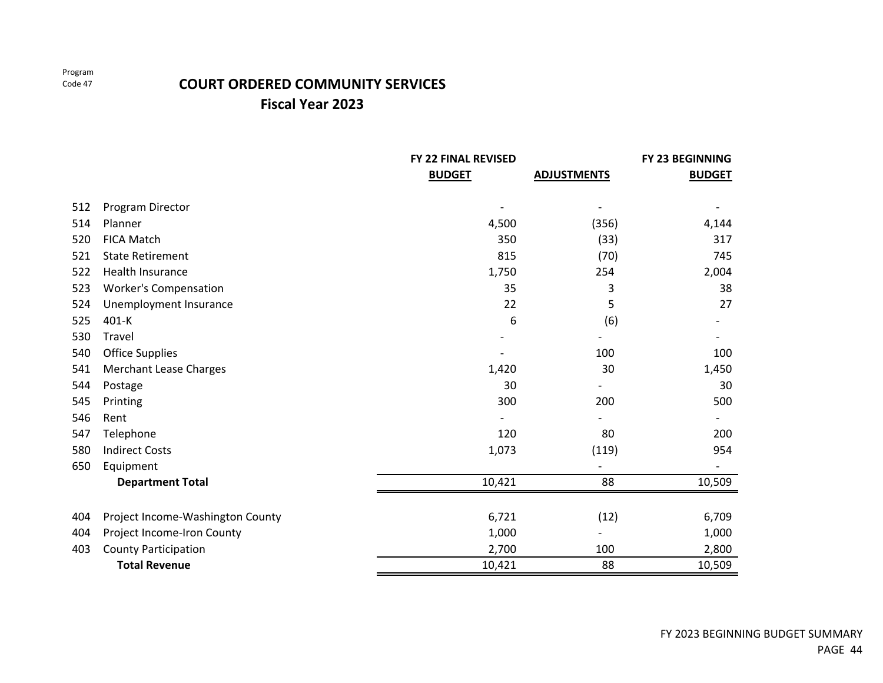Program Code 47

# COURT ORDERED COMMUNITY SERVICES

## Fiscal Year 2023

| | | FY 22 FINAL REVISED BUDGET | ADJUSTMENTS | FY 23 BEGINNING BUDGET |
|---|---|---|---|---|
| 512 | Program Director | - | - | - |
| 514 | Planner | 4,500 | (356) | 4,144 |
| 520 | FICA Match | 350 | (33) | 317 |
| 521 | State Retirement | 815 | (70) | 745 |
| 522 | Health Insurance | 1,750 | 254 | 2,004 |
| 523 | Worker's Compensation | 35 | 3 | 38 |
| 524 | Unemployment Insurance | 22 | 5 | 27 |
| 525 | 401-K | 6 | (6) | - |
| 530 | Travel | - | - | - |
| 540 | Office Supplies | - | 100 | 100 |
| 541 | Merchant Lease Charges | 1,420 | 30 | 1,450 |
| 544 | Postage | 30 | - | 30 |
| 545 | Printing | 300 | 200 | 500 |
| 546 | Rent | - | - | - |
| 547 | Telephone | 120 | 80 | 200 |
| 580 | Indirect Costs | 1,073 | (119) | 954 |
| 650 | Equipment | | - | - |
| | **Department Total** | 10,421 | 88 | 10,509 |
| | | | | |
| 404 | Project Income-Washington County | 6,721 | (12) | 6,709 |
| 404 | Project Income-Iron County | 1,000 | - | 1,000 |
| 403 | County Participation | 2,700 | 100 | 2,800 |
| | **Total Revenue** | 10,421 | 88 | 10,509 |

FY 2023 BEGINNING BUDGET SUMMARY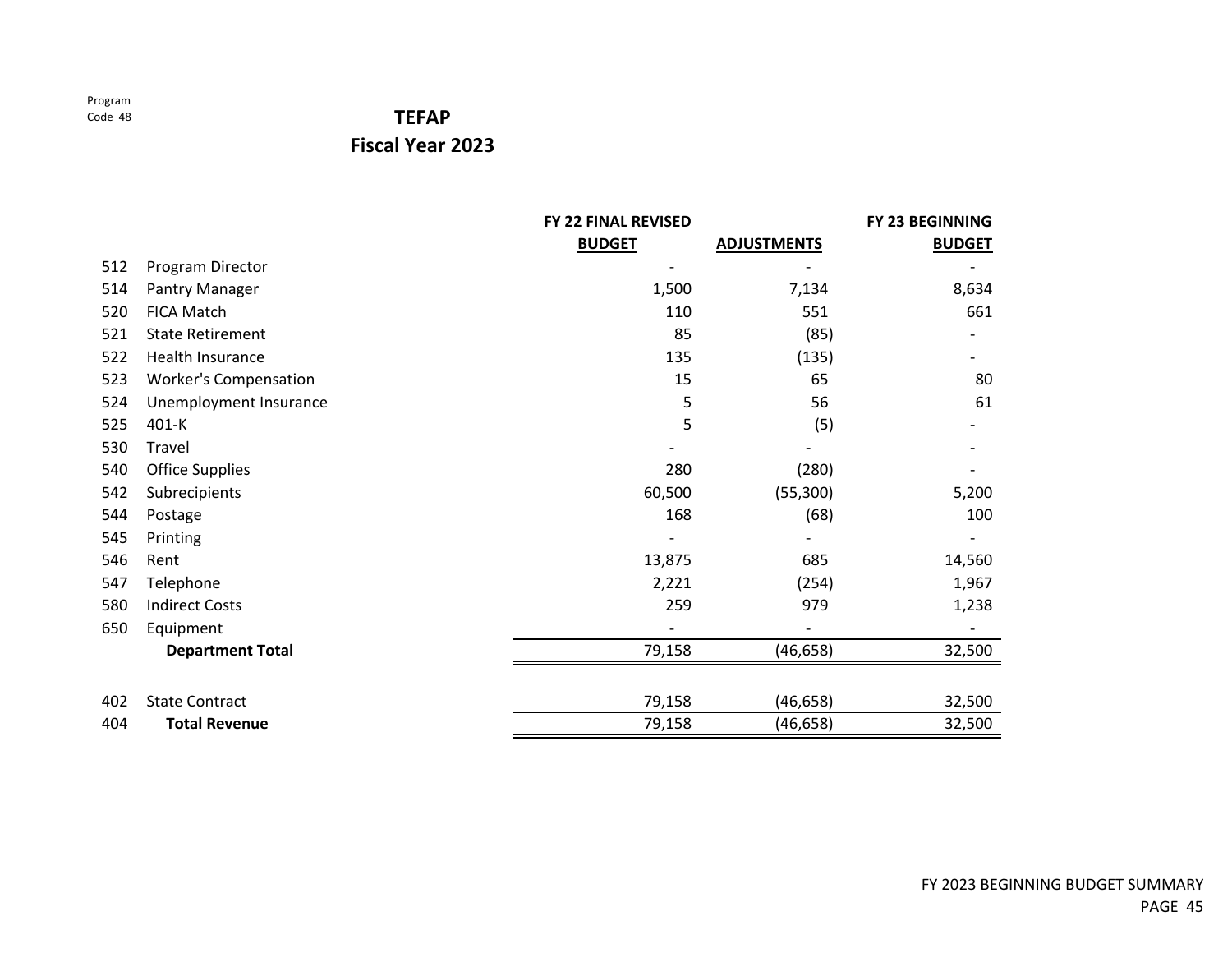Program Code 48

# TEFAP
## Fiscal Year 2023

| | | FY 22 FINAL REVISED BUDGET | ADJUSTMENTS | FY 23 BEGINNING BUDGET |
|---|---|---|---|---|
| 512 | Program Director | - | - | - |
| 514 | Pantry Manager | 1,500 | 7,134 | 8,634 |
| 520 | FICA Match | 110 | 551 | 661 |
| 521 | State Retirement | 85 | (85) | - |
| 522 | Health Insurance | 135 | (135) | - |
| 523 | Worker's Compensation | 15 | 65 | 80 |
| 524 | Unemployment Insurance | 5 | 56 | 61 |
| 525 | 401-K | 5 | (5) | - |
| 530 | Travel | - | - | - |
| 540 | Office Supplies | 280 | (280) | - |
| 542 | Subrecipients | 60,500 | (55,300) | 5,200 |
| 544 | Postage | 168 | (68) | 100 |
| 545 | Printing | - | - | - |
| 546 | Rent | 13,875 | 685 | 14,560 |
| 547 | Telephone | 2,221 | (254) | 1,967 |
| 580 | Indirect Costs | 259 | 979 | 1,238 |
| 650 | Equipment | - | - | - |
| | **Department Total** | 79,158 | (46,658) | 32,500 |
| | | | | |
| 402 | State Contract | 79,158 | (46,658) | 32,500 |
| 404 | **Total Revenue** | 79,158 | (46,658) | 32,500 |

FY 2023 BEGINNING BUDGET SUMMARY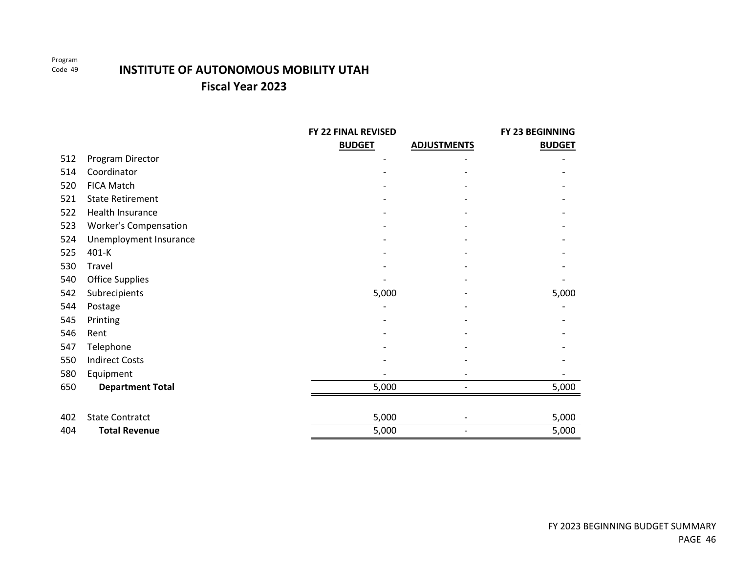Program Code 49

# INSTITUTE OF AUTONOMOUS MOBILITY UTAH

## Fiscal Year 2023

| | | FY 22 FINAL REVISED BUDGET | ADJUSTMENTS | FY 23 BEGINNING BUDGET |
|---|---|---|---|---|
| 512 | Program Director | - | - | - |
| 514 | Coordinator | - | - | - |
| 520 | FICA Match | - | - | - |
| 521 | State Retirement | - | - | - |
| 522 | Health Insurance | - | - | - |
| 523 | Worker's Compensation | - | - | - |
| 524 | Unemployment Insurance | - | - | - |
| 525 | 401-K | - | - | - |
| 530 | Travel | - | - | - |
| 540 | Office Supplies | - | - | - |
| 542 | Subrecipients | 5,000 | - | 5,000 |
| 544 | Postage | - | - | - |
| 545 | Printing | - | - | - |
| 546 | Rent | - | - | - |
| 547 | Telephone | - | - | - |
| 550 | Indirect Costs | - | - | - |
| 580 | Equipment | - | - | - |
| 650 | **Department Total** | 5,000 | - | 5,000 |
| | | | | |
| 402 | State Contratct | 5,000 | - | 5,000 |
| 404 | **Total Revenue** | 5,000 | - | 5,000 |

FY 2023 BEGINNING BUDGET SUMMARY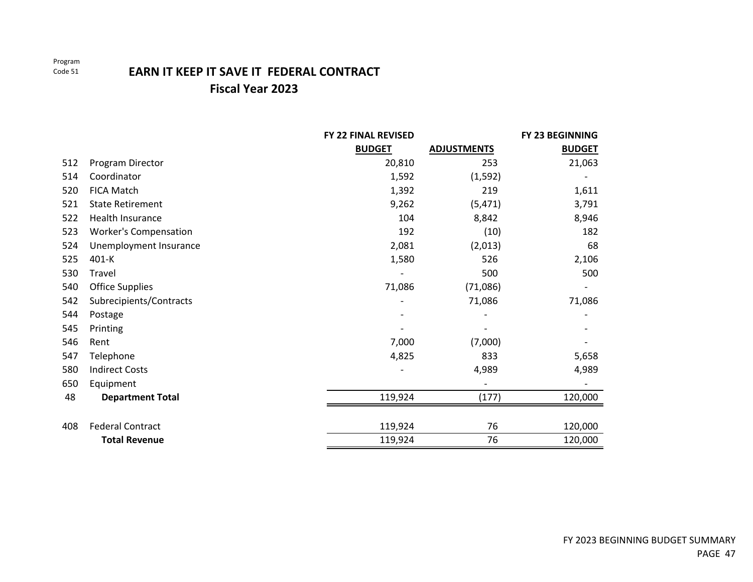Program Code 51

# EARN IT KEEP IT SAVE IT FEDERAL CONTRACT

## Fiscal Year 2023

| | | FY 22 FINAL REVISED BUDGET | ADJUSTMENTS | FY 23 BEGINNING BUDGET |
|---|---|---|---|---|
| 512 | Program Director | 20,810 | 253 | 21,063 |
| 514 | Coordinator | 1,592 | (1,592) | - |
| 520 | FICA Match | 1,392 | 219 | 1,611 |
| 521 | State Retirement | 9,262 | (5,471) | 3,791 |
| 522 | Health Insurance | 104 | 8,842 | 8,946 |
| 523 | Worker's Compensation | 192 | (10) | 182 |
| 524 | Unemployment Insurance | 2,081 | (2,013) | 68 |
| 525 | 401-K | 1,580 | 526 | 2,106 |
| 530 | Travel | - | 500 | 500 |
| 540 | Office Supplies | 71,086 | (71,086) | - |
| 542 | Subrecipients/Contracts | - | 71,086 | 71,086 |
| 544 | Postage | - | - | - |
| 545 | Printing | - | - | - |
| 546 | Rent | 7,000 | (7,000) | - |
| 547 | Telephone | 4,825 | 833 | 5,658 |
| 580 | Indirect Costs | - | 4,989 | 4,989 |
| 650 | Equipment | | - | - |
| 48 | **Department Total** | 119,924 | (177) | 120,000 |
| | | | | |
| 408 | Federal Contract | 119,924 | 76 | 120,000 |
| | **Total Revenue** | 119,924 | 76 | 120,000 |

FY 2023 BEGINNING BUDGET SUMMARY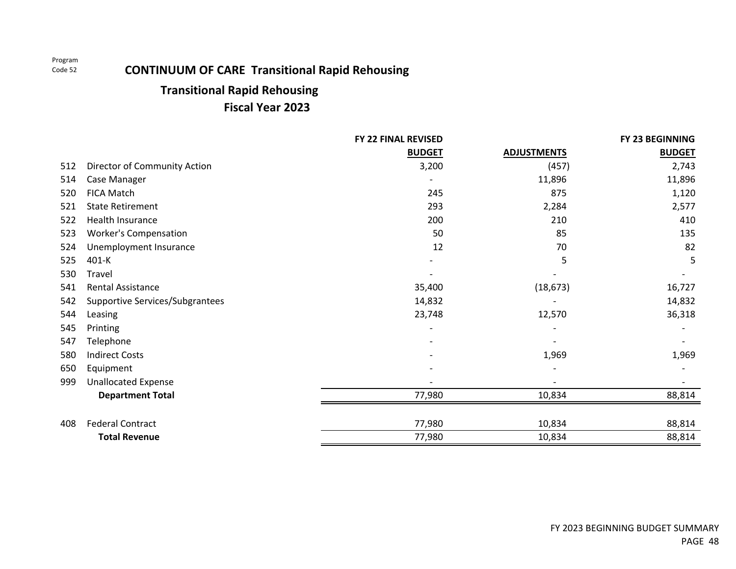Program Code 52

# CONTINUUM OF CARE Transitional Rapid Rehousing

## Transitional Rapid Rehousing

### Fiscal Year 2023

| | | FY 22 FINAL REVISED BUDGET | ADJUSTMENTS | FY 23 BEGINNING BUDGET |
|---|---|---|---|---|
| 512 | Director of Community Action | 3,200 | (457) | 2,743 |
| 514 | Case Manager | - | 11,896 | 11,896 |
| 520 | FICA Match | 245 | 875 | 1,120 |
| 521 | State Retirement | 293 | 2,284 | 2,577 |
| 522 | Health Insurance | 200 | 210 | 410 |
| 523 | Worker's Compensation | 50 | 85 | 135 |
| 524 | Unemployment Insurance | 12 | 70 | 82 |
| 525 | 401-K | - | 5 | 5 |
| 530 | Travel | - | - | - |
| 541 | Rental Assistance | 35,400 | (18,673) | 16,727 |
| 542 | Supportive Services/Subgrantees | 14,832 | - | 14,832 |
| 544 | Leasing | 23,748 | 12,570 | 36,318 |
| 545 | Printing | - | - | - |
| 547 | Telephone | - | - | - |
| 580 | Indirect Costs | - | 1,969 | 1,969 |
| 650 | Equipment | - | - | - |
| 999 | Unallocated Expense | - | - | - |
| | **Department Total** | 77,980 | 10,834 | 88,814 |
| | | | | |
| 408 | Federal Contract | 77,980 | 10,834 | 88,814 |
| | **Total Revenue** | 77,980 | 10,834 | 88,814 |

FY 2023 BEGINNING BUDGET SUMMARY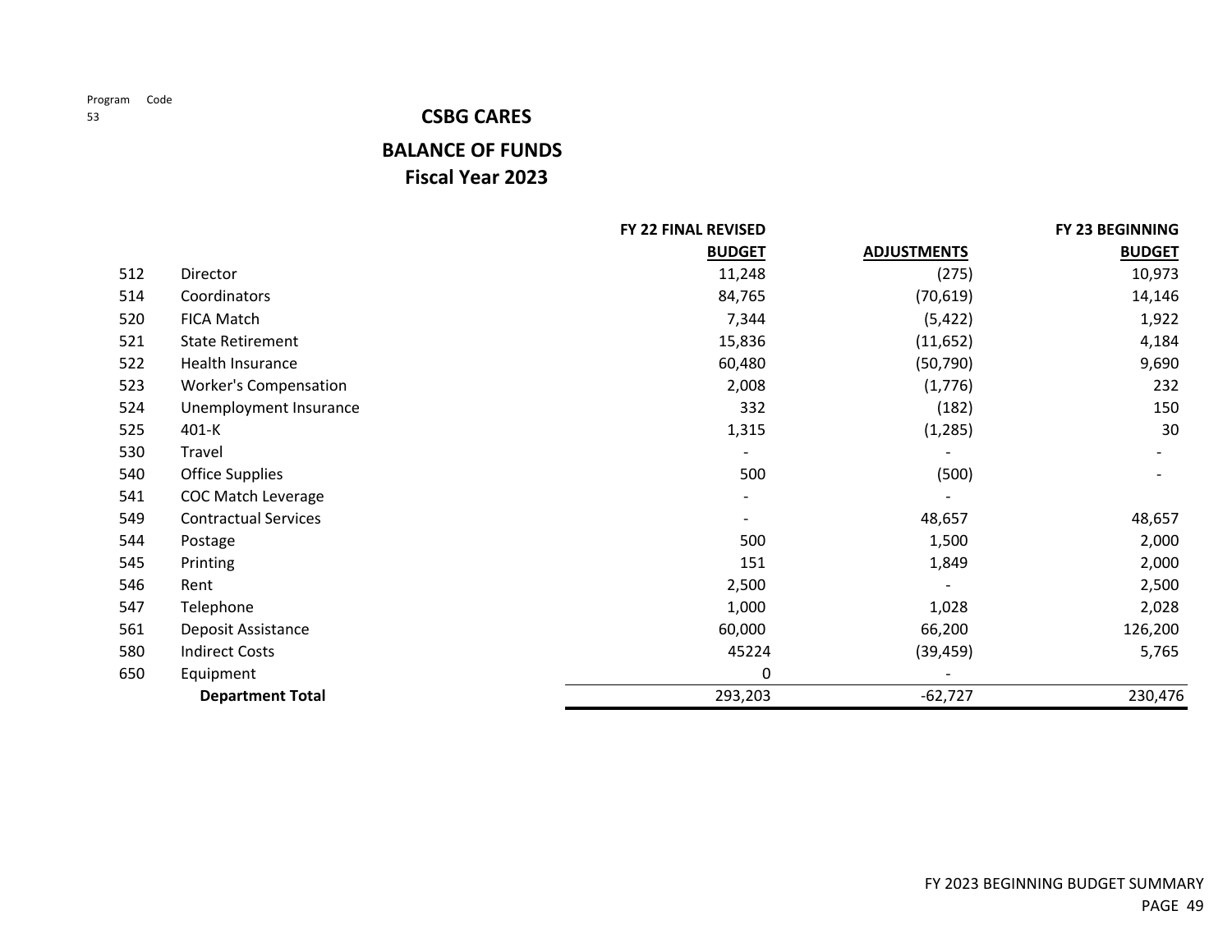Program Code
53

## CSBG CARES

## BALANCE OF FUNDS

### Fiscal Year 2023

| | | FY 22 FINAL REVISED BUDGET | ADJUSTMENTS | FY 23 BEGINNING BUDGET |
|---|---|---|---|---|
| 512 | Director | 11,248 | (275) | 10,973 |
| 514 | Coordinators | 84,765 | (70,619) | 14,146 |
| 520 | FICA Match | 7,344 | (5,422) | 1,922 |
| 521 | State Retirement | 15,836 | (11,652) | 4,184 |
| 522 | Health Insurance | 60,480 | (50,790) | 9,690 |
| 523 | Worker's Compensation | 2,008 | (1,776) | 232 |
| 524 | Unemployment Insurance | 332 | (182) | 150 |
| 525 | 401-K | 1,315 | (1,285) | 30 |
| 530 | Travel | - | - | - |
| 540 | Office Supplies | 500 | (500) | - |
| 541 | COC Match Leverage | - | - | |
| 549 | Contractual Services | - | 48,657 | 48,657 |
| 544 | Postage | 500 | 1,500 | 2,000 |
| 545 | Printing | 151 | 1,849 | 2,000 |
| 546 | Rent | 2,500 | - | 2,500 |
| 547 | Telephone | 1,000 | 1,028 | 2,028 |
| 561 | Deposit Assistance | 60,000 | 66,200 | 126,200 |
| 580 | Indirect Costs | 45224 | (39,459) | 5,765 |
| 650 | Equipment | 0 | - | |
| | **Department Total** | 293,203 | -62,727 | 230,476 |

FY 2023 BEGINNING BUDGET SUMMARY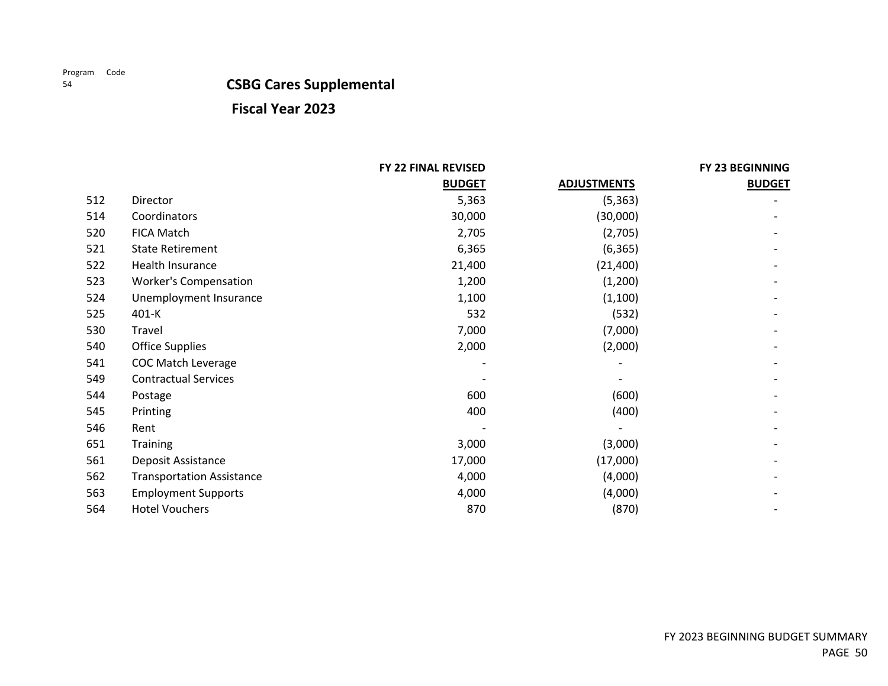Program Code
54

# CSBG Cares Supplemental

## Fiscal Year 2023

| | | FY 22 FINAL REVISED BUDGET | ADJUSTMENTS | FY 23 BEGINNING BUDGET |
|---|---|---|---|---|
| 512 | Director | 5,363 | (5,363) | - |
| 514 | Coordinators | 30,000 | (30,000) | - |
| 520 | FICA Match | 2,705 | (2,705) | - |
| 521 | State Retirement | 6,365 | (6,365) | - |
| 522 | Health Insurance | 21,400 | (21,400) | - |
| 523 | Worker's Compensation | 1,200 | (1,200) | - |
| 524 | Unemployment Insurance | 1,100 | (1,100) | - |
| 525 | 401-K | 532 | (532) | - |
| 530 | Travel | 7,000 | (7,000) | - |
| 540 | Office Supplies | 2,000 | (2,000) | - |
| 541 | COC Match Leverage | - | - | - |
| 549 | Contractual Services | - | - | - |
| 544 | Postage | 600 | (600) | - |
| 545 | Printing | 400 | (400) | - |
| 546 | Rent | - | - | - |
| 651 | Training | 3,000 | (3,000) | - |
| 561 | Deposit Assistance | 17,000 | (17,000) | - |
| 562 | Transportation Assistance | 4,000 | (4,000) | - |
| 563 | Employment Supports | 4,000 | (4,000) | - |
| 564 | Hotel Vouchers | 870 | (870) | - |

FY 2023 BEGINNING BUDGET SUMMARY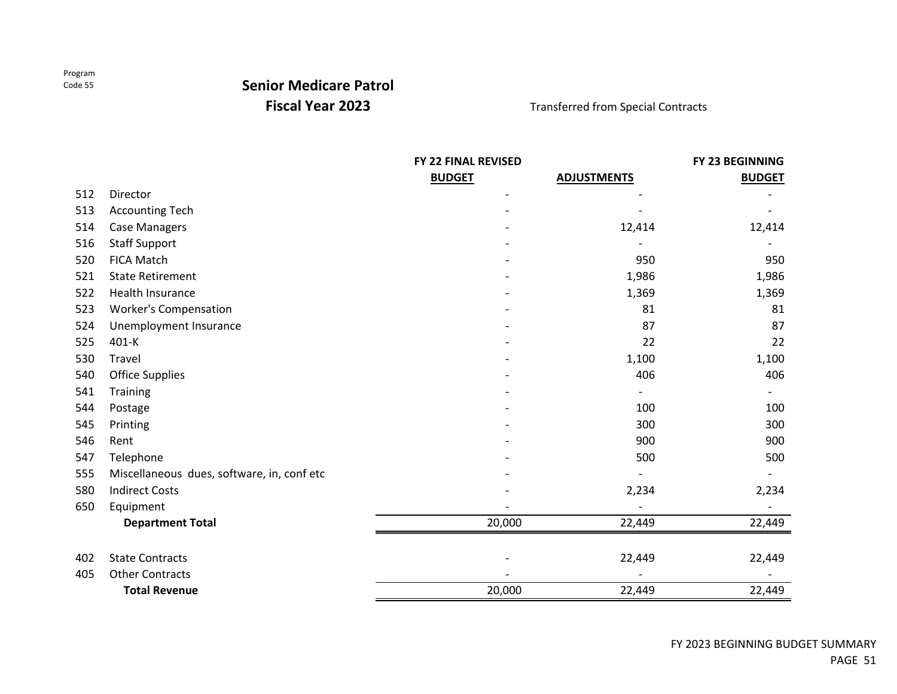Program Code 55

# Senior Medicare Patrol
## Fiscal Year 2023

Transferred from Special Contracts

| | | FY 22 FINAL REVISED BUDGET | ADJUSTMENTS | FY 23 BEGINNING BUDGET |
|---|---|---|---|---|
| 512 | Director | - | - | - |
| 513 | Accounting Tech | - | - | - |
| 514 | Case Managers | - | 12,414 | 12,414 |
| 516 | Staff Support | - | - | - |
| 520 | FICA Match | - | 950 | 950 |
| 521 | State Retirement | - | 1,986 | 1,986 |
| 522 | Health Insurance | - | 1,369 | 1,369 |
| 523 | Worker's Compensation | - | 81 | 81 |
| 524 | Unemployment Insurance | - | 87 | 87 |
| 525 | 401-K | - | 22 | 22 |
| 530 | Travel | - | 1,100 | 1,100 |
| 540 | Office Supplies | - | 406 | 406 |
| 541 | Training | - | - | - |
| 544 | Postage | - | 100 | 100 |
| 545 | Printing | - | 300 | 300 |
| 546 | Rent | - | 900 | 900 |
| 547 | Telephone | - | 500 | 500 |
| 555 | Miscellaneous dues, software, in, conf etc | - | - | - |
| 580 | Indirect Costs | - | 2,234 | 2,234 |
| 650 | Equipment | - | - | - |
| | **Department Total** | 20,000 | 22,449 | 22,449 |
| | | | | |
| 402 | State Contracts | - | 22,449 | 22,449 |
| 405 | Other Contracts | - | - | - |
| | **Total Revenue** | 20,000 | 22,449 | 22,449 |

FY 2023 BEGINNING BUDGET SUMMARY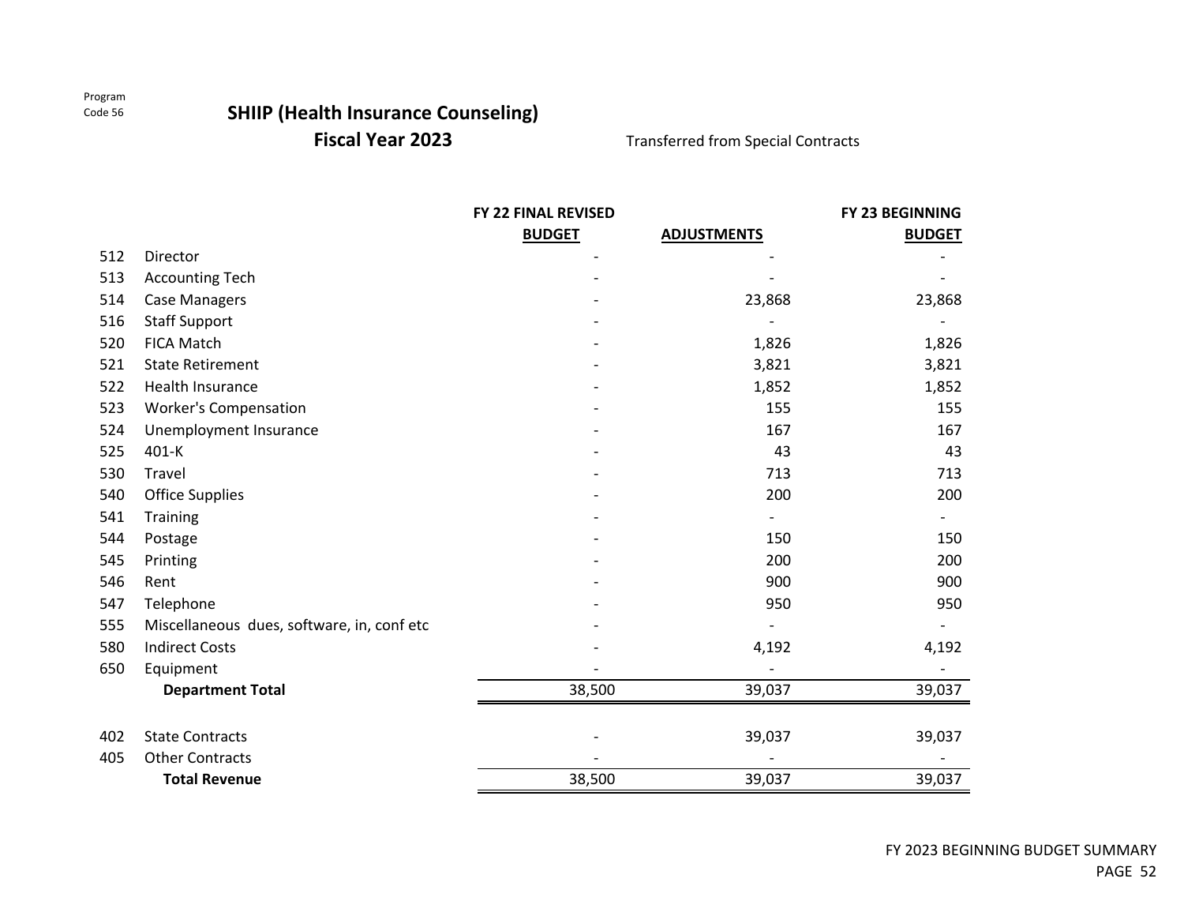Program Code 56

# SHIIP (Health Insurance Counseling)

## Fiscal Year 2023

Transferred from Special Contracts

| | | FY 22 FINAL REVISED BUDGET | ADJUSTMENTS | FY 23 BEGINNING BUDGET |
|---|---|---|---|---|
| 512 | Director | - | - | - |
| 513 | Accounting Tech | - | - | - |
| 514 | Case Managers | - | 23,868 | 23,868 |
| 516 | Staff Support | - | - | - |
| 520 | FICA Match | - | 1,826 | 1,826 |
| 521 | State Retirement | - | 3,821 | 3,821 |
| 522 | Health Insurance | - | 1,852 | 1,852 |
| 523 | Worker's Compensation | - | 155 | 155 |
| 524 | Unemployment Insurance | - | 167 | 167 |
| 525 | 401-K | - | 43 | 43 |
| 530 | Travel | - | 713 | 713 |
| 540 | Office Supplies | - | 200 | 200 |
| 541 | Training | - | - | - |
| 544 | Postage | - | 150 | 150 |
| 545 | Printing | - | 200 | 200 |
| 546 | Rent | - | 900 | 900 |
| 547 | Telephone | - | 950 | 950 |
| 555 | Miscellaneous dues, software, in, conf etc | - | - | - |
| 580 | Indirect Costs | - | 4,192 | 4,192 |
| 650 | Equipment | - | - | - |
| | **Department Total** | 38,500 | 39,037 | 39,037 |
| | | | | |
| 402 | State Contracts | - | 39,037 | 39,037 |
| 405 | Other Contracts | - | - | - |
| | **Total Revenue** | 38,500 | 39,037 | 39,037 |

FY 2023 BEGINNING BUDGET SUMMARY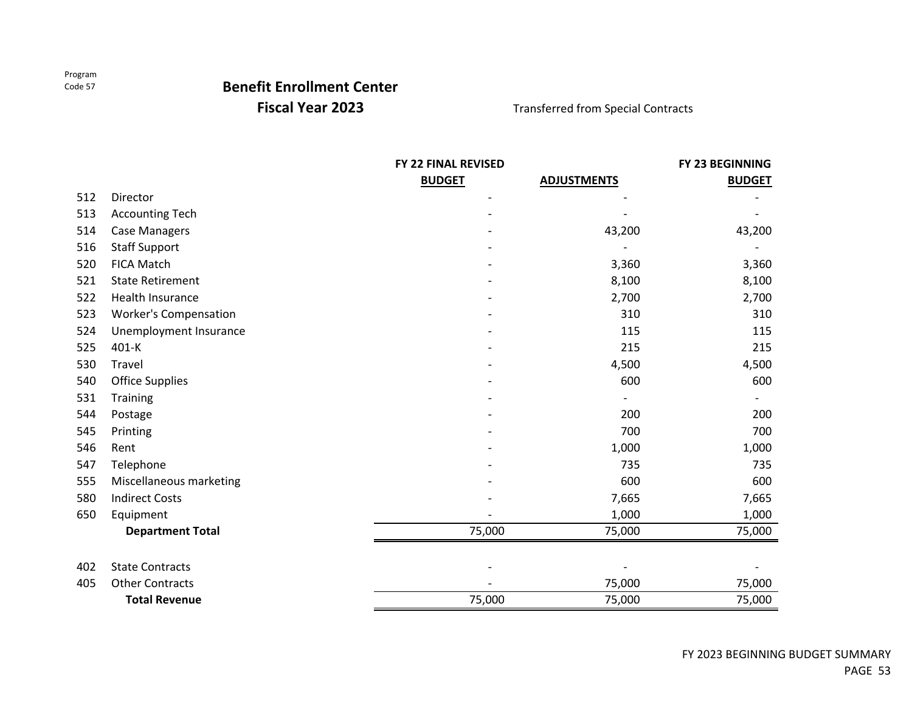Program Code 57

# Benefit Enrollment Center

## Fiscal Year 2023

Transferred from Special Contracts

| | | FY 22 FINAL REVISED BUDGET | ADJUSTMENTS | FY 23 BEGINNING BUDGET |
|---|---|---|---|---|
| 512 | Director | - | - | - |
| 513 | Accounting Tech | - | - | - |
| 514 | Case Managers | - | 43,200 | 43,200 |
| 516 | Staff Support | - | - | - |
| 520 | FICA Match | - | 3,360 | 3,360 |
| 521 | State Retirement | - | 8,100 | 8,100 |
| 522 | Health Insurance | - | 2,700 | 2,700 |
| 523 | Worker's Compensation | - | 310 | 310 |
| 524 | Unemployment Insurance | - | 115 | 115 |
| 525 | 401-K | - | 215 | 215 |
| 530 | Travel | - | 4,500 | 4,500 |
| 540 | Office Supplies | - | 600 | 600 |
| 531 | Training | - | - | - |
| 544 | Postage | - | 200 | 200 |
| 545 | Printing | - | 700 | 700 |
| 546 | Rent | - | 1,000 | 1,000 |
| 547 | Telephone | - | 735 | 735 |
| 555 | Miscellaneous marketing | - | 600 | 600 |
| 580 | Indirect Costs | - | 7,665 | 7,665 |
| 650 | Equipment | - | 1,000 | 1,000 |
| | **Department Total** | 75,000 | 75,000 | 75,000 |
| | | | | |
| 402 | State Contracts | - | - | - |
| 405 | Other Contracts | - | 75,000 | 75,000 |
| | **Total Revenue** | 75,000 | 75,000 | 75,000 |

FY 2023 BEGINNING BUDGET SUMMARY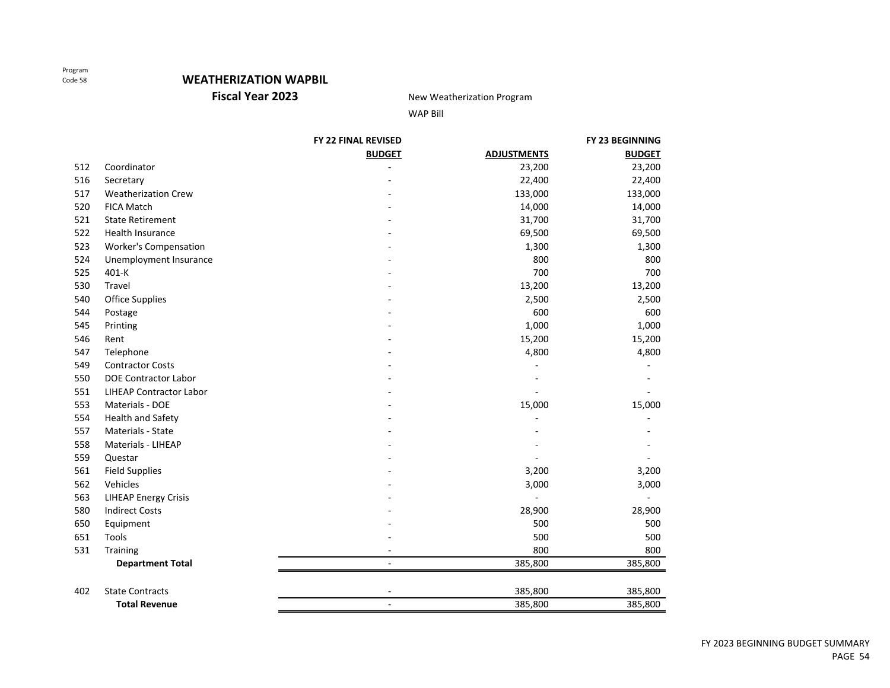Program Code 58

# WEATHERIZATION WAPBIL

## Fiscal Year 2023

New Weatherization Program

WAP Bill

| | | FY 22 FINAL REVISED BUDGET | ADJUSTMENTS | FY 23 BEGINNING BUDGET |
|---|---|---|---|---|
| 512 | Coordinator | - | 23,200 | 23,200 |
| 516 | Secretary | - | 22,400 | 22,400 |
| 517 | Weatherization Crew | - | 133,000 | 133,000 |
| 520 | FICA Match | - | 14,000 | 14,000 |
| 521 | State Retirement | - | 31,700 | 31,700 |
| 522 | Health Insurance | - | 69,500 | 69,500 |
| 523 | Worker's Compensation | - | 1,300 | 1,300 |
| 524 | Unemployment Insurance | - | 800 | 800 |
| 525 | 401-K | - | 700 | 700 |
| 530 | Travel | - | 13,200 | 13,200 |
| 540 | Office Supplies | - | 2,500 | 2,500 |
| 544 | Postage | - | 600 | 600 |
| 545 | Printing | - | 1,000 | 1,000 |
| 546 | Rent | - | 15,200 | 15,200 |
| 547 | Telephone | - | 4,800 | 4,800 |
| 549 | Contractor Costs | - | - | - |
| 550 | DOE Contractor Labor | - | - | - |
| 551 | LIHEAP Contractor Labor | - | - | - |
| 553 | Materials - DOE | - | 15,000 | 15,000 |
| 554 | Health and Safety | - | - | - |
| 557 | Materials - State | - | - | - |
| 558 | Materials - LIHEAP | - | - | - |
| 559 | Questar | - | - | - |
| 561 | Field Supplies | - | 3,200 | 3,200 |
| 562 | Vehicles | - | 3,000 | 3,000 |
| 563 | LIHEAP Energy Crisis | - | - | - |
| 580 | Indirect Costs | - | 28,900 | 28,900 |
| 650 | Equipment | - | 500 | 500 |
| 651 | Tools | - | 500 | 500 |
| 531 | Training | - | 800 | 800 |
| | **Department Total** | - | 385,800 | 385,800 |
| | | | | |
| 402 | State Contracts | - | 385,800 | 385,800 |
| | **Total Revenue** | - | 385,800 | 385,800 |

FY 2023 BEGINNING BUDGET SUMMARY